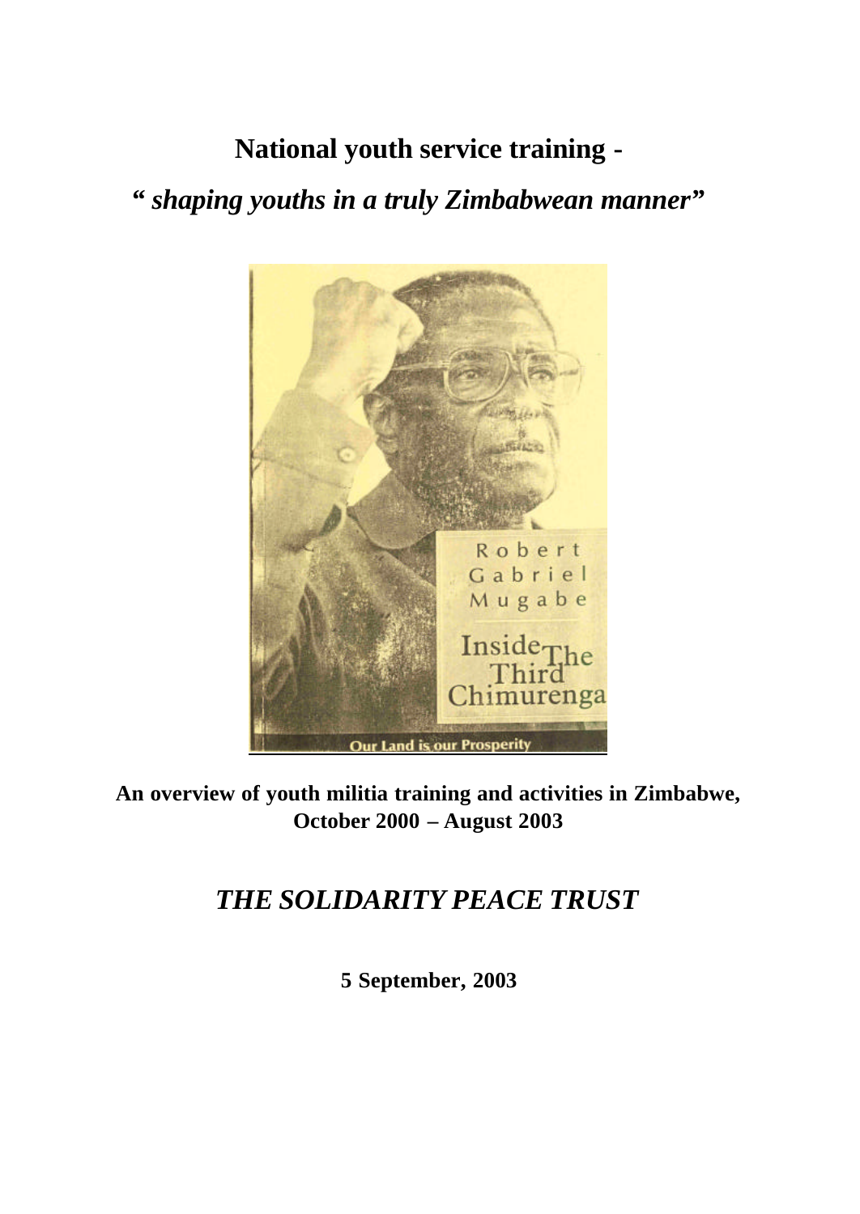# National youth service training -

## *"shaping youths in a truly Zimbabwean manner"*

**An overview of youth militia training and activities in Zimbabwe, October 2000 – August 2003**

## *THE SOLIDARITY PEACE TRUST*

**5 September, 2003**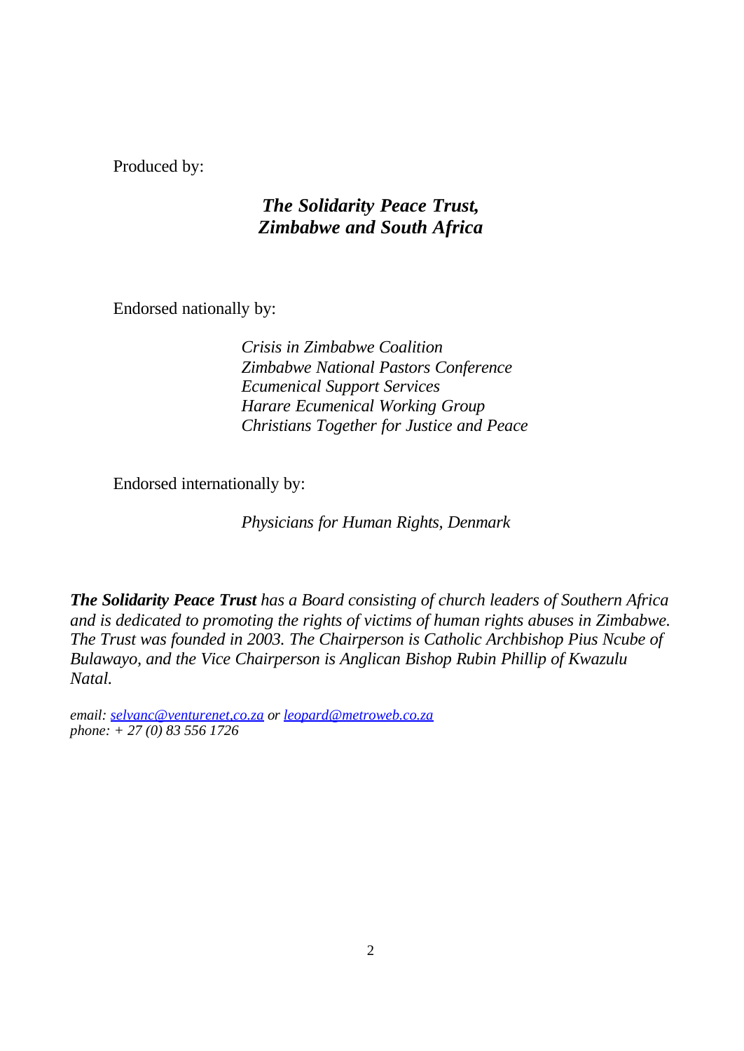Produced by:

***The Solidarity Peace Trust, Zimbabwe and South Africa***

Endorsed nationally by:

*Crisis in Zimbabwe Coalition*
*Zimbabwe National Pastors Conference*
*Ecumenical Support Services*
*Harare Ecumenical Working Group*
*Christians Together for Justice and Peace*

Endorsed internationally by:

*Physicians for Human Rights, Denmark*

***The Solidarity Peace Trust** has a Board consisting of church leaders of Southern Africa and is dedicated to promoting the rights of victims of human rights abuses in Zimbabwe. The Trust was founded in 2003. The Chairperson is Catholic Archbishop Pius Ncube of Bulawayo, and the Vice Chairperson is Anglican Bishop Rubin Phillip of Kwazulu Natal.*

*email: selvanc@venturenet.co.za or leopard@metroweb.co.za*
*phone: + 27 (0) 83 556 1726*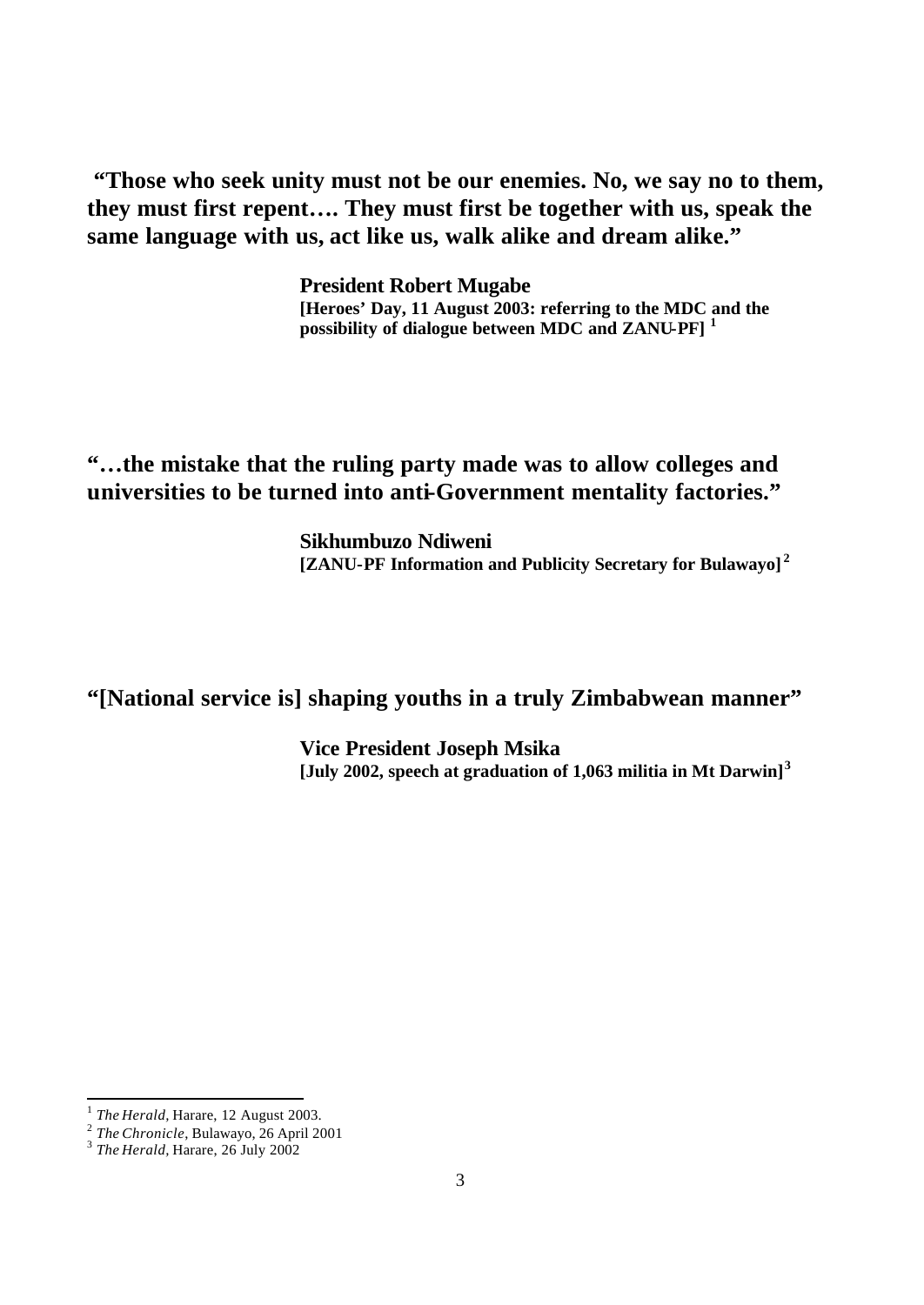**"Those who seek unity must not be our enemies. No, we say no to them, they must first repent…. They must first be together with us, speak the same language with us, act like us, walk alike and dream alike."**

**President Robert Mugabe**
**[Heroes' Day, 11 August 2003: referring to the MDC and the possibility of dialogue between MDC and ZANU-PF] [1]**

**"…the mistake that the ruling party made was to allow colleges and universities to be turned into anti-Government mentality factories."**

**Sikhumbuzo Ndiweni**
**[ZANU-PF Information and Publicity Secretary for Bulawayo] [2]**

**"[National service is] shaping youths in a truly Zimbabwean manner"**

**Vice President Joseph Msika**
**[July 2002, speech at graduation of 1,063 militia in Mt Darwin] [3]**

---

[1] *The Herald*, Harare, 12 August 2003.
[2] *The Chronicle*, Bulawayo, 26 April 2001
[3] *The Herald*, Harare, 26 July 2002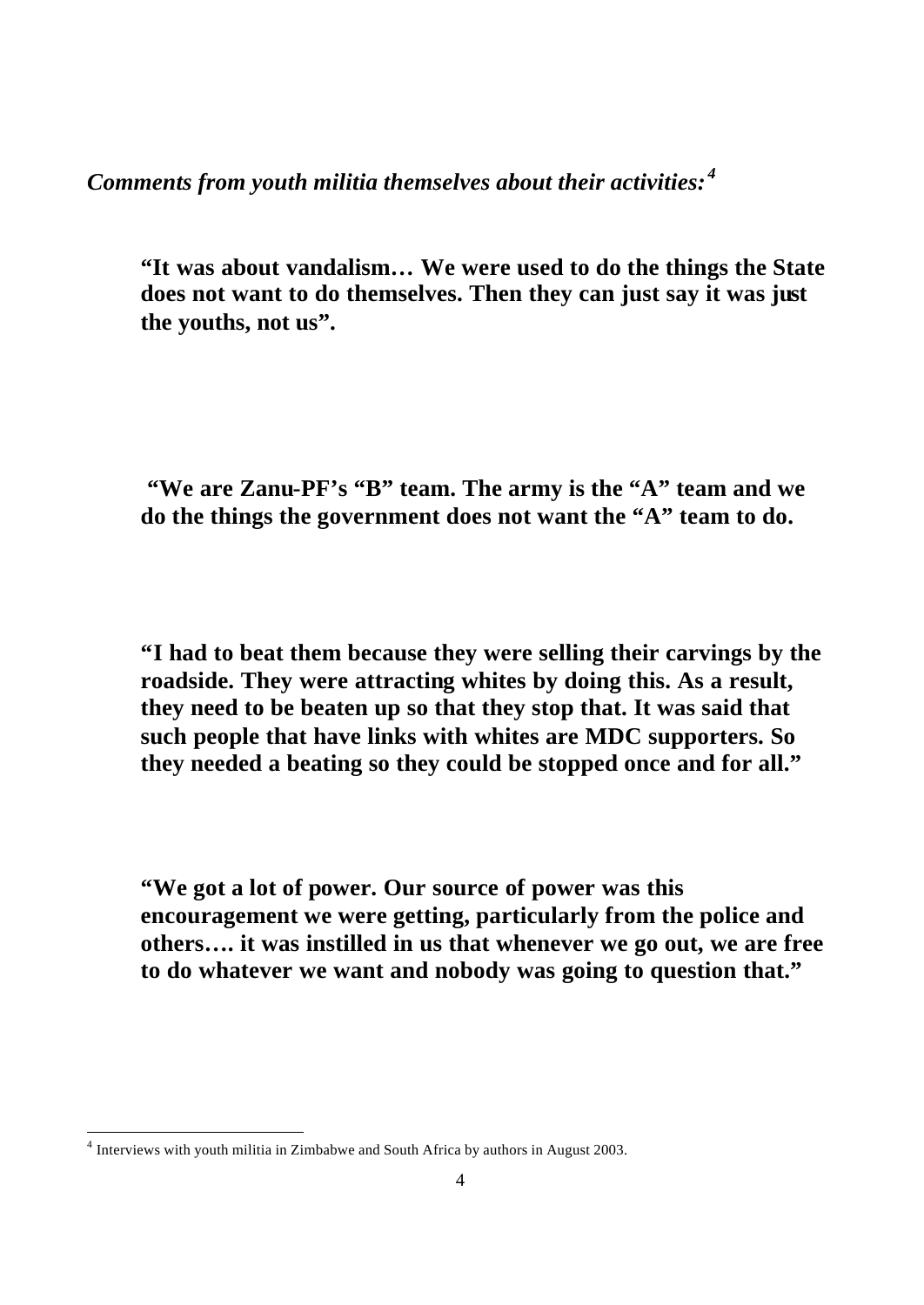***Comments from youth militia themselves about their activities:*** [4]

**"It was about vandalism… We were used to do the things the State does not want to do themselves. Then they can just say it was just the youths, not us".**

**"We are Zanu-PF's "B" team. The army is the "A" team and we do the things the government does not want the "A" team to do.**

**"I had to beat them because they were selling their carvings by the roadside. They were attracting whites by doing this. As a result, they need to be beaten up so that they stop that. It was said that such people that have links with whites are MDC supporters. So they needed a beating so they could be stopped once and for all."**

**"We got a lot of power. Our source of power was this encouragement we were getting, particularly from the police and others…. it was instilled in us that whenever we go out, we are free to do whatever we want and nobody was going to question that."**

---

[4] Interviews with youth militia in Zimbabwe and South Africa by authors in August 2003.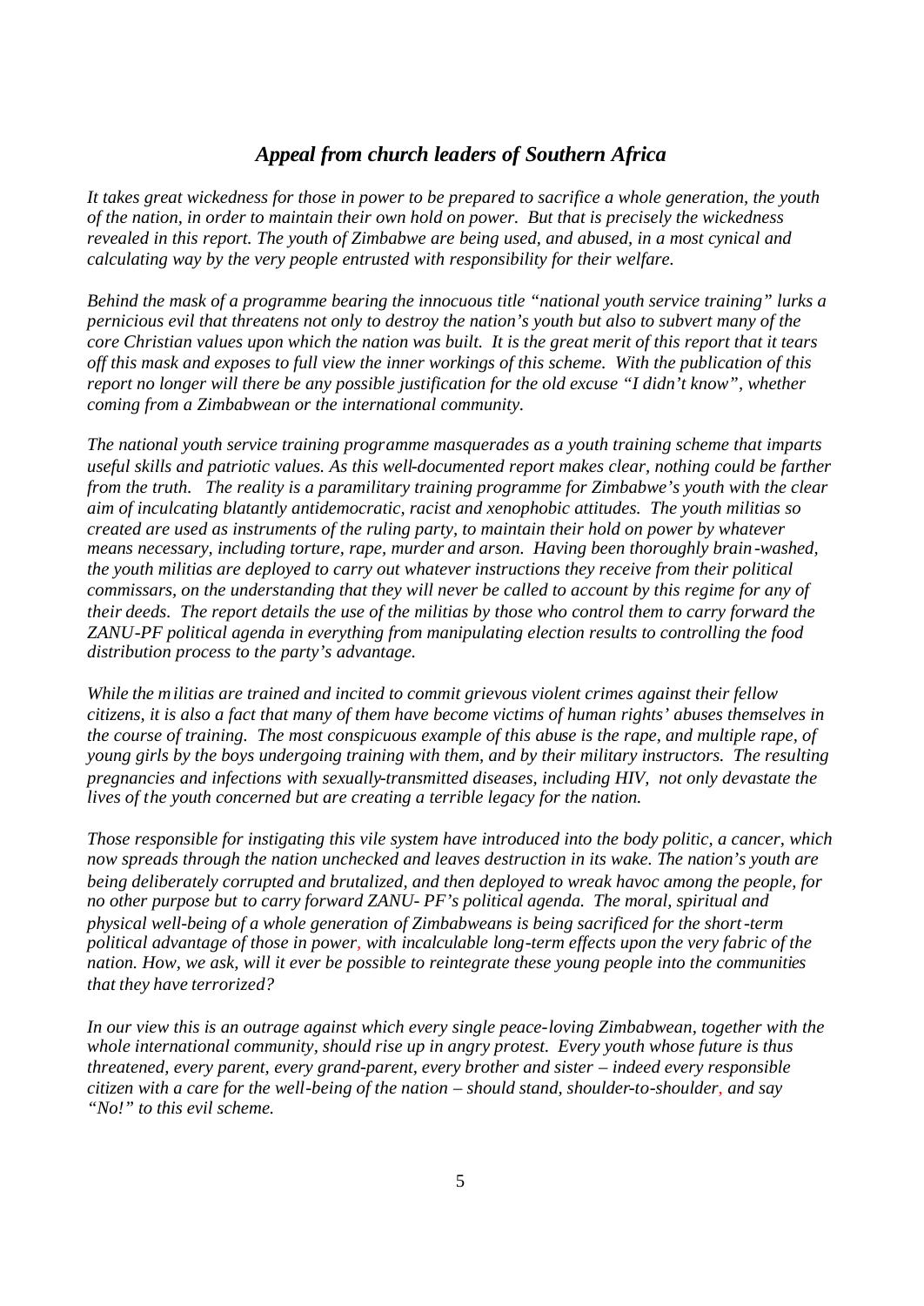## *Appeal from church leaders of Southern Africa*

*It takes great wickedness for those in power to be prepared to sacrifice a whole generation, the youth of the nation, in order to maintain their own hold on power. But that is precisely the wickedness revealed in this report. The youth of Zimbabwe are being used, and abused, in a most cynical and calculating way by the very people entrusted with responsibility for their welfare.*

*Behind the mask of a programme bearing the innocuous title "national youth service training" lurks a pernicious evil that threatens not only to destroy the nation's youth but also to subvert many of the core Christian values upon which the nation was built. It is the great merit of this report that it tears off this mask and exposes to full view the inner workings of this scheme. With the publication of this report no longer will there be any possible justification for the old excuse "I didn't know", whether coming from a Zimbabwean or the international community.*

*The national youth service training programme masquerades as a youth training scheme that imparts useful skills and patriotic values. As this well-documented report makes clear, nothing could be farther from the truth. The reality is a paramilitary training programme for Zimbabwe's youth with the clear aim of inculcating blatantly antidemocratic, racist and xenophobic attitudes. The youth militias so created are used as instruments of the ruling party, to maintain their hold on power by whatever means necessary, including torture, rape, murder and arson. Having been thoroughly brain-washed, the youth militias are deployed to carry out whatever instructions they receive from their political commissars, on the understanding that they will never be called to account by this regime for any of their deeds. The report details the use of the militias by those who control them to carry forward the ZANU-PF political agenda in everything from manipulating election results to controlling the food distribution process to the party's advantage.*

*While the militias are trained and incited to commit grievous violent crimes against their fellow citizens, it is also a fact that many of them have become victims of human rights' abuses themselves in the course of training. The most conspicuous example of this abuse is the rape, and multiple rape, of young girls by the boys undergoing training with them, and by their military instructors. The resulting pregnancies and infections with sexually-transmitted diseases, including HIV, not only devastate the lives of the youth concerned but are creating a terrible legacy for the nation.*

*Those responsible for instigating this vile system have introduced into the body politic, a cancer, which now spreads through the nation unchecked and leaves destruction in its wake. The nation's youth are being deliberately corrupted and brutalized, and then deployed to wreak havoc among the people, for no other purpose but to carry forward ZANU- PF's political agenda. The moral, spiritual and physical well-being of a whole generation of Zimbabweans is being sacrificed for the short-term political advantage of those in power, with incalculable long-term effects upon the very fabric of the nation. How, we ask, will it ever be possible to reintegrate these young people into the communities that they have terrorized?*

*In our view this is an outrage against which every single peace-loving Zimbabwean, together with the whole international community, should rise up in angry protest. Every youth whose future is thus threatened, every parent, every grand-parent, every brother and sister – indeed every responsible citizen with a care for the well-being of the nation – should stand, shoulder-to-shoulder, and say "No!" to this evil scheme.*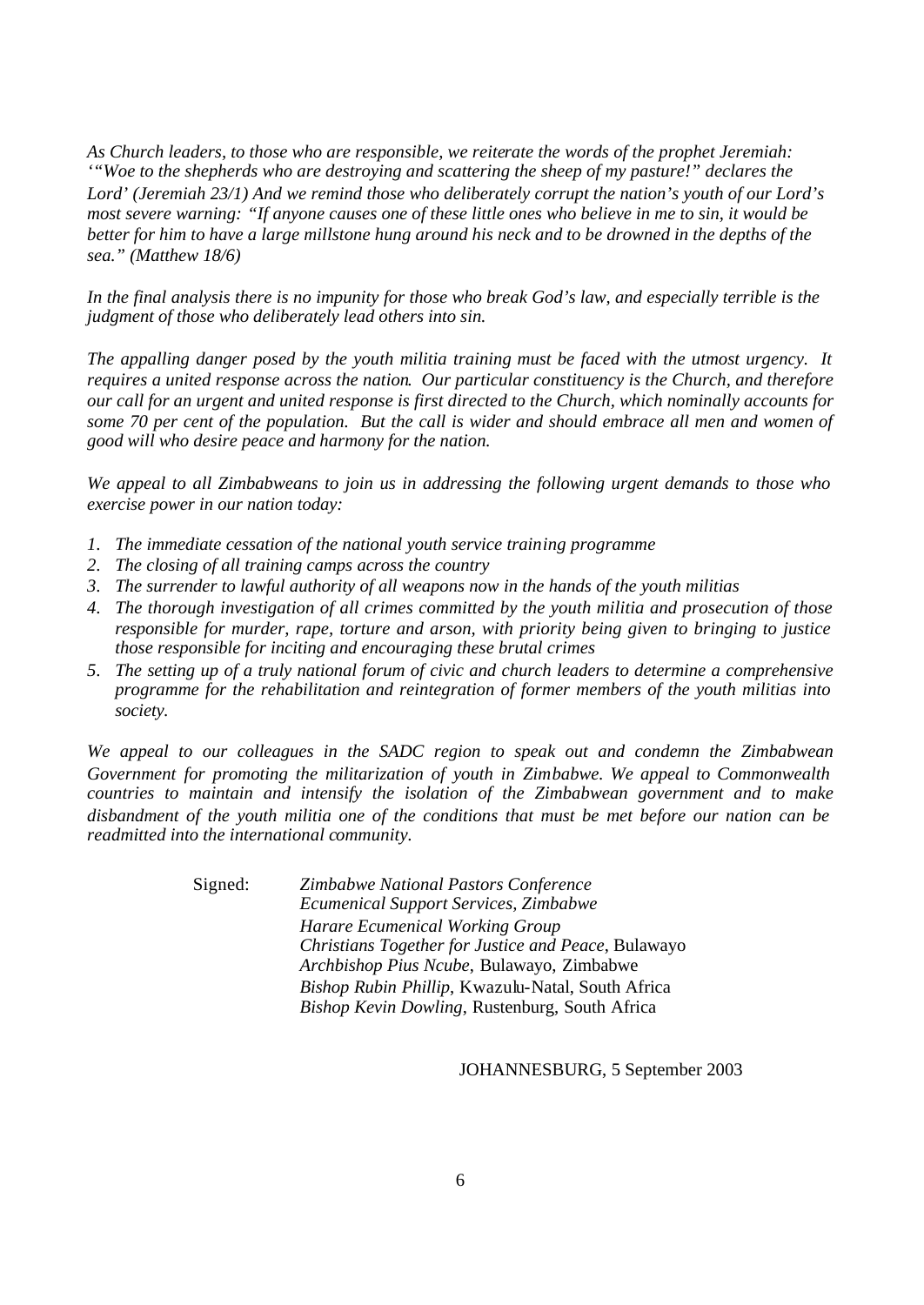*As Church leaders, to those who are responsible, we reiterate the words of the prophet Jeremiah: '"Woe to the shepherds who are destroying and scattering the sheep of my pasture!" declares the Lord' (Jeremiah 23/1) And we remind those who deliberately corrupt the nation's youth of our Lord's most severe warning: "If anyone causes one of these little ones who believe in me to sin, it would be better for him to have a large millstone hung around his neck and to be drowned in the depths of the sea." (Matthew 18/6)*

*In the final analysis there is no impunity for those who break God's law, and especially terrible is the judgment of those who deliberately lead others into sin.*

*The appalling danger posed by the youth militia training must be faced with the utmost urgency. It requires a united response across the nation. Our particular constituency is the Church, and therefore our call for an urgent and united response is first directed to the Church, which nominally accounts for some 70 per cent of the population. But the call is wider and should embrace all men and women of good will who desire peace and harmony for the nation.*

*We appeal to all Zimbabweans to join us in addressing the following urgent demands to those who exercise power in our nation today:*

1. *The immediate cessation of the national youth service training programme*
2. *The closing of all training camps across the country*
3. *The surrender to lawful authority of all weapons now in the hands of the youth militias*
4. *The thorough investigation of all crimes committed by the youth militia and prosecution of those responsible for murder, rape, torture and arson, with priority being given to bringing to justice those responsible for inciting and encouraging these brutal crimes*
5. *The setting up of a truly national forum of civic and church leaders to determine a comprehensive programme for the rehabilitation and reintegration of former members of the youth militias into society.*

*We appeal to our colleagues in the SADC region to speak out and condemn the Zimbabwean Government for promoting the militarization of youth in Zimbabwe. We appeal to Commonwealth countries to maintain and intensify the isolation of the Zimbabwean government and to make disbandment of the youth militia one of the conditions that must be met before our nation can be readmitted into the international community.*

Signed:
*Zimbabwe National Pastors Conference*
*Ecumenical Support Services, Zimbabwe*
*Harare Ecumenical Working Group*
*Christians Together for Justice and Peace*, Bulawayo
*Archbishop Pius Ncube*, Bulawayo, Zimbabwe
*Bishop Rubin Phillip*, Kwazulu-Natal, South Africa
*Bishop Kevin Dowling*, Rustenburg, South Africa

JOHANNESBURG, 5 September 2003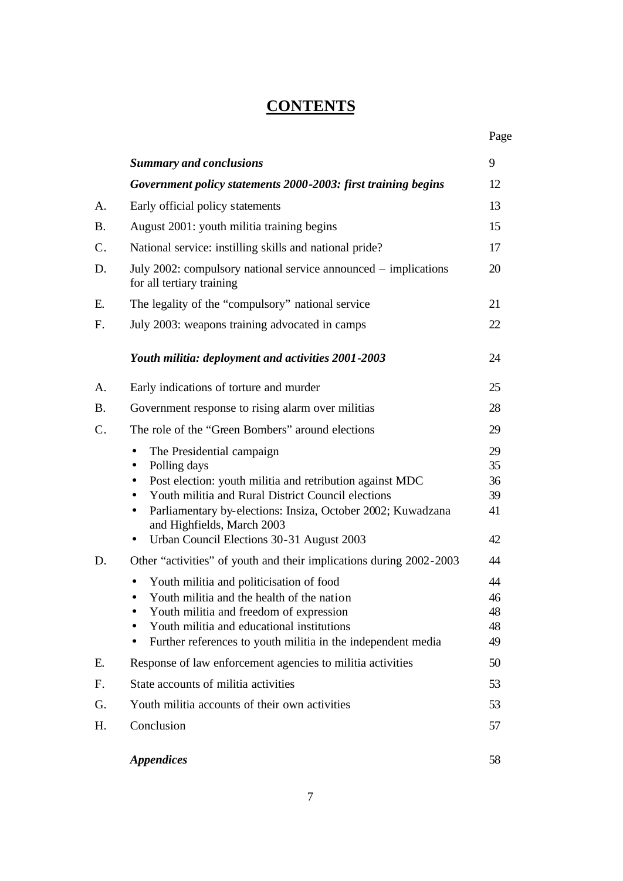# CONTENTS

| | | Page |
|---|---|---|
| | ***Summary and conclusions*** | 9 |
| | ***Government policy statements 2000-2003: first training begins*** | 12 |
| A. | Early official policy statements | 13 |
| B. | August 2001: youth militia training begins | 15 |
| C. | National service: instilling skills and national pride? | 17 |
| D. | July 2002: compulsory national service announced – implications for all tertiary training | 20 |
| E. | The legality of the "compulsory" national service | 21 |
| F. | July 2003: weapons training advocated in camps | 22 |
| | ***Youth militia: deployment and activities 2001-2003*** | 24 |
| A. | Early indications of torture and murder | 25 |
| B. | Government response to rising alarm over militias | 28 |
| C. | The role of the "Green Bombers" around elections | 29 |
| | • The Presidential campaign | 29 |
| | • Polling days | 35 |
| | • Post election: youth militia and retribution against MDC | 36 |
| | • Youth militia and Rural District Council elections | 39 |
| | • Parliamentary by-elections: Insiza, October 2002; Kuwadzana and Highfields, March 2003 | 41 |
| | • Urban Council Elections 30-31 August 2003 | 42 |
| D. | Other "activities" of youth and their implications during 2002-2003 | 44 |
| | • Youth militia and politicisation of food | 44 |
| | • Youth militia and the health of the nation | 46 |
| | • Youth militia and freedom of expression | 48 |
| | • Youth militia and educational institutions | 48 |
| | • Further references to youth militia in the independent media | 49 |
| E. | Response of law enforcement agencies to militia activities | 50 |
| F. | State accounts of militia activities | 53 |
| G. | Youth militia accounts of their own activities | 53 |
| H. | Conclusion | 57 |
| | ***Appendices*** | 58 |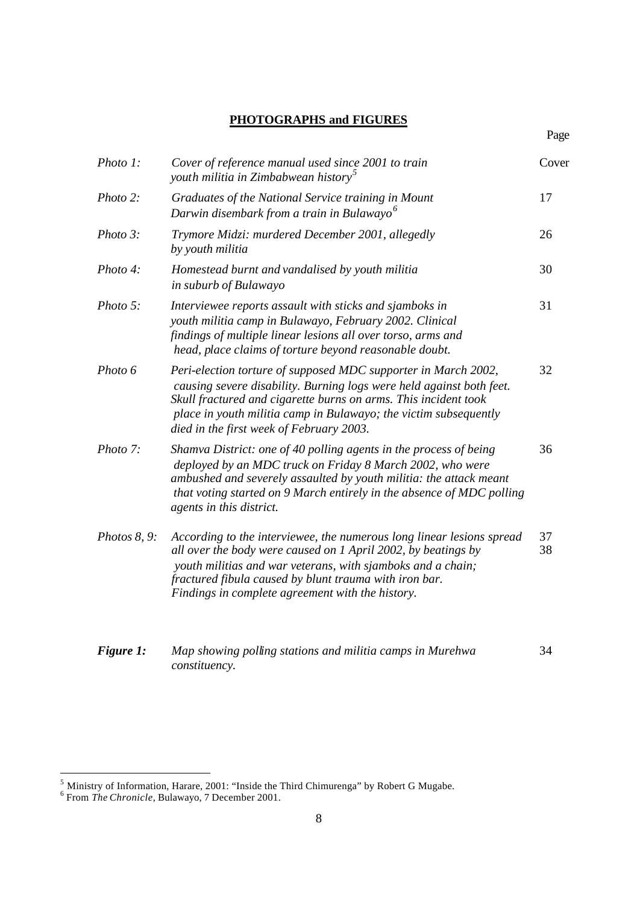## PHOTOGRAPHS and FIGURES

| | | Page |
|---|---|---|
| *Photo 1:* | *Cover of reference manual used since 2001 to train youth militia in Zimbabwean history*[5] | Cover |
| *Photo 2:* | *Graduates of the National Service training in Mount Darwin disembark from a train in Bulawayo*[6] | 17 |
| *Photo 3:* | *Trymore Midzi: murdered December 2001, allegedly by youth militia* | 26 |
| *Photo 4:* | *Homestead burnt and vandalised by youth militia in suburb of Bulawayo* | 30 |
| *Photo 5:* | *Interviewee reports assault with sticks and sjamboks in youth militia camp in Bulawayo, February 2002. Clinical findings of multiple linear lesions all over torso, arms and head, place claims of torture beyond reasonable doubt.* | 31 |
| *Photo 6* | *Peri-election torture of supposed MDC supporter in March 2002, causing severe disability. Burning logs were held against both feet. Skull fractured and cigarette burns on arms. This incident took place in youth militia camp in Bulawayo; the victim subsequently died in the first week of February 2003.* | 32 |
| *Photo 7:* | *Shamva District: one of 40 polling agents in the process of being deployed by an MDC truck on Friday 8 March 2002, who were ambushed and severely assaulted by youth militia: the attack meant that voting started on 9 March entirely in the absence of MDC polling agents in this district.* | 36 |
| *Photos 8, 9:* | *According to the interviewee, the numerous long linear lesions spread all over the body were caused on 1 April 2002, by beatings by youth militias and war veterans, with sjamboks and a chain; fractured fibula caused by blunt trauma with iron bar. Findings in complete agreement with the history.* | 37<br>38 |
| ***Figure 1:*** | *Map showing polling stations and militia camps in Murehwa constituency.* | 34 |

---

[5] Ministry of Information, Harare, 2001: "Inside the Third Chimurenga" by Robert G Mugabe.

[6] From *The Chronicle*, Bulawayo, 7 December 2001.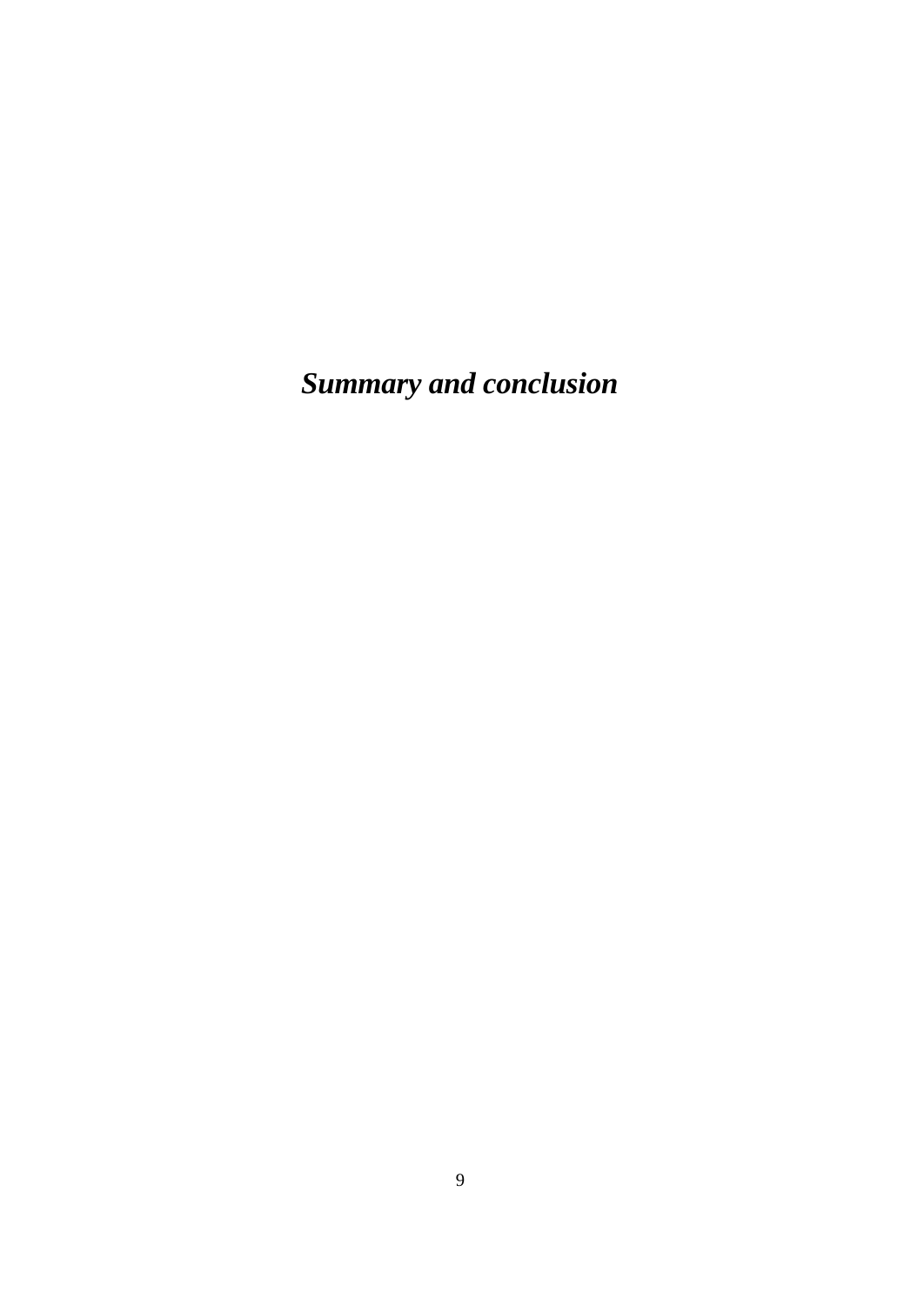# ***Summary and conclusion***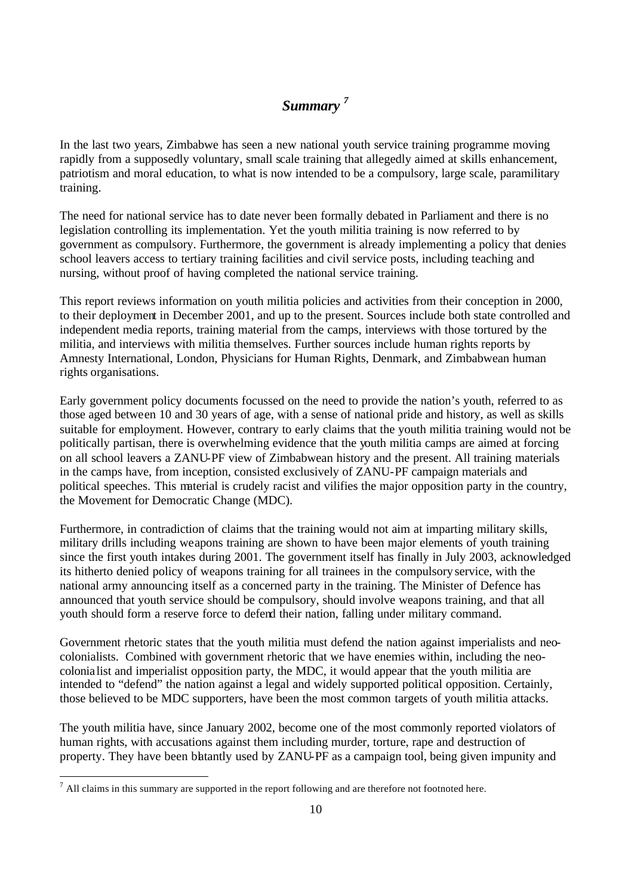## *Summary* [7]

In the last two years, Zimbabwe has seen a new national youth service training programme moving rapidly from a supposedly voluntary, small scale training that allegedly aimed at skills enhancement, patriotism and moral education, to what is now intended to be a compulsory, large scale, paramilitary training.

The need for national service has to date never been formally debated in Parliament and there is no legislation controlling its implementation. Yet the youth militia training is now referred to by government as compulsory. Furthermore, the government is already implementing a policy that denies school leavers access to tertiary training facilities and civil service posts, including teaching and nursing, without proof of having completed the national service training.

This report reviews information on youth militia policies and activities from their conception in 2000, to their deployment in December 2001, and up to the present. Sources include both state controlled and independent media reports, training material from the camps, interviews with those tortured by the militia, and interviews with militia themselves. Further sources include human rights reports by Amnesty International, London, Physicians for Human Rights, Denmark, and Zimbabwean human rights organisations.

Early government policy documents focussed on the need to provide the nation's youth, referred to as those aged between 10 and 30 years of age, with a sense of national pride and history, as well as skills suitable for employment. However, contrary to early claims that the youth militia training would not be politically partisan, there is overwhelming evidence that the youth militia camps are aimed at forcing on all school leavers a ZANU-PF view of Zimbabwean history and the present. All training materials in the camps have, from inception, consisted exclusively of ZANU-PF campaign materials and political speeches. This material is crudely racist and vilifies the major opposition party in the country, the Movement for Democratic Change (MDC).

Furthermore, in contradiction of claims that the training would not aim at imparting military skills, military drills including weapons training are shown to have been major elements of youth training since the first youth intakes during 2001. The government itself has finally in July 2003, acknowledged its hitherto denied policy of weapons training for all trainees in the compulsory service, with the national army announcing itself as a concerned party in the training. The Minister of Defence has announced that youth service should be compulsory, should involve weapons training, and that all youth should form a reserve force to defend their nation, falling under military command.

Government rhetoric states that the youth militia must defend the nation against imperialists and neo-colonialists. Combined with government rhetoric that we have enemies within, including the neo-colonialist and imperialist opposition party, the MDC, it would appear that the youth militia are intended to "defend" the nation against a legal and widely supported political opposition. Certainly, those believed to be MDC supporters, have been the most common targets of youth militia attacks.

The youth militia have, since January 2002, become one of the most commonly reported violators of human rights, with accusations against them including murder, torture, rape and destruction of property. They have been blatantly used by ZANU-PF as a campaign tool, being given impunity and

---

[7] All claims in this summary are supported in the report following and are therefore not footnoted here.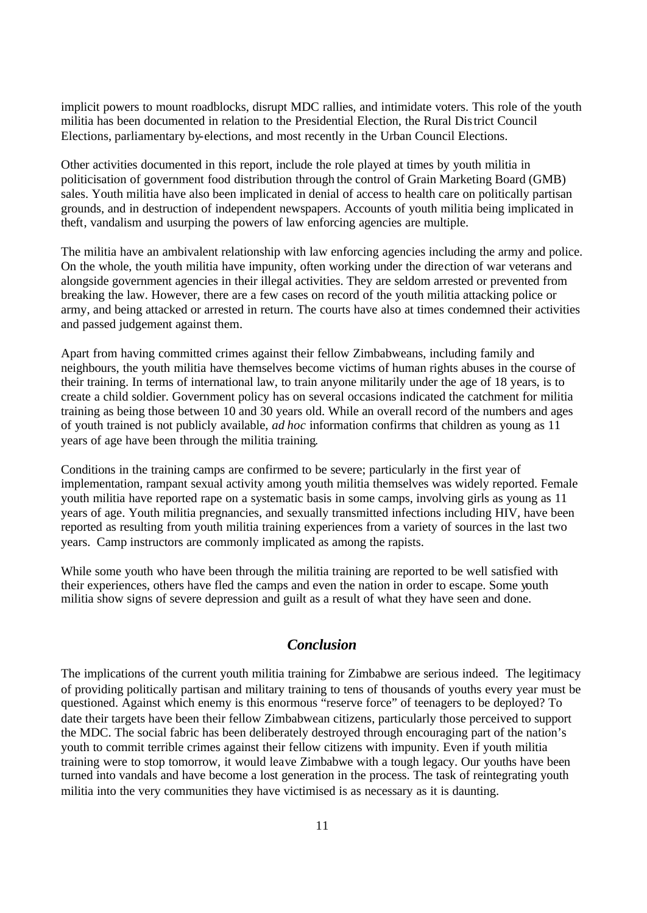implicit powers to mount roadblocks, disrupt MDC rallies, and intimidate voters. This role of the youth militia has been documented in relation to the Presidential Election, the Rural District Council Elections, parliamentary by-elections, and most recently in the Urban Council Elections.

Other activities documented in this report, include the role played at times by youth militia in politicisation of government food distribution through the control of Grain Marketing Board (GMB) sales. Youth militia have also been implicated in denial of access to health care on politically partisan grounds, and in destruction of independent newspapers. Accounts of youth militia being implicated in theft, vandalism and usurping the powers of law enforcing agencies are multiple.

The militia have an ambivalent relationship with law enforcing agencies including the army and police. On the whole, the youth militia have impunity, often working under the direction of war veterans and alongside government agencies in their illegal activities. They are seldom arrested or prevented from breaking the law. However, there are a few cases on record of the youth militia attacking police or army, and being attacked or arrested in return. The courts have also at times condemned their activities and passed judgement against them.

Apart from having committed crimes against their fellow Zimbabweans, including family and neighbours, the youth militia have themselves become victims of human rights abuses in the course of their training. In terms of international law, to train anyone militarily under the age of 18 years, is to create a child soldier. Government policy has on several occasions indicated the catchment for militia training as being those between 10 and 30 years old. While an overall record of the numbers and ages of youth trained is not publicly available, *ad hoc* information confirms that children as young as 11 years of age have been through the militia training.

Conditions in the training camps are confirmed to be severe; particularly in the first year of implementation, rampant sexual activity among youth militia themselves was widely reported. Female youth militia have reported rape on a systematic basis in some camps, involving girls as young as 11 years of age. Youth militia pregnancies, and sexually transmitted infections including HIV, have been reported as resulting from youth militia training experiences from a variety of sources in the last two years. Camp instructors are commonly implicated as among the rapists.

While some youth who have been through the militia training are reported to be well satisfied with their experiences, others have fled the camps and even the nation in order to escape. Some youth militia show signs of severe depression and guilt as a result of what they have seen and done.

## *Conclusion*

The implications of the current youth militia training for Zimbabwe are serious indeed. The legitimacy of providing politically partisan and military training to tens of thousands of youths every year must be questioned. Against which enemy is this enormous "reserve force" of teenagers to be deployed? To date their targets have been their fellow Zimbabwean citizens, particularly those perceived to support the MDC. The social fabric has been deliberately destroyed through encouraging part of the nation's youth to commit terrible crimes against their fellow citizens with impunity. Even if youth militia training were to stop tomorrow, it would leave Zimbabwe with a tough legacy. Our youths have been turned into vandals and have become a lost generation in the process. The task of reintegrating youth militia into the very communities they have victimised is as necessary as it is daunting.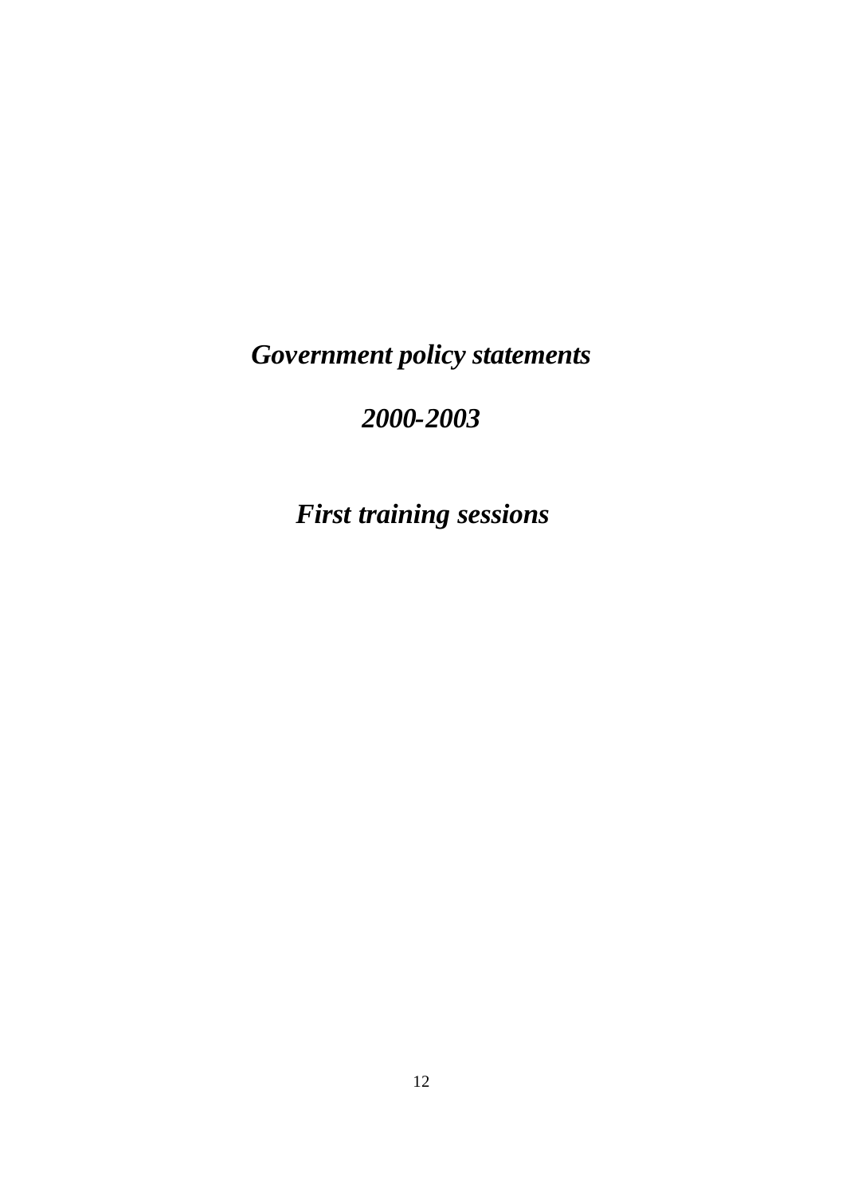# *Government policy statements*

# *2000-2003*

# *First training sessions*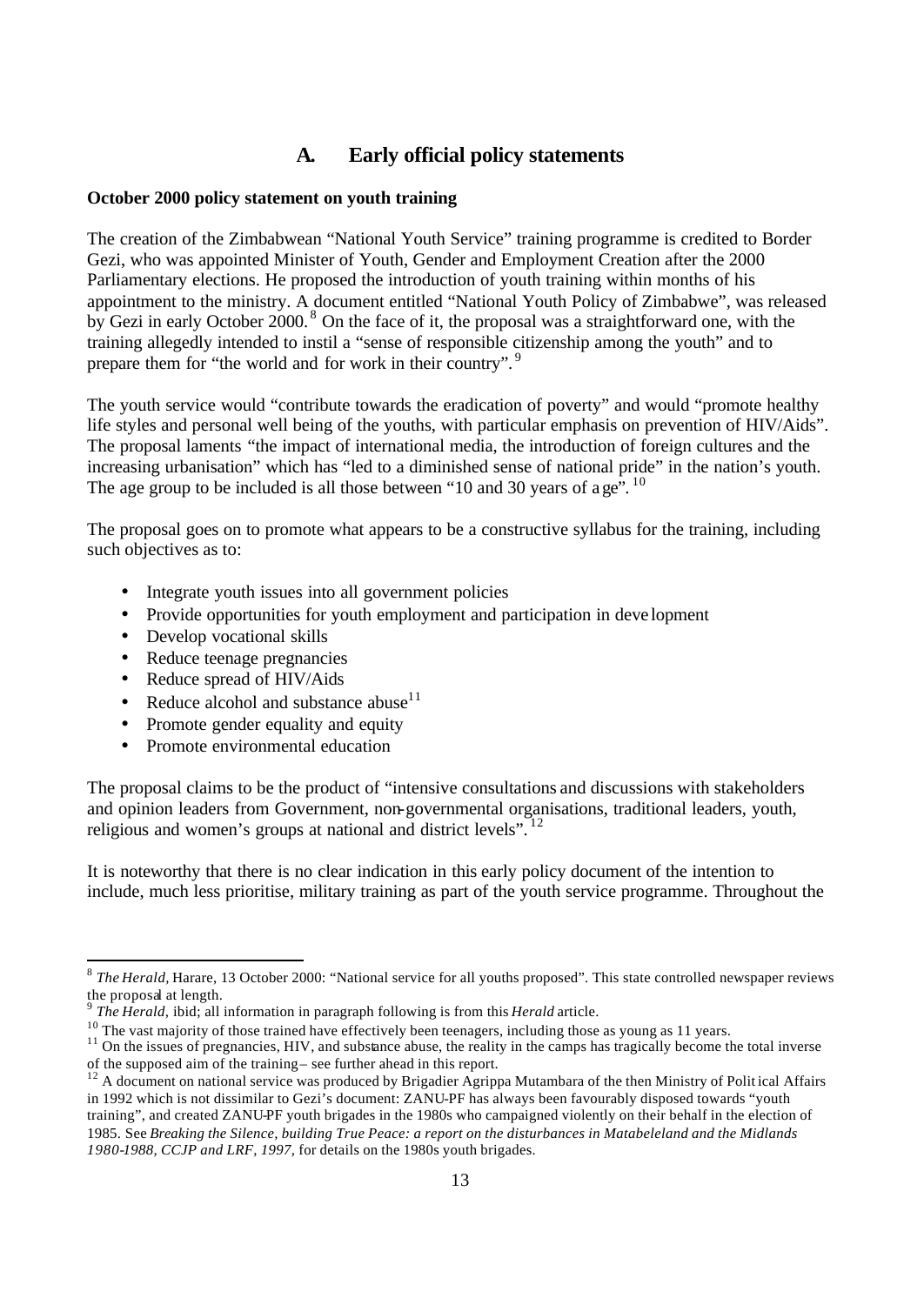## A. Early official policy statements

**October 2000 policy statement on youth training**

The creation of the Zimbabwean "National Youth Service" training programme is credited to Border Gezi, who was appointed Minister of Youth, Gender and Employment Creation after the 2000 Parliamentary elections. He proposed the introduction of youth training within months of his appointment to the ministry. A document entitled "National Youth Policy of Zimbabwe", was released by Gezi in early October 2000.[8] On the face of it, the proposal was a straightforward one, with the training allegedly intended to instil a "sense of responsible citizenship among the youth" and to prepare them for "the world and for work in their country".[9]

The youth service would "contribute towards the eradication of poverty" and would "promote healthy life styles and personal well being of the youths, with particular emphasis on prevention of HIV/Aids". The proposal laments "the impact of international media, the introduction of foreign cultures and the increasing urbanisation" which has "led to a diminished sense of national pride" in the nation's youth. The age group to be included is all those between "10 and 30 years of age".[10]

The proposal goes on to promote what appears to be a constructive syllabus for the training, including such objectives as to:

- Integrate youth issues into all government policies
- Provide opportunities for youth employment and participation in development
- Develop vocational skills
- Reduce teenage pregnancies
- Reduce spread of HIV/Aids
- Reduce alcohol and substance abuse[11]
- Promote gender equality and equity
- Promote environmental education

The proposal claims to be the product of "intensive consultations and discussions with stakeholders and opinion leaders from Government, non-governmental organisations, traditional leaders, youth, religious and women's groups at national and district levels".[12]

It is noteworthy that there is no clear indication in this early policy document of the intention to include, much less prioritise, military training as part of the youth service programme. Throughout the

---

[8] *The Herald*, Harare, 13 October 2000: "National service for all youths proposed". This state controlled newspaper reviews the proposal at length.

[9] *The Herald*, ibid; all information in paragraph following is from this *Herald* article.

[10] The vast majority of those trained have effectively been teenagers, including those as young as 11 years.

[11] On the issues of pregnancies, HIV, and substance abuse, the reality in the camps has tragically become the total inverse of the supposed aim of the training – see further ahead in this report.

[12] A document on national service was produced by Brigadier Agrippa Mutambara of the then Ministry of Political Affairs in 1992 which is not dissimilar to Gezi's document: ZANU-PF has always been favourably disposed towards "youth training", and created ZANU-PF youth brigades in the 1980s who campaigned violently on their behalf in the election of 1985. See *Breaking the Silence, building True Peace: a report on the disturbances in Matabeleland and the Midlands 1980-1988, CCJP and LRF, 1997*, for details on the 1980s youth brigades.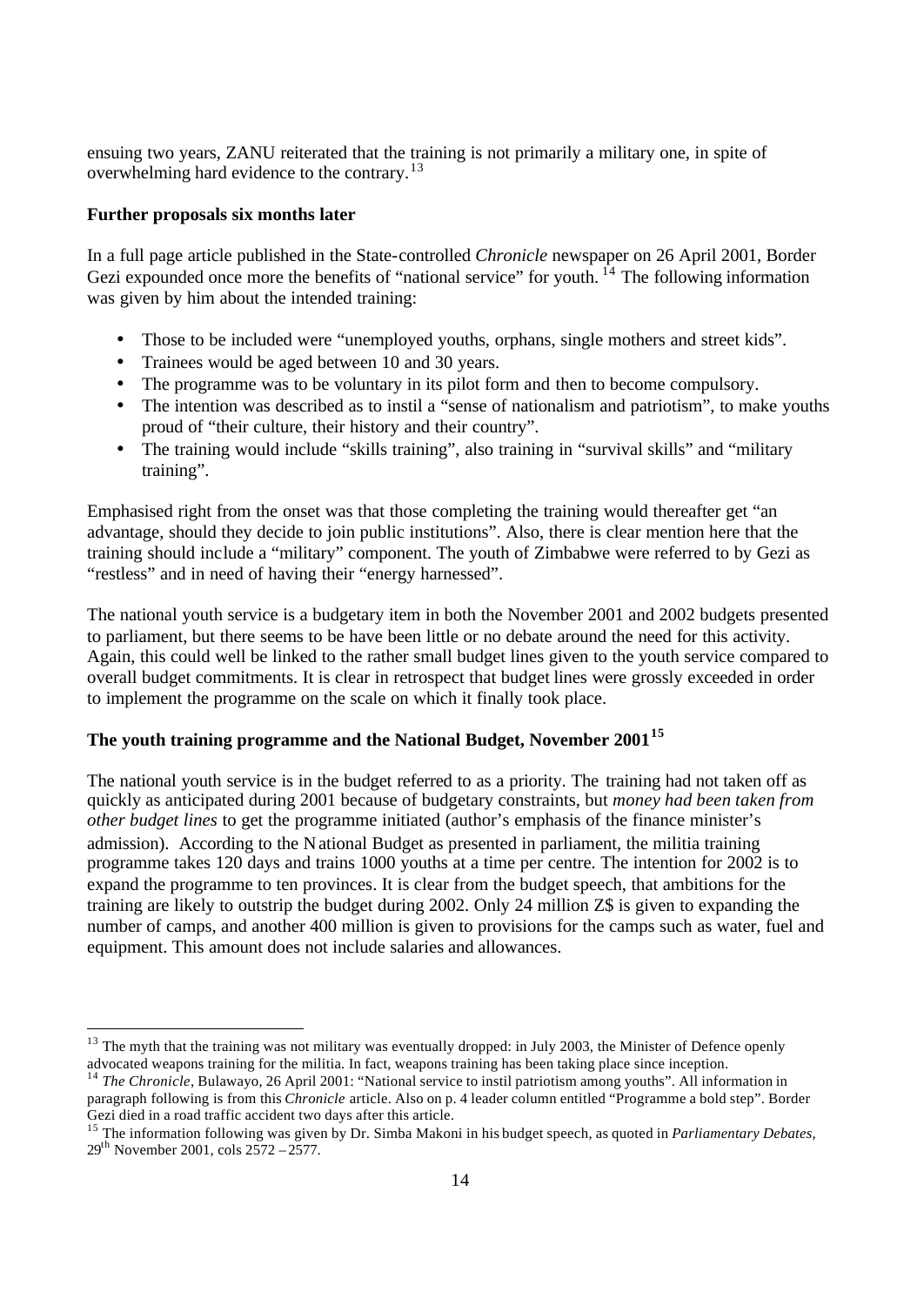ensuing two years, ZANU reiterated that the training is not primarily a military one, in spite of overwhelming hard evidence to the contrary.[13]

**Further proposals six months later**

In a full page article published in the State-controlled *Chronicle* newspaper on 26 April 2001, Border Gezi expounded once more the benefits of "national service" for youth.[14] The following information was given by him about the intended training:

- Those to be included were "unemployed youths, orphans, single mothers and street kids".
- Trainees would be aged between 10 and 30 years.
- The programme was to be voluntary in its pilot form and then to become compulsory.
- The intention was described as to instil a "sense of nationalism and patriotism", to make youths proud of "their culture, their history and their country".
- The training would include "skills training", also training in "survival skills" and "military training".

Emphasised right from the onset was that those completing the training would thereafter get "an advantage, should they decide to join public institutions". Also, there is clear mention here that the training should include a "military" component. The youth of Zimbabwe were referred to by Gezi as "restless" and in need of having their "energy harnessed".

The national youth service is a budgetary item in both the November 2001 and 2002 budgets presented to parliament, but there seems to be have been little or no debate around the need for this activity. Again, this could well be linked to the rather small budget lines given to the youth service compared to overall budget commitments. It is clear in retrospect that budget lines were grossly exceeded in order to implement the programme on the scale on which it finally took place.

**The youth training programme and the National Budget, November 2001[15]**

The national youth service is in the budget referred to as a priority. The training had not taken off as quickly as anticipated during 2001 because of budgetary constraints, but *money had been taken from other budget lines* to get the programme initiated (author's emphasis of the finance minister's admission). According to the National Budget as presented in parliament, the militia training programme takes 120 days and trains 1000 youths at a time per centre. The intention for 2002 is to expand the programme to ten provinces. It is clear from the budget speech, that ambitions for the training are likely to outstrip the budget during 2002. Only 24 million Z$ is given to expanding the number of camps, and another 400 million is given to provisions for the camps such as water, fuel and equipment. This amount does not include salaries and allowances.

---

[13] The myth that the training was not military was eventually dropped: in July 2003, the Minister of Defence openly advocated weapons training for the militia. In fact, weapons training has been taking place since inception.

[14] *The Chronicle*, Bulawayo, 26 April 2001: "National service to instil patriotism among youths". All information in paragraph following is from this *Chronicle* article. Also on p. 4 leader column entitled "Programme a bold step". Border Gezi died in a road traffic accident two days after this article.

[15] The information following was given by Dr. Simba Makoni in his budget speech, as quoted in *Parliamentary Debates*, 29th November 2001, cols 2572 – 2577.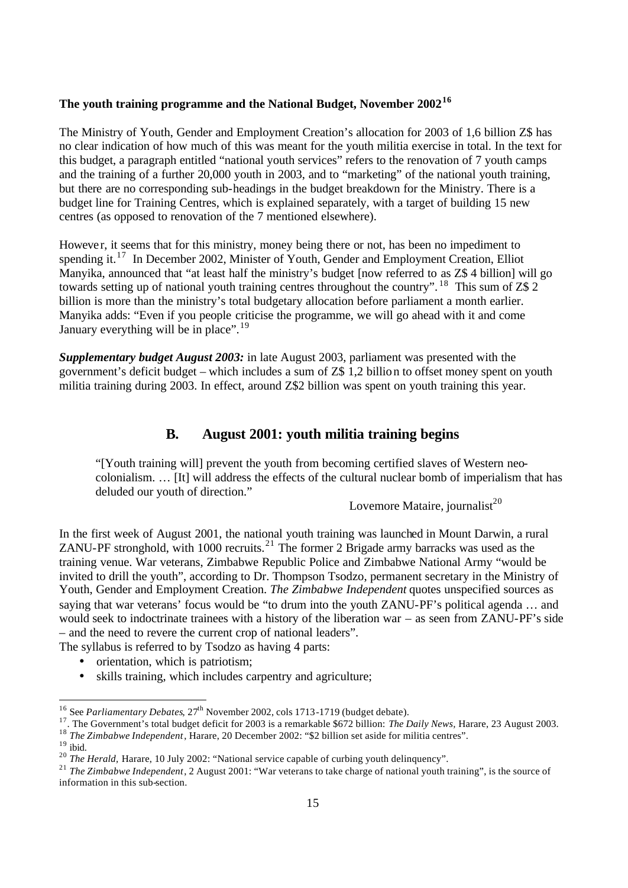**The youth training programme and the National Budget, November 2002**[16]

The Ministry of Youth, Gender and Employment Creation's allocation for 2003 of 1,6 billion Z$ has no clear indication of how much of this was meant for the youth militia exercise in total. In the text for this budget, a paragraph entitled "national youth services" refers to the renovation of 7 youth camps and the training of a further 20,000 youth in 2003, and to "marketing" of the national youth training, but there are no corresponding sub-headings in the budget breakdown for the Ministry. There is a budget line for Training Centres, which is explained separately, with a target of building 15 new centres (as opposed to renovation of the 7 mentioned elsewhere).

However, it seems that for this ministry, money being there or not, has been no impediment to spending it.[17] In December 2002, Minister of Youth, Gender and Employment Creation, Elliot Manyika, announced that "at least half the ministry's budget [now referred to as Z$ 4 billion] will go towards setting up of national youth training centres throughout the country".[18] This sum of Z$ 2 billion is more than the ministry's total budgetary allocation before parliament a month earlier. Manyika adds: "Even if you people criticise the programme, we will go ahead with it and come January everything will be in place".[19]

***Supplementary budget August 2003:*** in late August 2003, parliament was presented with the government's deficit budget – which includes a sum of Z$ 1,2 billion to offset money spent on youth militia training during 2003. In effect, around Z$2 billion was spent on youth training this year.

## B. August 2001: youth militia training begins

> "[Youth training will] prevent the youth from becoming certified slaves of Western neo-colonialism. … [It] will address the effects of the cultural nuclear bomb of imperialism that has deluded our youth of direction."
>
> Lovemore Mataire, journalist[20]

In the first week of August 2001, the national youth training was launched in Mount Darwin, a rural ZANU-PF stronghold, with 1000 recruits.[21] The former 2 Brigade army barracks was used as the training venue. War veterans, Zimbabwe Republic Police and Zimbabwe National Army "would be invited to drill the youth", according to Dr. Thompson Tsodzo, permanent secretary in the Ministry of Youth, Gender and Employment Creation. *The Zimbabwe Independent* quotes unspecified sources as saying that war veterans' focus would be "to drum into the youth ZANU-PF's political agenda … and would seek to indoctrinate trainees with a history of the liberation war – as seen from ZANU-PF's side – and the need to revere the current crop of national leaders".

The syllabus is referred to by Tsodzo as having 4 parts:

- orientation, which is patriotism;
- skills training, which includes carpentry and agriculture;

---

[16] See *Parliamentary Debates*, 27th November 2002, cols 1713-1719 (budget debate).

[17]. The Government's total budget deficit for 2003 is a remarkable $672 billion: *The Daily News*, Harare, 23 August 2003.

[18] *The Zimbabwe Independent*, Harare, 20 December 2002: "$2 billion set aside for militia centres".

[19] ibid.

[20] *The Herald*, Harare, 10 July 2002: "National service capable of curbing youth delinquency".

[21] *The Zimbabwe Independent*, 2 August 2001: "War veterans to take charge of national youth training", is the source of information in this sub-section.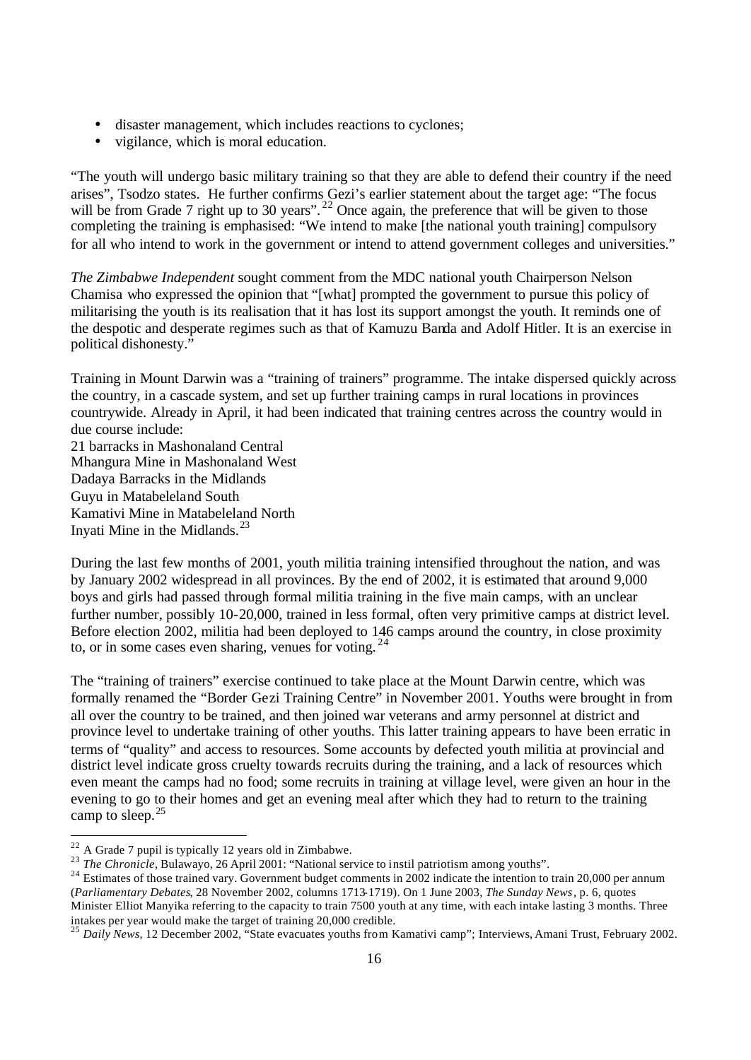- disaster management, which includes reactions to cyclones;
- vigilance, which is moral education.

"The youth will undergo basic military training so that they are able to defend their country if the need arises", Tsodzo states. He further confirms Gezi's earlier statement about the target age: "The focus will be from Grade 7 right up to 30 years".[22] Once again, the preference that will be given to those completing the training is emphasised: "We intend to make [the national youth training] compulsory for all who intend to work in the government or intend to attend government colleges and universities."

*The Zimbabwe Independent* sought comment from the MDC national youth Chairperson Nelson Chamisa who expressed the opinion that "[what] prompted the government to pursue this policy of militarising the youth is its realisation that it has lost its support amongst the youth. It reminds one of the despotic and desperate regimes such as that of Kamuzu Banda and Adolf Hitler. It is an exercise in political dishonesty."

Training in Mount Darwin was a "training of trainers" programme. The intake dispersed quickly across the country, in a cascade system, and set up further training camps in rural locations in provinces countrywide. Already in April, it had been indicated that training centres across the country would in due course include:
21 barracks in Mashonaland Central
Mhangura Mine in Mashonaland West
Dadaya Barracks in the Midlands
Guyu in Matabeleland South
Kamativi Mine in Matabeleland North
Inyati Mine in the Midlands.[23]

During the last few months of 2001, youth militia training intensified throughout the nation, and was by January 2002 widespread in all provinces. By the end of 2002, it is estimated that around 9,000 boys and girls had passed through formal militia training in the five main camps, with an unclear further number, possibly 10-20,000, trained in less formal, often very primitive camps at district level. Before election 2002, militia had been deployed to 146 camps around the country, in close proximity to, or in some cases even sharing, venues for voting.[24]

The "training of trainers" exercise continued to take place at the Mount Darwin centre, which was formally renamed the "Border Gezi Training Centre" in November 2001. Youths were brought in from all over the country to be trained, and then joined war veterans and army personnel at district and province level to undertake training of other youths. This latter training appears to have been erratic in terms of "quality" and access to resources. Some accounts by defected youth militia at provincial and district level indicate gross cruelty towards recruits during the training, and a lack of resources which even meant the camps had no food; some recruits in training at village level, were given an hour in the evening to go to their homes and get an evening meal after which they had to return to the training camp to sleep.[25]

---

[22] A Grade 7 pupil is typically 12 years old in Zimbabwe.

[23] *The Chronicle*, Bulawayo, 26 April 2001: "National service to instil patriotism among youths".

[24] Estimates of those trained vary. Government budget comments in 2002 indicate the intention to train 20,000 per annum (*Parliamentary Debates*, 28 November 2002, columns 1713-1719). On 1 June 2003, *The Sunday News*, p. 6, quotes Minister Elliot Manyika referring to the capacity to train 7500 youth at any time, with each intake lasting 3 months. Three intakes per year would make the target of training 20,000 credible.

[25] *Daily News*, 12 December 2002, "State evacuates youths from Kamativi camp"; Interviews, Amani Trust, February 2002.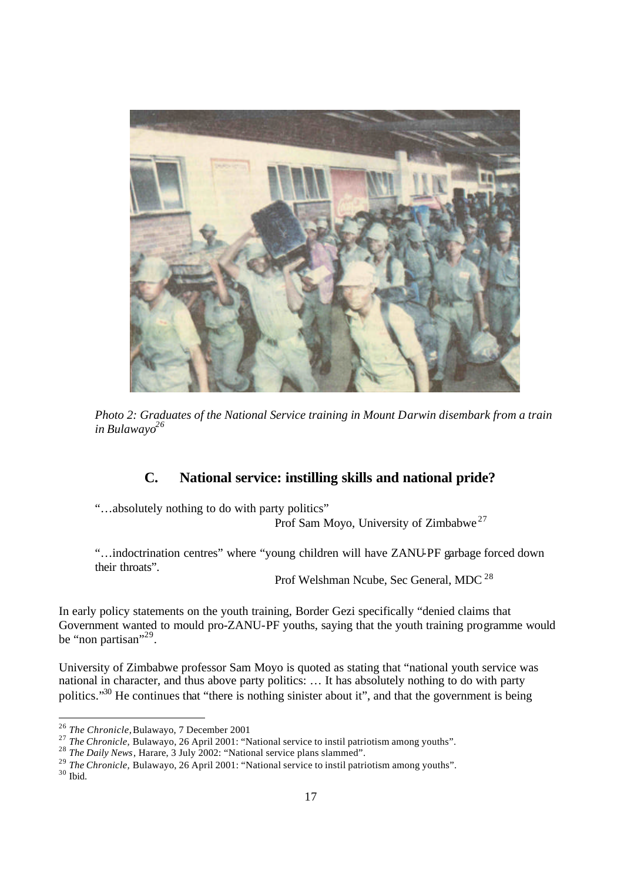*Photo 2: Graduates of the National Service training in Mount Darwin disembark from a train in Bulawayo*[26]

## C. National service: instilling skills and national pride?

"…absolutely nothing to do with party politics"

Prof Sam Moyo, University of Zimbabwe[27]

"…indoctrination centres" where "young children will have ZANU-PF garbage forced down their throats".

Prof Welshman Ncube, Sec General, MDC[28]

In early policy statements on the youth training, Border Gezi specifically "denied claims that Government wanted to mould pro-ZANU-PF youths, saying that the youth training programme would be "non partisan"[29].

University of Zimbabwe professor Sam Moyo is quoted as stating that "national youth service was national in character, and thus above party politics: … It has absolutely nothing to do with party politics."[30] He continues that "there is nothing sinister about it", and that the government is being

---

[26] *The Chronicle*, Bulawayo, 7 December 2001

[27] *The Chronicle*, Bulawayo, 26 April 2001: "National service to instil patriotism among youths".

[28] *The Daily News*, Harare, 3 July 2002: "National service plans slammed".

[29] *The Chronicle*, Bulawayo, 26 April 2001: "National service to instil patriotism among youths".

[30] Ibid.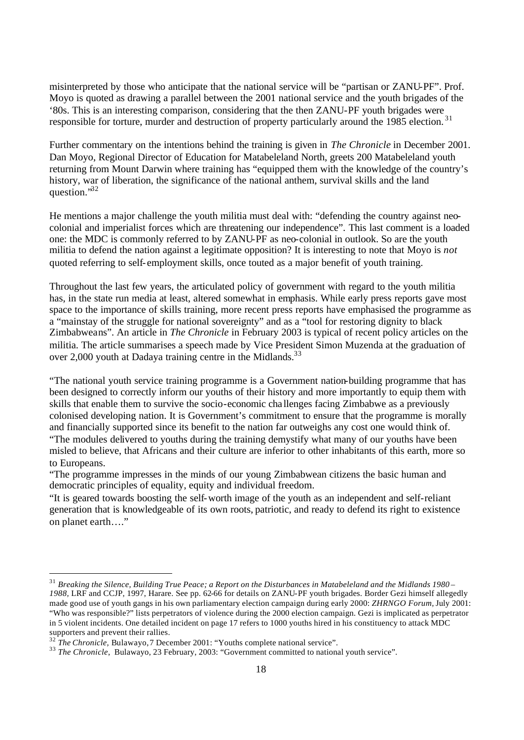misinterpreted by those who anticipate that the national service will be "partisan or ZANU-PF". Prof. Moyo is quoted as drawing a parallel between the 2001 national service and the youth brigades of the '80s. This is an interesting comparison, considering that the then ZANU-PF youth brigades were responsible for torture, murder and destruction of property particularly around the 1985 election.[31]

Further commentary on the intentions behind the training is given in *The Chronicle* in December 2001. Dan Moyo, Regional Director of Education for Matabeleland North, greets 200 Matabeleland youth returning from Mount Darwin where training has "equipped them with the knowledge of the country's history, war of liberation, the significance of the national anthem, survival skills and the land question."[32]

He mentions a major challenge the youth militia must deal with: "defending the country against neo-colonial and imperialist forces which are threatening our independence". This last comment is a loaded one: the MDC is commonly referred to by ZANU-PF as neo-colonial in outlook. So are the youth militia to defend the nation against a legitimate opposition? It is interesting to note that Moyo is *not* quoted referring to self-employment skills, once touted as a major benefit of youth training.

Throughout the last few years, the articulated policy of government with regard to the youth militia has, in the state run media at least, altered somewhat in emphasis. While early press reports gave most space to the importance of skills training, more recent press reports have emphasised the programme as a "mainstay of the struggle for national sovereignty" and as a "tool for restoring dignity to black Zimbabweans". An article in *The Chronicle* in February 2003 is typical of recent policy articles on the militia. The article summarises a speech made by Vice President Simon Muzenda at the graduation of over 2,000 youth at Dadaya training centre in the Midlands.[33]

"The national youth service training programme is a Government nation-building programme that has been designed to correctly inform our youths of their history and more importantly to equip them with skills that enable them to survive the socio-economic challenges facing Zimbabwe as a previously colonised developing nation. It is Government's commitment to ensure that the programme is morally and financially supported since its benefit to the nation far outweighs any cost one would think of.
"The modules delivered to youths during the training demystify what many of our youths have been misled to believe, that Africans and their culture are inferior to other inhabitants of this earth, more so to Europeans.
"The programme impresses in the minds of our young Zimbabwean citizens the basic human and democratic principles of equality, equity and individual freedom.
"It is geared towards boosting the self-worth image of the youth as an independent and self-reliant generation that is knowledgeable of its own roots, patriotic, and ready to defend its right to existence on planet earth…."

---

[31] *Breaking the Silence, Building True Peace; a Report on the Disturbances in Matabeleland and the Midlands 1980 – 1988*, LRF and CCJP, 1997, Harare. See pp. 62-66 for details on ZANU-PF youth brigades. Border Gezi himself allegedly made good use of youth gangs in his own parliamentary election campaign during early 2000: *ZHRNGO Forum*, July 2001: "Who was responsible?" lists perpetrators of violence during the 2000 election campaign. Gezi is implicated as perpetrator in 5 violent incidents. One detailed incident on page 17 refers to 1000 youths hired in his constituency to attack MDC supporters and prevent their rallies.

[32] *The Chronicle*, Bulawayo, 7 December 2001: "Youths complete national service".

[33] *The Chronicle*, Bulawayo, 23 February, 2003: "Government committed to national youth service".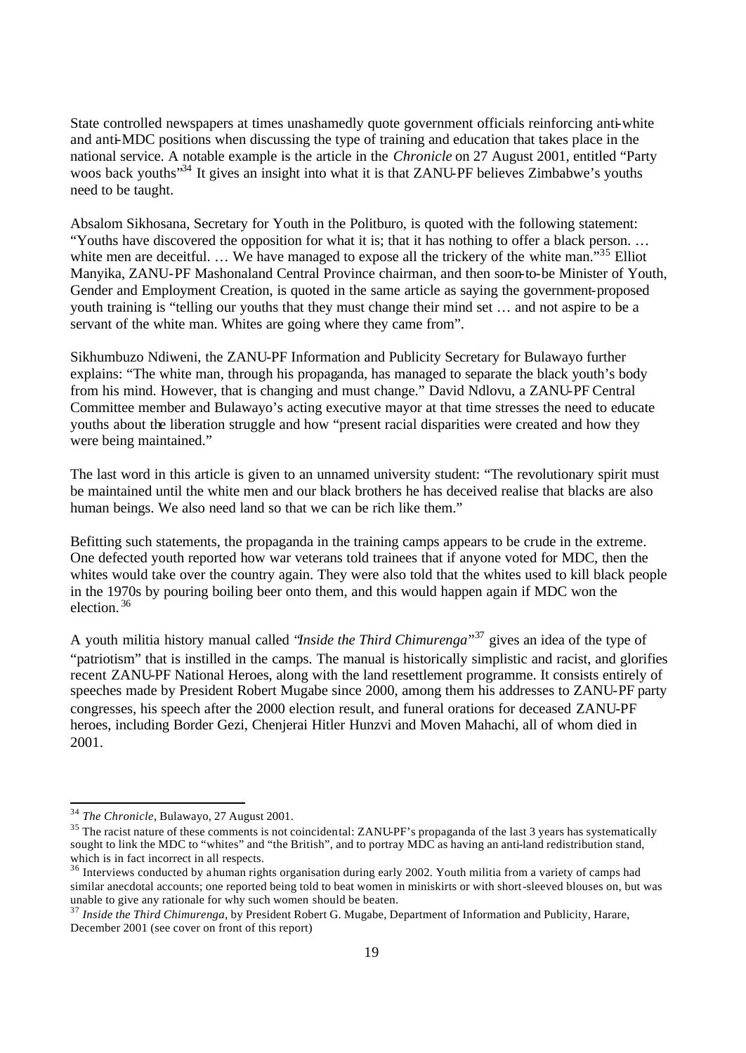State controlled newspapers at times unashamedly quote government officials reinforcing anti-white and anti-MDC positions when discussing the type of training and education that takes place in the national service. A notable example is the article in the *Chronicle* on 27 August 2001, entitled "Party woos back youths"[34] It gives an insight into what it is that ZANU-PF believes Zimbabwe's youths need to be taught.

Absalom Sikhosana, Secretary for Youth in the Politburo, is quoted with the following statement: "Youths have discovered the opposition for what it is; that it has nothing to offer a black person. … white men are deceitful. … We have managed to expose all the trickery of the white man."[35] Elliot Manyika, ZANU-PF Mashonaland Central Province chairman, and then soon-to-be Minister of Youth, Gender and Employment Creation, is quoted in the same article as saying the government-proposed youth training is "telling our youths that they must change their mind set … and not aspire to be a servant of the white man. Whites are going where they came from".

Sikhumbuzo Ndiweni, the ZANU-PF Information and Publicity Secretary for Bulawayo further explains: "The white man, through his propaganda, has managed to separate the black youth's body from his mind. However, that is changing and must change." David Ndlovu, a ZANU-PF Central Committee member and Bulawayo's acting executive mayor at that time stresses the need to educate youths about the liberation struggle and how "present racial disparities were created and how they were being maintained."

The last word in this article is given to an unnamed university student: "The revolutionary spirit must be maintained until the white men and our black brothers he has deceived realise that blacks are also human beings. We also need land so that we can be rich like them."

Befitting such statements, the propaganda in the training camps appears to be crude in the extreme. One defected youth reported how war veterans told trainees that if anyone voted for MDC, then the whites would take over the country again. They were also told that the whites used to kill black people in the 1970s by pouring boiling beer onto them, and this would happen again if MDC won the election.[36]

A youth militia history manual called "*Inside the Third Chimurenga*"[37] gives an idea of the type of "patriotism" that is instilled in the camps. The manual is historically simplistic and racist, and glorifies recent ZANU-PF National Heroes, along with the land resettlement programme. It consists entirely of speeches made by President Robert Mugabe since 2000, among them his addresses to ZANU-PF party congresses, his speech after the 2000 election result, and funeral orations for deceased ZANU-PF heroes, including Border Gezi, Chenjerai Hitler Hunzvi and Moven Mahachi, all of whom died in 2001.

---

[34] *The Chronicle*, Bulawayo, 27 August 2001.

[35] The racist nature of these comments is not coincidental: ZANU-PF's propaganda of the last 3 years has systematically sought to link the MDC to "whites" and "the British", and to portray MDC as having an anti-land redistribution stand, which is in fact incorrect in all respects.

[36] Interviews conducted by a human rights organisation during early 2002. Youth militia from a variety of camps had similar anecdotal accounts; one reported being told to beat women in miniskirts or with short-sleeved blouses on, but was unable to give any rationale for why such women should be beaten.

[37] *Inside the Third Chimurenga*, by President Robert G. Mugabe, Department of Information and Publicity, Harare, December 2001 (see cover on front of this report)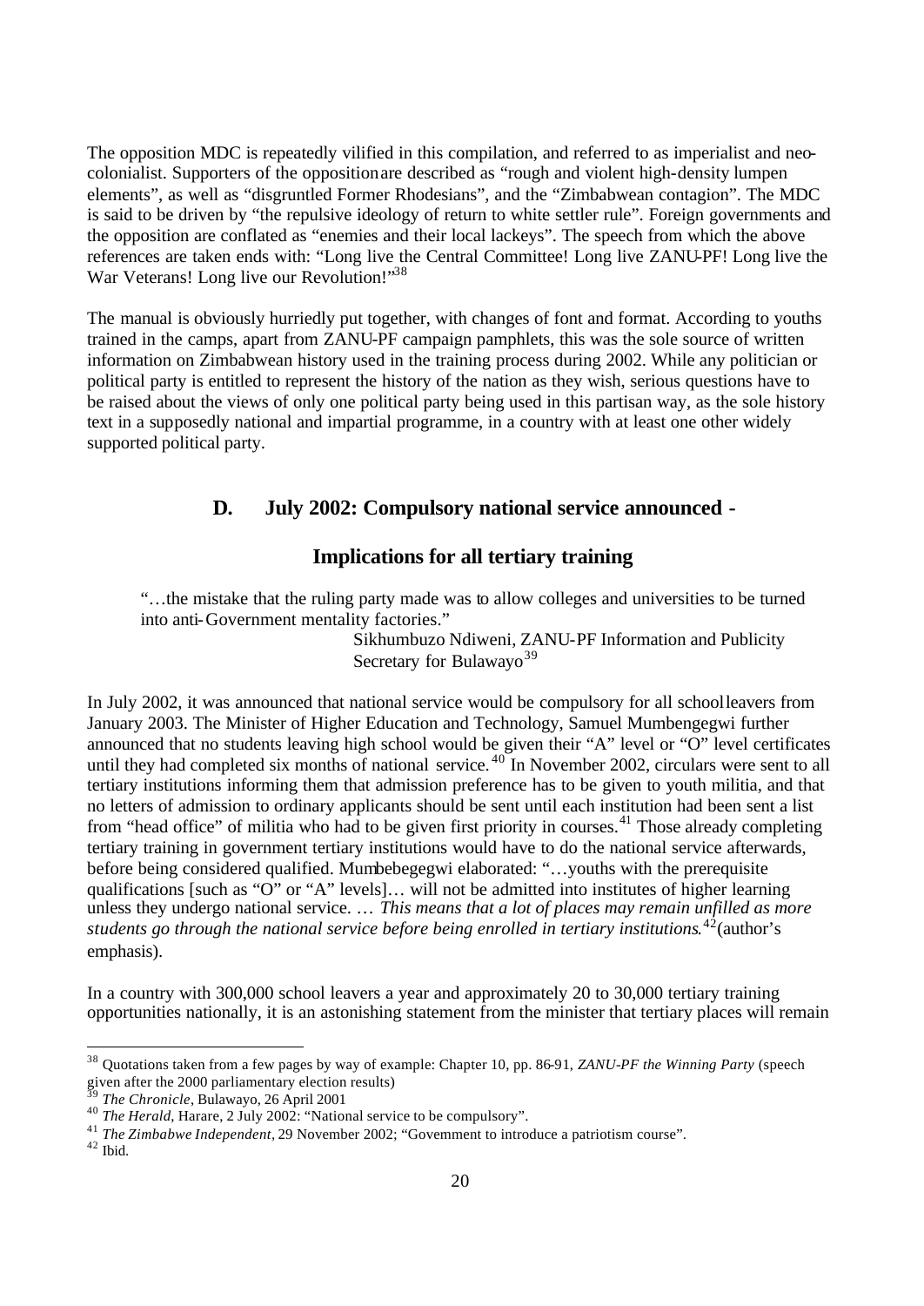The opposition MDC is repeatedly vilified in this compilation, and referred to as imperialist and neo-colonialist. Supporters of the opposition are described as "rough and violent high-density lumpen elements", as well as "disgruntled Former Rhodesians", and the "Zimbabwean contagion". The MDC is said to be driven by "the repulsive ideology of return to white settler rule". Foreign governments and the opposition are conflated as "enemies and their local lackeys". The speech from which the above references are taken ends with: "Long live the Central Committee! Long live ZANU-PF! Long live the War Veterans! Long live our Revolution!"[38]

The manual is obviously hurriedly put together, with changes of font and format. According to youths trained in the camps, apart from ZANU-PF campaign pamphlets, this was the sole source of written information on Zimbabwean history used in the training process during 2002. While any politician or political party is entitled to represent the history of the nation as they wish, serious questions have to be raised about the views of only one political party being used in this partisan way, as the sole history text in a supposedly national and impartial programme, in a country with at least one other widely supported political party.

## D. July 2002: Compulsory national service announced - Implications for all tertiary training

> "…the mistake that the ruling party made was to allow colleges and universities to be turned into anti-Government mentality factories."
>
> Sikhumbuzo Ndiweni, ZANU-PF Information and Publicity Secretary for Bulawayo[39]

In July 2002, it was announced that national service would be compulsory for all school leavers from January 2003. The Minister of Higher Education and Technology, Samuel Mumbengegwi further announced that no students leaving high school would be given their "A" level or "O" level certificates until they had completed six months of national service.[40] In November 2002, circulars were sent to all tertiary institutions informing them that admission preference has to be given to youth militia, and that no letters of admission to ordinary applicants should be sent until each institution had been sent a list from "head office" of militia who had to be given first priority in courses.[41] Those already completing tertiary training in government tertiary institutions would have to do the national service afterwards, before being considered qualified. Mumbebegegwi elaborated: "…youths with the prerequisite qualifications [such as "O" or "A" levels]… will not be admitted into institutes of higher learning unless they undergo national service. … *This means that a lot of places may remain unfilled as more students go through the national service before being enrolled in tertiary institutions*.[42] (author's emphasis).

In a country with 300,000 school leavers a year and approximately 20 to 30,000 tertiary training opportunities nationally, it is an astonishing statement from the minister that tertiary places will remain

---

[38] Quotations taken from a few pages by way of example: Chapter 10, pp. 86-91, *ZANU-PF the Winning Party* (speech given after the 2000 parliamentary election results)

[39] *The Chronicle*, Bulawayo, 26 April 2001

[40] *The Herald*, Harare, 2 July 2002: "National service to be compulsory".

[41] *The Zimbabwe Independent*, 29 November 2002; "Government to introduce a patriotism course".

[42] Ibid.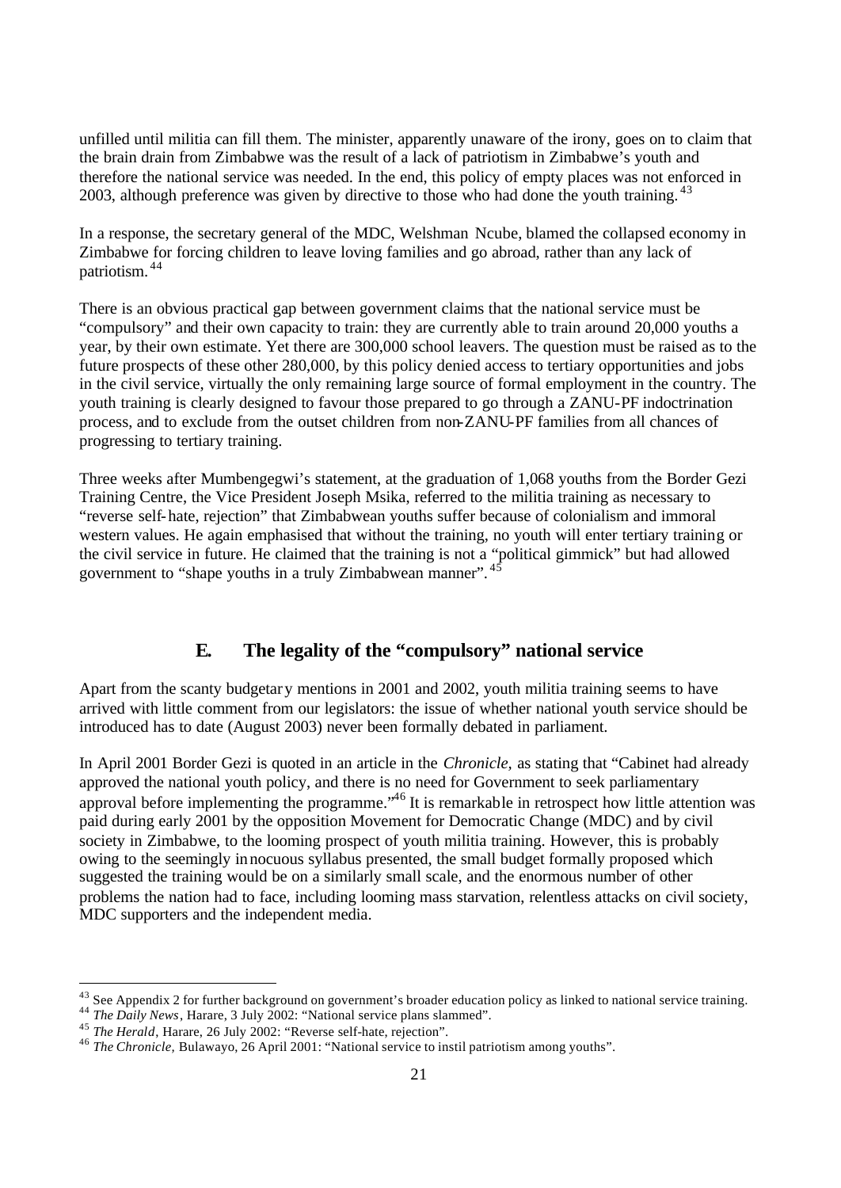unfilled until militia can fill them. The minister, apparently unaware of the irony, goes on to claim that the brain drain from Zimbabwe was the result of a lack of patriotism in Zimbabwe's youth and therefore the national service was needed. In the end, this policy of empty places was not enforced in 2003, although preference was given by directive to those who had done the youth training.[43]

In a response, the secretary general of the MDC, Welshman Ncube, blamed the collapsed economy in Zimbabwe for forcing children to leave loving families and go abroad, rather than any lack of patriotism.[44]

There is an obvious practical gap between government claims that the national service must be "compulsory" and their own capacity to train: they are currently able to train around 20,000 youths a year, by their own estimate. Yet there are 300,000 school leavers. The question must be raised as to the future prospects of these other 280,000, by this policy denied access to tertiary opportunities and jobs in the civil service, virtually the only remaining large source of formal employment in the country. The youth training is clearly designed to favour those prepared to go through a ZANU-PF indoctrination process, and to exclude from the outset children from non-ZANU-PF families from all chances of progressing to tertiary training.

Three weeks after Mumbengegwi's statement, at the graduation of 1,068 youths from the Border Gezi Training Centre, the Vice President Joseph Msika, referred to the militia training as necessary to "reverse self-hate, rejection" that Zimbabwean youths suffer because of colonialism and immoral western values. He again emphasised that without the training, no youth will enter tertiary training or the civil service in future. He claimed that the training is not a "political gimmick" but had allowed government to "shape youths in a truly Zimbabwean manner".[45]

## E. The legality of the "compulsory" national service

Apart from the scanty budgetary mentions in 2001 and 2002, youth militia training seems to have arrived with little comment from our legislators: the issue of whether national youth service should be introduced has to date (August 2003) never been formally debated in parliament.

In April 2001 Border Gezi is quoted in an article in the *Chronicle,* as stating that "Cabinet had already approved the national youth policy, and there is no need for Government to seek parliamentary approval before implementing the programme."[46] It is remarkable in retrospect how little attention was paid during early 2001 by the opposition Movement for Democratic Change (MDC) and by civil society in Zimbabwe, to the looming prospect of youth militia training. However, this is probably owing to the seemingly innocuous syllabus presented, the small budget formally proposed which suggested the training would be on a similarly small scale, and the enormous number of other problems the nation had to face, including looming mass starvation, relentless attacks on civil society, MDC supporters and the independent media.

---

[43] See Appendix 2 for further background on government's broader education policy as linked to national service training.

[44] *The Daily News*, Harare, 3 July 2002: "National service plans slammed".

[45] *The Herald*, Harare, 26 July 2002: "Reverse self-hate, rejection".

[46] *The Chronicle,* Bulawayo, 26 April 2001: "National service to instil patriotism among youths".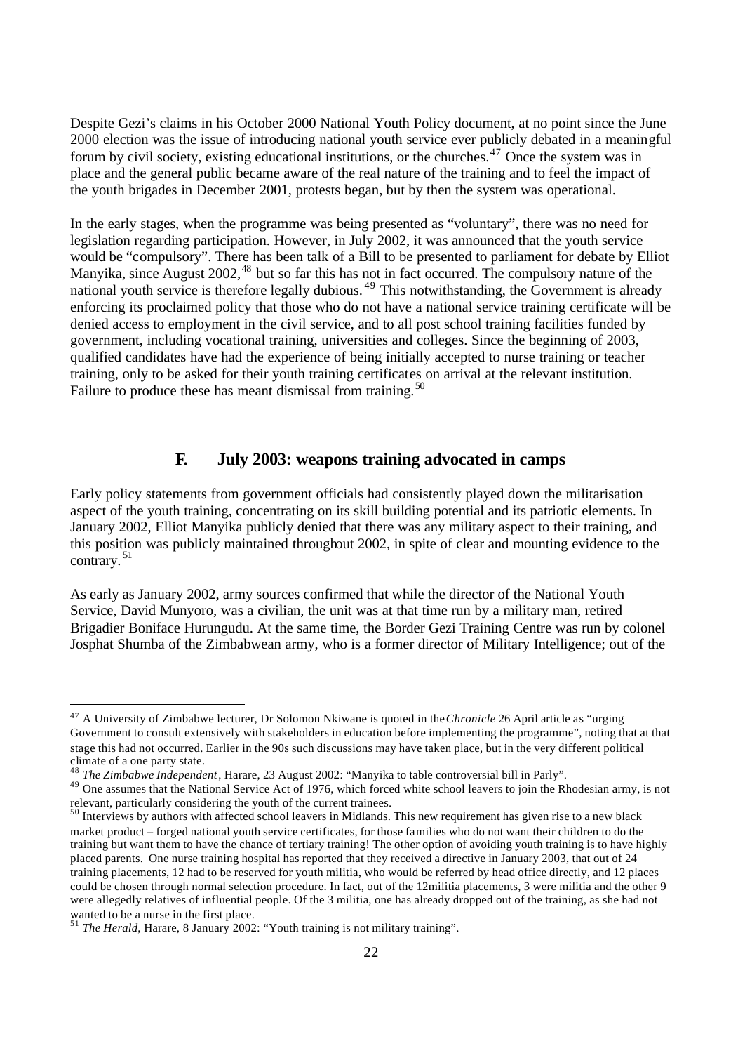Despite Gezi's claims in his October 2000 National Youth Policy document, at no point since the June 2000 election was the issue of introducing national youth service ever publicly debated in a meaningful forum by civil society, existing educational institutions, or the churches.[47] Once the system was in place and the general public became aware of the real nature of the training and to feel the impact of the youth brigades in December 2001, protests began, but by then the system was operational.

In the early stages, when the programme was being presented as "voluntary", there was no need for legislation regarding participation. However, in July 2002, it was announced that the youth service would be "compulsory". There has been talk of a Bill to be presented to parliament for debate by Elliot Manyika, since August 2002,[48] but so far this has not in fact occurred. The compulsory nature of the national youth service is therefore legally dubious.[49] This notwithstanding, the Government is already enforcing its proclaimed policy that those who do not have a national service training certificate will be denied access to employment in the civil service, and to all post school training facilities funded by government, including vocational training, universities and colleges. Since the beginning of 2003, qualified candidates have had the experience of being initially accepted to nurse training or teacher training, only to be asked for their youth training certificates on arrival at the relevant institution. Failure to produce these has meant dismissal from training.[50]

## F. July 2003: weapons training advocated in camps

Early policy statements from government officials had consistently played down the militarisation aspect of the youth training, concentrating on its skill building potential and its patriotic elements. In January 2002, Elliot Manyika publicly denied that there was any military aspect to their training, and this position was publicly maintained throughout 2002, in spite of clear and mounting evidence to the contrary.[51]

As early as January 2002, army sources confirmed that while the director of the National Youth Service, David Munyoro, was a civilian, the unit was at that time run by a military man, retired Brigadier Boniface Hurungudu. At the same time, the Border Gezi Training Centre was run by colonel Josphat Shumba of the Zimbabwean army, who is a former director of Military Intelligence; out of the

---

[47] A University of Zimbabwe lecturer, Dr Solomon Nkiwane is quoted in the *Chronicle* 26 April article as "urging Government to consult extensively with stakeholders in education before implementing the programme", noting that at that stage this had not occurred. Earlier in the 90s such discussions may have taken place, but in the very different political climate of a one party state.

[48] *The Zimbabwe Independent*, Harare, 23 August 2002: "Manyika to table controversial bill in Parly".

[49] One assumes that the National Service Act of 1976, which forced white school leavers to join the Rhodesian army, is not relevant, particularly considering the youth of the current trainees.

[50] Interviews by authors with affected school leavers in Midlands. This new requirement has given rise to a new black market product – forged national youth service certificates, for those families who do not want their children to do the training but want them to have the chance of tertiary training! The other option of avoiding youth training is to have highly placed parents. One nurse training hospital has reported that they received a directive in January 2003, that out of 24 training placements, 12 had to be reserved for youth militia, who would be referred by head office directly, and 12 places could be chosen through normal selection procedure. In fact, out of the 12militia placements, 3 were militia and the other 9 were allegedly relatives of influential people. Of the 3 militia, one has already dropped out of the training, as she had not wanted to be a nurse in the first place.

[51] *The Herald*, Harare, 8 January 2002: "Youth training is not military training".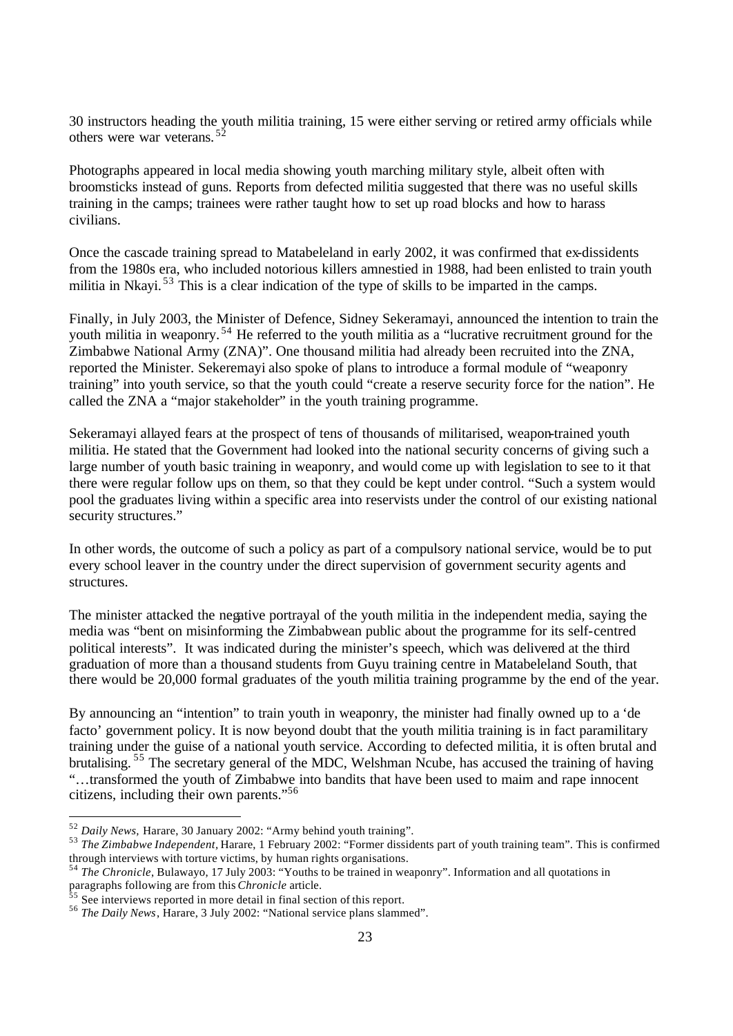30 instructors heading the youth militia training, 15 were either serving or retired army officials while others were war veterans.[52]

Photographs appeared in local media showing youth marching military style, albeit often with broomsticks instead of guns. Reports from defected militia suggested that there was no useful skills training in the camps; trainees were rather taught how to set up road blocks and how to harass civilians.

Once the cascade training spread to Matabeleland in early 2002, it was confirmed that ex-dissidents from the 1980s era, who included notorious killers amnestied in 1988, had been enlisted to train youth militia in Nkayi.[53] This is a clear indication of the type of skills to be imparted in the camps.

Finally, in July 2003, the Minister of Defence, Sidney Sekeramayi, announced the intention to train the youth militia in weaponry.[54] He referred to the youth militia as a "lucrative recruitment ground for the Zimbabwe National Army (ZNA)". One thousand militia had already been recruited into the ZNA, reported the Minister. Sekeremayi also spoke of plans to introduce a formal module of "weaponry training" into youth service, so that the youth could "create a reserve security force for the nation". He called the ZNA a "major stakeholder" in the youth training programme.

Sekeramayi allayed fears at the prospect of tens of thousands of militarised, weapon-trained youth militia. He stated that the Government had looked into the national security concerns of giving such a large number of youth basic training in weaponry, and would come up with legislation to see to it that there were regular follow ups on them, so that they could be kept under control. "Such a system would pool the graduates living within a specific area into reservists under the control of our existing national security structures."

In other words, the outcome of such a policy as part of a compulsory national service, would be to put every school leaver in the country under the direct supervision of government security agents and structures.

The minister attacked the negative portrayal of the youth militia in the independent media, saying the media was "bent on misinforming the Zimbabwean public about the programme for its self-centred political interests". It was indicated during the minister's speech, which was delivered at the third graduation of more than a thousand students from Guyu training centre in Matabeleland South, that there would be 20,000 formal graduates of the youth militia training programme by the end of the year.

By announcing an "intention" to train youth in weaponry, the minister had finally owned up to a 'de facto' government policy. It is now beyond doubt that the youth militia training is in fact paramilitary training under the guise of a national youth service. According to defected militia, it is often brutal and brutalising.[55] The secretary general of the MDC, Welshman Ncube, has accused the training of having "…transformed the youth of Zimbabwe into bandits that have been used to maim and rape innocent citizens, including their own parents."[56]

---

[52] *Daily News*, Harare, 30 January 2002: "Army behind youth training".

[53] *The Zimbabwe Independent*, Harare, 1 February 2002: "Former dissidents part of youth training team". This is confirmed through interviews with torture victims, by human rights organisations.

[54] *The Chronicle*, Bulawayo, 17 July 2003: "Youths to be trained in weaponry". Information and all quotations in paragraphs following are from this *Chronicle* article.

[55] See interviews reported in more detail in final section of this report.

[56] *The Daily News*, Harare, 3 July 2002: "National service plans slammed".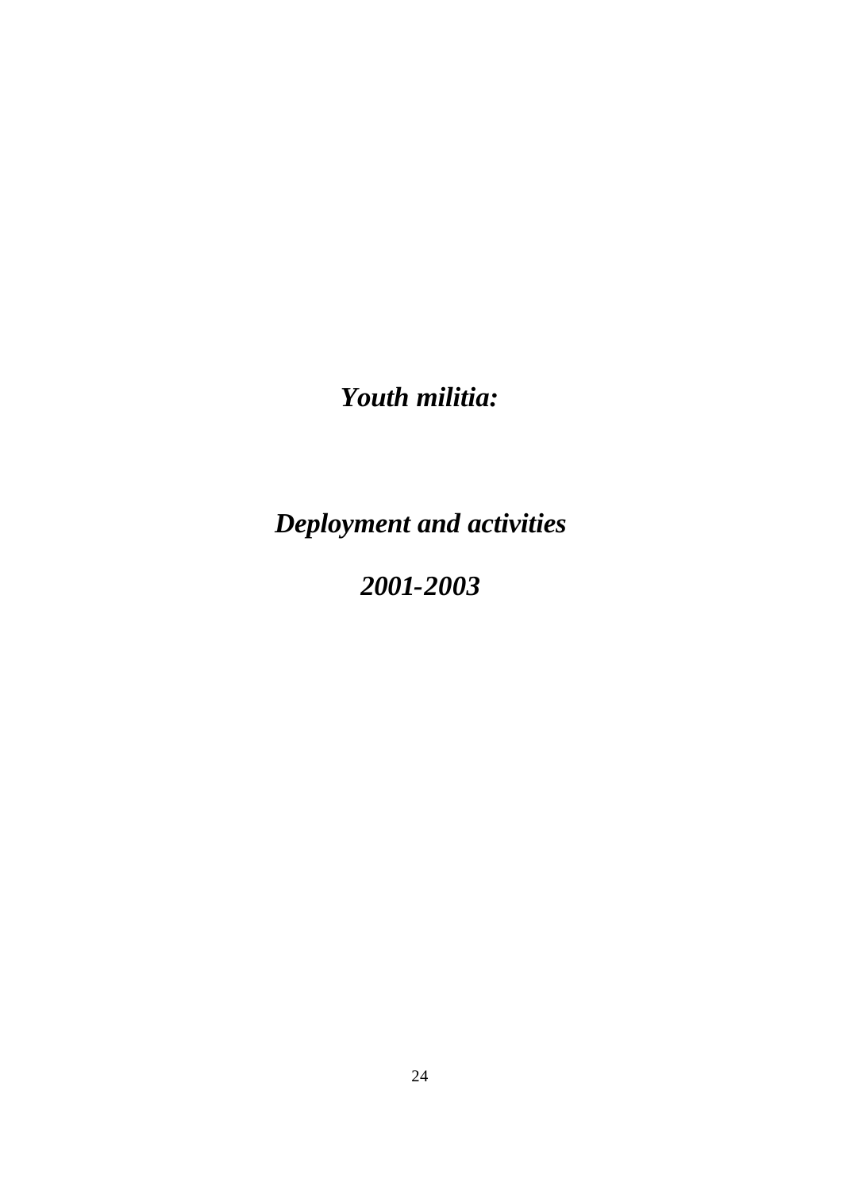# *Youth militia:*

# *Deployment and activities*

# *2001-2003*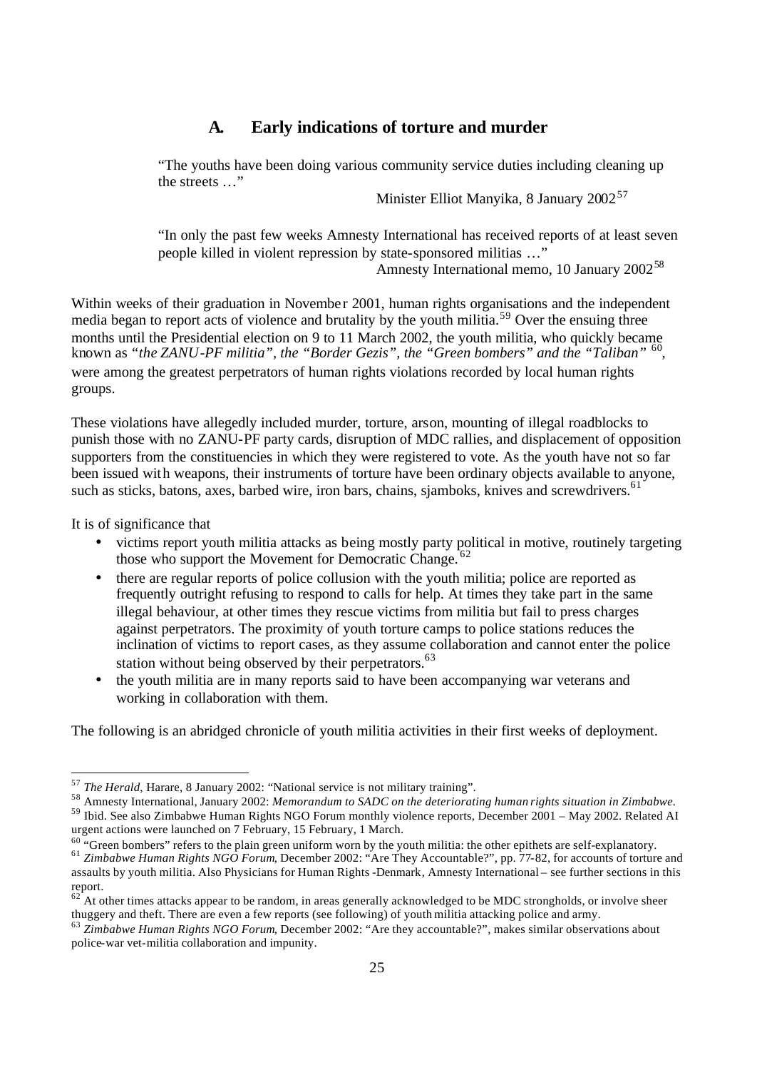## A. Early indications of torture and murder

> "The youths have been doing various community service duties including cleaning up the streets …"
>
> Minister Elliot Manyika, 8 January 2002[57]

> "In only the past few weeks Amnesty International has received reports of at least seven people killed in violent repression by state-sponsored militias …"
>
> Amnesty International memo, 10 January 2002[58]

Within weeks of their graduation in November 2001, human rights organisations and the independent media began to report acts of violence and brutality by the youth militia.[59] Over the ensuing three months until the Presidential election on 9 to 11 March 2002, the youth militia, who quickly became known as *"the ZANU-PF militia", the "Border Gezis", the "Green bombers" and the "Taliban"* [60], were among the greatest perpetrators of human rights violations recorded by local human rights groups.

These violations have allegedly included murder, torture, arson, mounting of illegal roadblocks to punish those with no ZANU-PF party cards, disruption of MDC rallies, and displacement of opposition supporters from the constituencies in which they were registered to vote. As the youth have not so far been issued with weapons, their instruments of torture have been ordinary objects available to anyone, such as sticks, batons, axes, barbed wire, iron bars, chains, sjamboks, knives and screwdrivers.[61]

It is of significance that

- victims report youth militia attacks as being mostly party political in motive, routinely targeting those who support the Movement for Democratic Change.[62]
- there are regular reports of police collusion with the youth militia; police are reported as frequently outright refusing to respond to calls for help. At times they take part in the same illegal behaviour, at other times they rescue victims from militia but fail to press charges against perpetrators. The proximity of youth torture camps to police stations reduces the inclination of victims to report cases, as they assume collaboration and cannot enter the police station without being observed by their perpetrators.[63]
- the youth militia are in many reports said to have been accompanying war veterans and working in collaboration with them.

The following is an abridged chronicle of youth militia activities in their first weeks of deployment.

---

[57] *The Herald*, Harare, 8 January 2002: "National service is not military training".

[58] Amnesty International, January 2002: *Memorandum to SADC on the deteriorating human rights situation in Zimbabwe.*

[59] Ibid. See also Zimbabwe Human Rights NGO Forum monthly violence reports, December 2001 – May 2002. Related AI urgent actions were launched on 7 February, 15 February, 1 March.

[60] "Green bombers" refers to the plain green uniform worn by the youth militia: the other epithets are self-explanatory.

[61] *Zimbabwe Human Rights NGO Forum*, December 2002: "Are They Accountable?", pp. 77-82, for accounts of torture and assaults by youth militia. Also Physicians for Human Rights -Denmark, Amnesty International – see further sections in this report.

[62] At other times attacks appear to be random, in areas generally acknowledged to be MDC strongholds, or involve sheer thuggery and theft. There are even a few reports (see following) of youth militia attacking police and army.

[63] *Zimbabwe Human Rights NGO Forum*, December 2002: "Are they accountable?", makes similar observations about police-war vet-militia collaboration and impunity.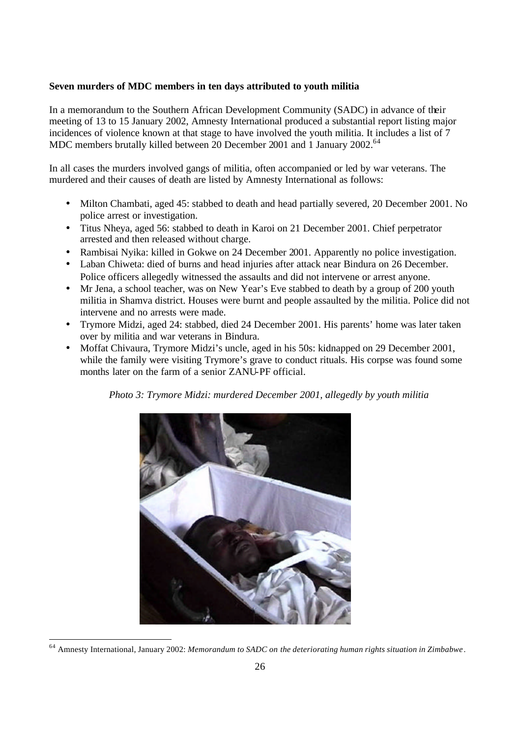**Seven murders of MDC members in ten days attributed to youth militia**

In a memorandum to the Southern African Development Community (SADC) in advance of their meeting of 13 to 15 January 2002, Amnesty International produced a substantial report listing major incidences of violence known at that stage to have involved the youth militia. It includes a list of 7 MDC members brutally killed between 20 December 2001 and 1 January 2002.[64]

In all cases the murders involved gangs of militia, often accompanied or led by war veterans. The murdered and their causes of death are listed by Amnesty International as follows:

- Milton Chambati, aged 45: stabbed to death and head partially severed, 20 December 2001. No police arrest or investigation.
- Titus Nheya, aged 56: stabbed to death in Karoi on 21 December 2001. Chief perpetrator arrested and then released without charge.
- Rambisai Nyika: killed in Gokwe on 24 December 2001. Apparently no police investigation.
- Laban Chiweta: died of burns and head injuries after attack near Bindura on 26 December. Police officers allegedly witnessed the assaults and did not intervene or arrest anyone.
- Mr Jena, a school teacher, was on New Year's Eve stabbed to death by a group of 200 youth militia in Shamva district. Houses were burnt and people assaulted by the militia. Police did not intervene and no arrests were made.
- Trymore Midzi, aged 24: stabbed, died 24 December 2001. His parents' home was later taken over by militia and war veterans in Bindura.
- Moffat Chivaura, Trymore Midzi's uncle, aged in his 50s: kidnapped on 29 December 2001, while the family were visiting Trymore's grave to conduct rituals. His corpse was found some months later on the farm of a senior ZANU-PF official.

*Photo 3: Trymore Midzi: murdered December 2001, allegedly by youth militia*

[64] Amnesty International, January 2002: *Memorandum to SADC on the deteriorating human rights situation in Zimbabwe*.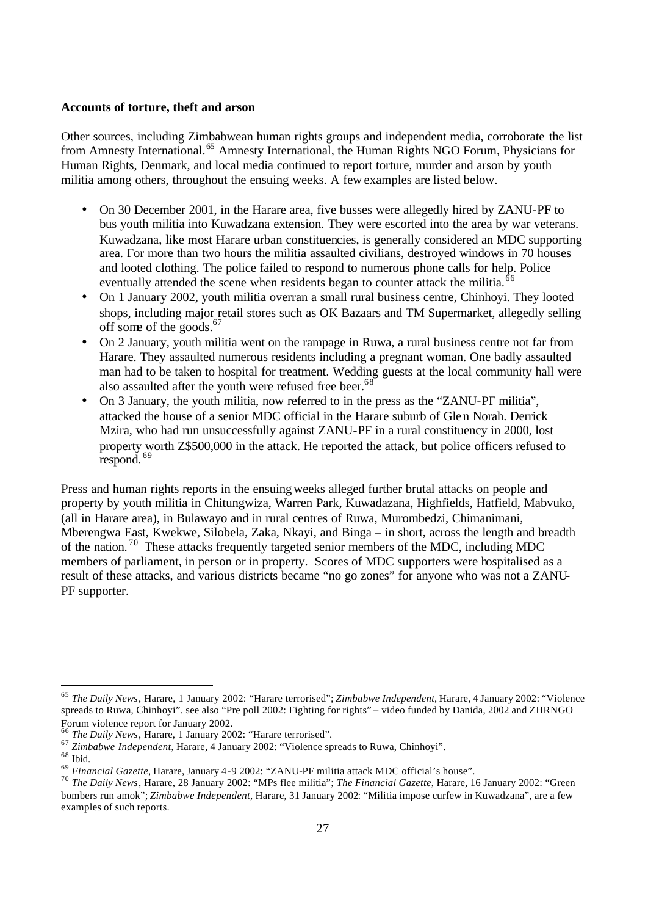**Accounts of torture, theft and arson**

Other sources, including Zimbabwean human rights groups and independent media, corroborate the list from Amnesty International.[65] Amnesty International, the Human Rights NGO Forum, Physicians for Human Rights, Denmark, and local media continued to report torture, murder and arson by youth militia among others, throughout the ensuing weeks. A few examples are listed below.

- On 30 December 2001, in the Harare area, five busses were allegedly hired by ZANU-PF to bus youth militia into Kuwadzana extension. They were escorted into the area by war veterans. Kuwadzana, like most Harare urban constituencies, is generally considered an MDC supporting area. For more than two hours the militia assaulted civilians, destroyed windows in 70 houses and looted clothing. The police failed to respond to numerous phone calls for help. Police eventually attended the scene when residents began to counter attack the militia.[66]
- On 1 January 2002, youth militia overran a small rural business centre, Chinhoyi. They looted shops, including major retail stores such as OK Bazaars and TM Supermarket, allegedly selling off some of the goods.[67]
- On 2 January, youth militia went on the rampage in Ruwa, a rural business centre not far from Harare. They assaulted numerous residents including a pregnant woman. One badly assaulted man had to be taken to hospital for treatment. Wedding guests at the local community hall were also assaulted after the youth were refused free beer.[68]
- On 3 January, the youth militia, now referred to in the press as the "ZANU-PF militia", attacked the house of a senior MDC official in the Harare suburb of Glen Norah. Derrick Mzira, who had run unsuccessfully against ZANU-PF in a rural constituency in 2000, lost property worth Z$500,000 in the attack. He reported the attack, but police officers refused to respond.[69]

Press and human rights reports in the ensuing weeks alleged further brutal attacks on people and property by youth militia in Chitungwiza, Warren Park, Kuwadazana, Highfields, Hatfield, Mabvuko, (all in Harare area), in Bulawayo and in rural centres of Ruwa, Murombedzi, Chimanimani, Mberengwa East, Kwekwe, Silobela, Zaka, Nkayi, and Binga – in short, across the length and breadth of the nation.[70] These attacks frequently targeted senior members of the MDC, including MDC members of parliament, in person or in property. Scores of MDC supporters were hospitalised as a result of these attacks, and various districts became "no go zones" for anyone who was not a ZANU-PF supporter.

---

[65] *The Daily News*, Harare, 1 January 2002: "Harare terrorised"; *Zimbabwe Independent*, Harare, 4 January 2002: "Violence spreads to Ruwa, Chinhoyi". see also "Pre poll 2002: Fighting for rights" – video funded by Danida, 2002 and ZHRNGO Forum violence report for January 2002.

[66] *The Daily News*, Harare, 1 January 2002: "Harare terrorised".

[67] *Zimbabwe Independent*, Harare, 4 January 2002: "Violence spreads to Ruwa, Chinhoyi".

[68] Ibid.

[69] *Financial Gazette*, Harare, January 4-9 2002: "ZANU-PF militia attack MDC official's house".

[70] *The Daily News*, Harare, 28 January 2002: "MPs flee militia"; *The Financial Gazette*, Harare, 16 January 2002: "Green bombers run amok"; *Zimbabwe Independent*, Harare, 31 January 2002: "Militia impose curfew in Kuwadzana", are a few examples of such reports.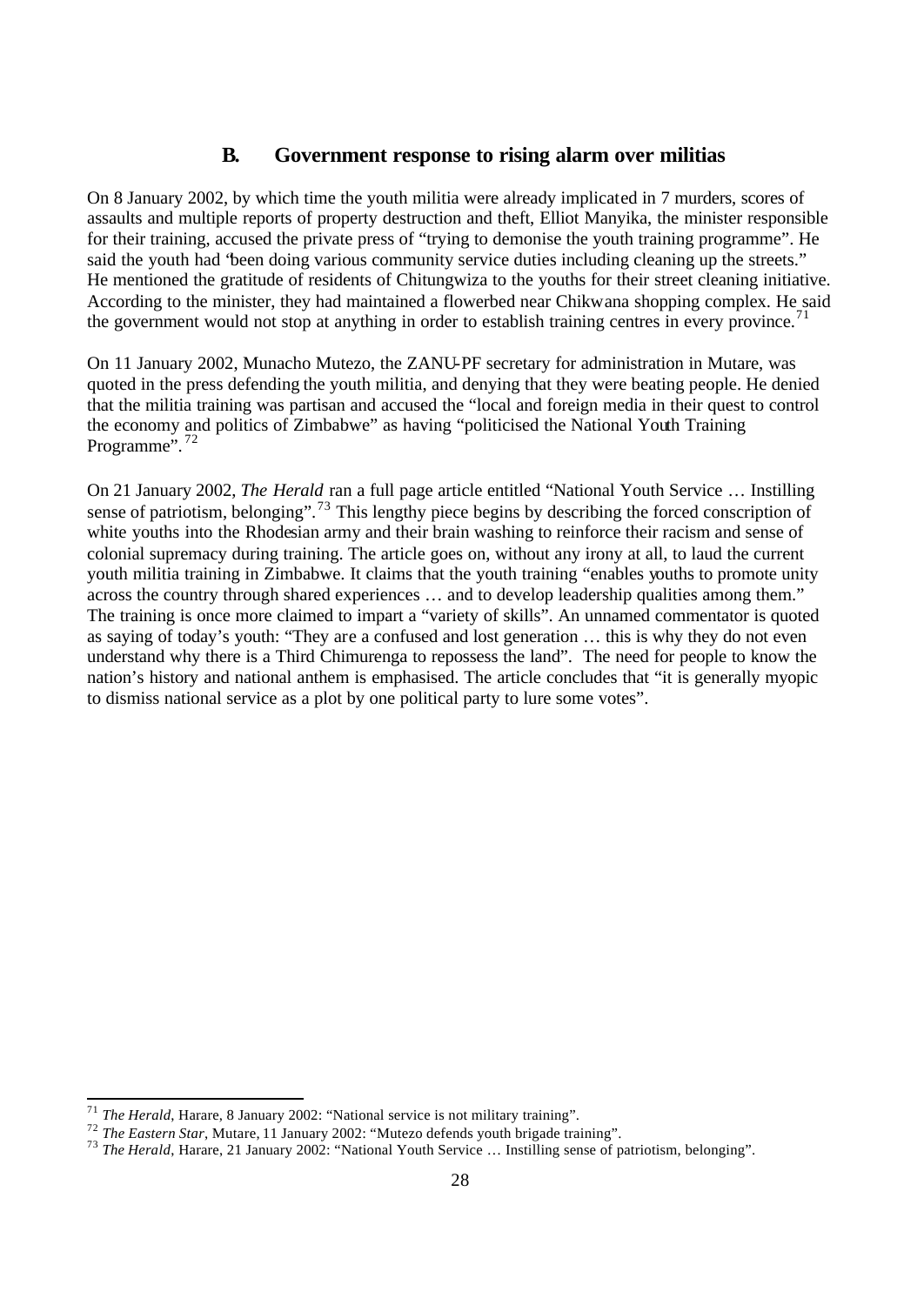## B. Government response to rising alarm over militias

On 8 January 2002, by which time the youth militia were already implicated in 7 murders, scores of assaults and multiple reports of property destruction and theft, Elliot Manyika, the minister responsible for their training, accused the private press of "trying to demonise the youth training programme". He said the youth had "been doing various community service duties including cleaning up the streets." He mentioned the gratitude of residents of Chitungwiza to the youths for their street cleaning initiative. According to the minister, they had maintained a flowerbed near Chikwana shopping complex. He said the government would not stop at anything in order to establish training centres in every province.[71]

On 11 January 2002, Munacho Mutezo, the ZANU-PF secretary for administration in Mutare, was quoted in the press defending the youth militia, and denying that they were beating people. He denied that the militia training was partisan and accused the "local and foreign media in their quest to control the economy and politics of Zimbabwe" as having "politicised the National Youth Training Programme".[72]

On 21 January 2002, *The Herald* ran a full page article entitled "National Youth Service … Instilling sense of patriotism, belonging".[73] This lengthy piece begins by describing the forced conscription of white youths into the Rhodesian army and their brain washing to reinforce their racism and sense of colonial supremacy during training. The article goes on, without any irony at all, to laud the current youth militia training in Zimbabwe. It claims that the youth training "enables youths to promote unity across the country through shared experiences … and to develop leadership qualities among them." The training is once more claimed to impart a "variety of skills". An unnamed commentator is quoted as saying of today's youth: "They are a confused and lost generation … this is why they do not even understand why there is a Third Chimurenga to repossess the land". The need for people to know the nation's history and national anthem is emphasised. The article concludes that "it is generally myopic to dismiss national service as a plot by one political party to lure some votes".

---

[71] *The Herald*, Harare, 8 January 2002: "National service is not military training".

[72] *The Eastern Star*, Mutare, 11 January 2002: "Mutezo defends youth brigade training".

[73] *The Herald*, Harare, 21 January 2002: "National Youth Service … Instilling sense of patriotism, belonging".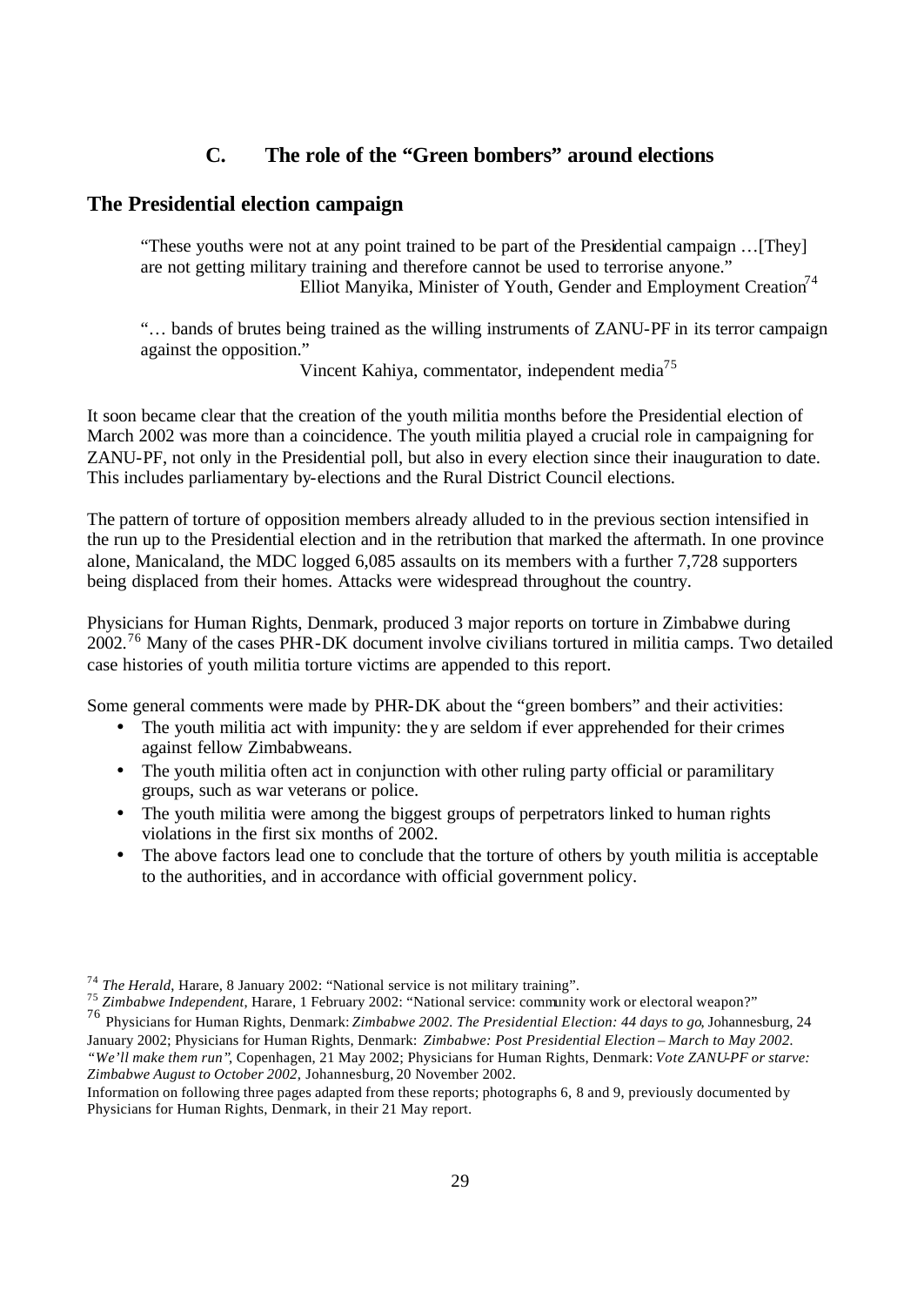## C. The role of the "Green bombers" around elections

## The Presidential election campaign

> "These youths were not at any point trained to be part of the Presidential campaign …[They] are not getting military training and therefore cannot be used to terrorise anyone."
>
> Elliot Manyika, Minister of Youth, Gender and Employment Creation[74]

> "… bands of brutes being trained as the willing instruments of ZANU-PF in its terror campaign against the opposition."
>
> Vincent Kahiya, commentator, independent media[75]

It soon became clear that the creation of the youth militia months before the Presidential election of March 2002 was more than a coincidence. The youth militia played a crucial role in campaigning for ZANU-PF, not only in the Presidential poll, but also in every election since their inauguration to date. This includes parliamentary by-elections and the Rural District Council elections.

The pattern of torture of opposition members already alluded to in the previous section intensified in the run up to the Presidential election and in the retribution that marked the aftermath. In one province alone, Manicaland, the MDC logged 6,085 assaults on its members with a further 7,728 supporters being displaced from their homes. Attacks were widespread throughout the country.

Physicians for Human Rights, Denmark, produced 3 major reports on torture in Zimbabwe during 2002.[76] Many of the cases PHR-DK document involve civilians tortured in militia camps. Two detailed case histories of youth militia torture victims are appended to this report.

Some general comments were made by PHR-DK about the "green bombers" and their activities:

- The youth militia act with impunity: they are seldom if ever apprehended for their crimes against fellow Zimbabweans.
- The youth militia often act in conjunction with other ruling party official or paramilitary groups, such as war veterans or police.
- The youth militia were among the biggest groups of perpetrators linked to human rights violations in the first six months of 2002.
- The above factors lead one to conclude that the torture of others by youth militia is acceptable to the authorities, and in accordance with official government policy.

---

[74] *The Herald*, Harare, 8 January 2002: "National service is not military training".

[75] *Zimbabwe Independent*, Harare, 1 February 2002: "National service: community work or electoral weapon?"

[76] Physicians for Human Rights, Denmark: *Zimbabwe 2002. The Presidential Election: 44 days to go*, Johannesburg, 24 January 2002; Physicians for Human Rights, Denmark: *Zimbabwe: Post Presidential Election – March to May 2002. "We'll make them run"*, Copenhagen, 21 May 2002; Physicians for Human Rights, Denmark: *Vote ZANU-PF or starve: Zimbabwe August to October 2002*, Johannesburg, 20 November 2002.

Information on following three pages adapted from these reports; photographs 6, 8 and 9, previously documented by Physicians for Human Rights, Denmark, in their 21 May report.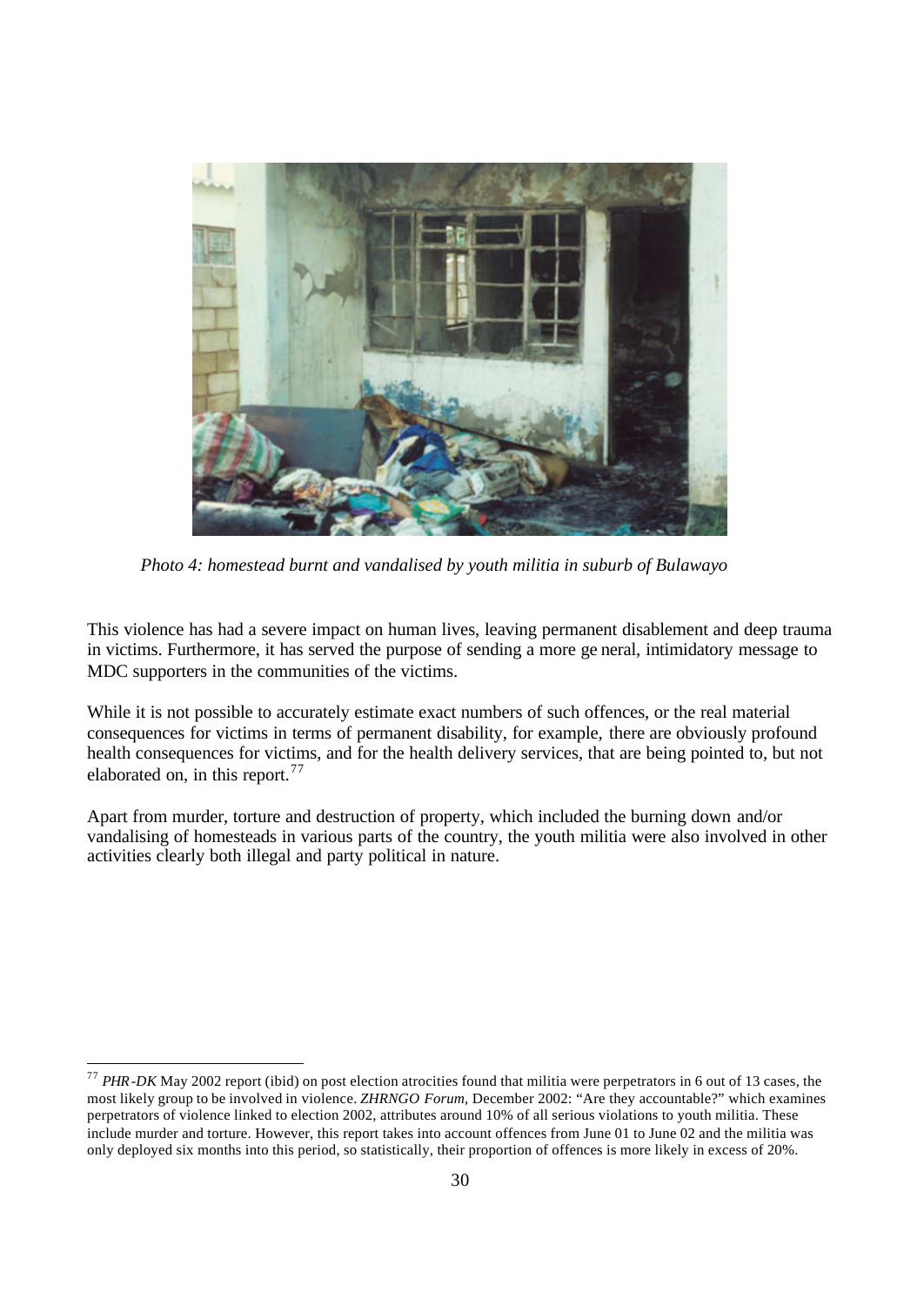*Photo 4: homestead burnt and vandalised by youth militia in suburb of Bulawayo*

This violence has had a severe impact on human lives, leaving permanent disablement and deep trauma in victims. Furthermore, it has served the purpose of sending a more general, intimidatory message to MDC supporters in the communities of the victims.

While it is not possible to accurately estimate exact numbers of such offences, or the real material consequences for victims in terms of permanent disability, for example, there are obviously profound health consequences for victims, and for the health delivery services, that are being pointed to, but not elaborated on, in this report.[77]

Apart from murder, torture and destruction of property, which included the burning down and/or vandalising of homesteads in various parts of the country, the youth militia were also involved in other activities clearly both illegal and party political in nature.

---

[77] *PHR-DK* May 2002 report (ibid) on post election atrocities found that militia were perpetrators in 6 out of 13 cases, the most likely group to be involved in violence. *ZHRNGO Forum*, December 2002: "Are they accountable?" which examines perpetrators of violence linked to election 2002, attributes around 10% of all serious violations to youth militia. These include murder and torture. However, this report takes into account offences from June 01 to June 02 and the militia was only deployed six months into this period, so statistically, their proportion of offences is more likely in excess of 20%.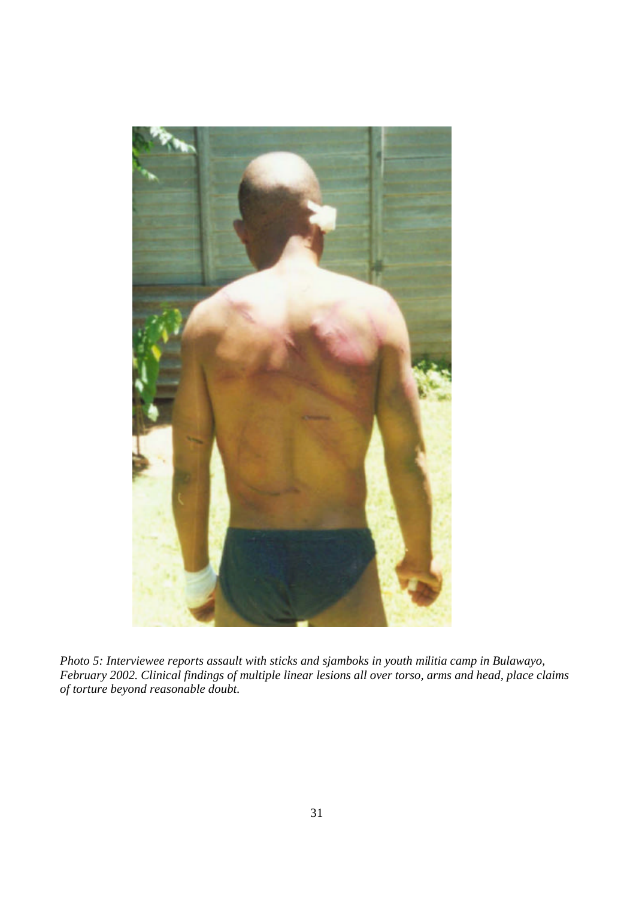*Photo 5: Interviewee reports assault with sticks and sjamboks in youth militia camp in Bulawayo, February 2002. Clinical findings of multiple linear lesions all over torso, arms and head, place claims of torture beyond reasonable doubt.*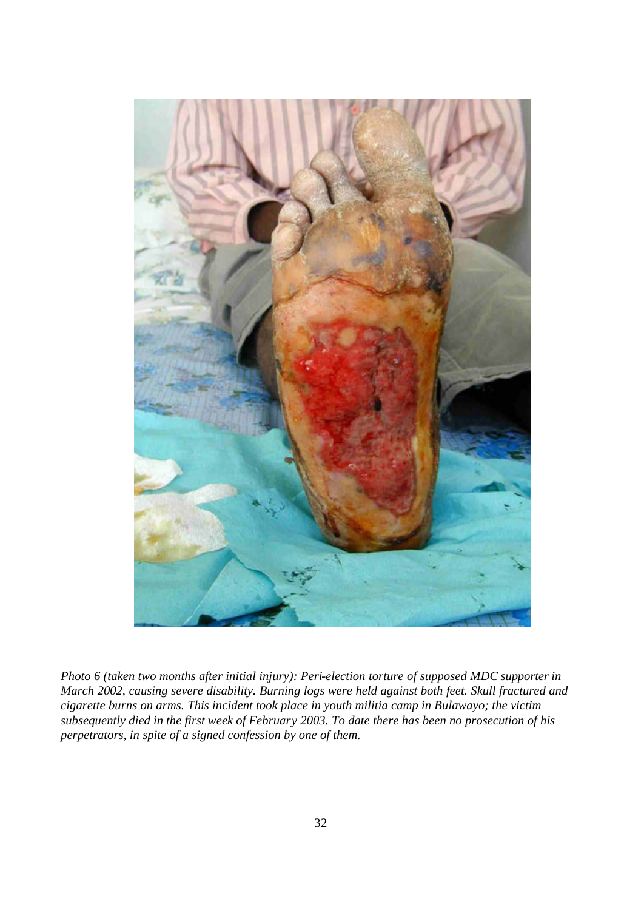*Photo 6 (taken two months after initial injury): Peri-election torture of supposed MDC supporter in March 2002, causing severe disability. Burning logs were held against both feet. Skull fractured and cigarette burns on arms. This incident took place in youth militia camp in Bulawayo; the victim subsequently died in the first week of February 2003. To date there has been no prosecution of his perpetrators, in spite of a signed confession by one of them.*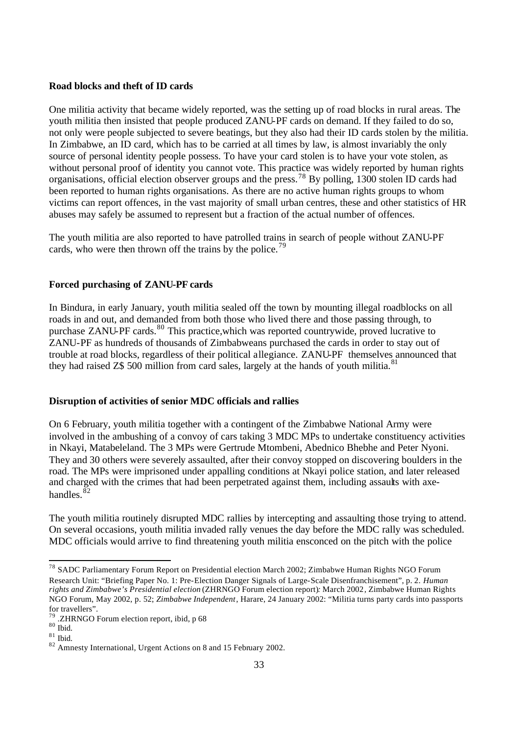**Road blocks and theft of ID cards**

One militia activity that became widely reported, was the setting up of road blocks in rural areas. The youth militia then insisted that people produced ZANU-PF cards on demand. If they failed to do so, not only were people subjected to severe beatings, but they also had their ID cards stolen by the militia. In Zimbabwe, an ID card, which has to be carried at all times by law, is almost invariably the only source of personal identity people possess. To have your card stolen is to have your vote stolen, as without personal proof of identity you cannot vote. This practice was widely reported by human rights organisations, official election observer groups and the press.[78] By polling, 1300 stolen ID cards had been reported to human rights organisations. As there are no active human rights groups to whom victims can report offences, in the vast majority of small urban centres, these and other statistics of HR abuses may safely be assumed to represent but a fraction of the actual number of offences.

The youth militia are also reported to have patrolled trains in search of people without ZANU-PF cards, who were then thrown off the trains by the police.[79]

**Forced purchasing of ZANU-PF cards**

In Bindura, in early January, youth militia sealed off the town by mounting illegal roadblocks on all roads in and out, and demanded from both those who lived there and those passing through, to purchase ZANU-PF cards.[80] This practice,which was reported countrywide, proved lucrative to ZANU-PF as hundreds of thousands of Zimbabweans purchased the cards in order to stay out of trouble at road blocks, regardless of their political allegiance. ZANU-PF themselves announced that they had raised Z$ 500 million from card sales, largely at the hands of youth militia.[81]

**Disruption of activities of senior MDC officials and rallies**

On 6 February, youth militia together with a contingent of the Zimbabwe National Army were involved in the ambushing of a convoy of cars taking 3 MDC MPs to undertake constituency activities in Nkayi, Matabeleland. The 3 MPs were Gertrude Mtombeni, Abednico Bhebhe and Peter Nyoni. They and 30 others were severely assaulted, after their convoy stopped on discovering boulders in the road. The MPs were imprisoned under appalling conditions at Nkayi police station, and later released and charged with the crimes that had been perpetrated against them, including assaults with axe-handles.[82]

The youth militia routinely disrupted MDC rallies by intercepting and assaulting those trying to attend. On several occasions, youth militia invaded rally venues the day before the MDC rally was scheduled. MDC officials would arrive to find threatening youth militia ensconced on the pitch with the police

---

[78] SADC Parliamentary Forum Report on Presidential election March 2002; Zimbabwe Human Rights NGO Forum Research Unit: "Briefing Paper No. 1: Pre-Election Danger Signals of Large-Scale Disenfranchisement", p. 2. *Human rights and Zimbabwe's Presidential election* (ZHRNGO Forum election report): March 2002, Zimbabwe Human Rights NGO Forum, May 2002, p. 52; *Zimbabwe Independent*, Harare, 24 January 2002: "Militia turns party cards into passports for travellers".

[79] .ZHRNGO Forum election report, ibid, p 68

[80] Ibid.

[81] Ibid.

[82] Amnesty International, Urgent Actions on 8 and 15 February 2002.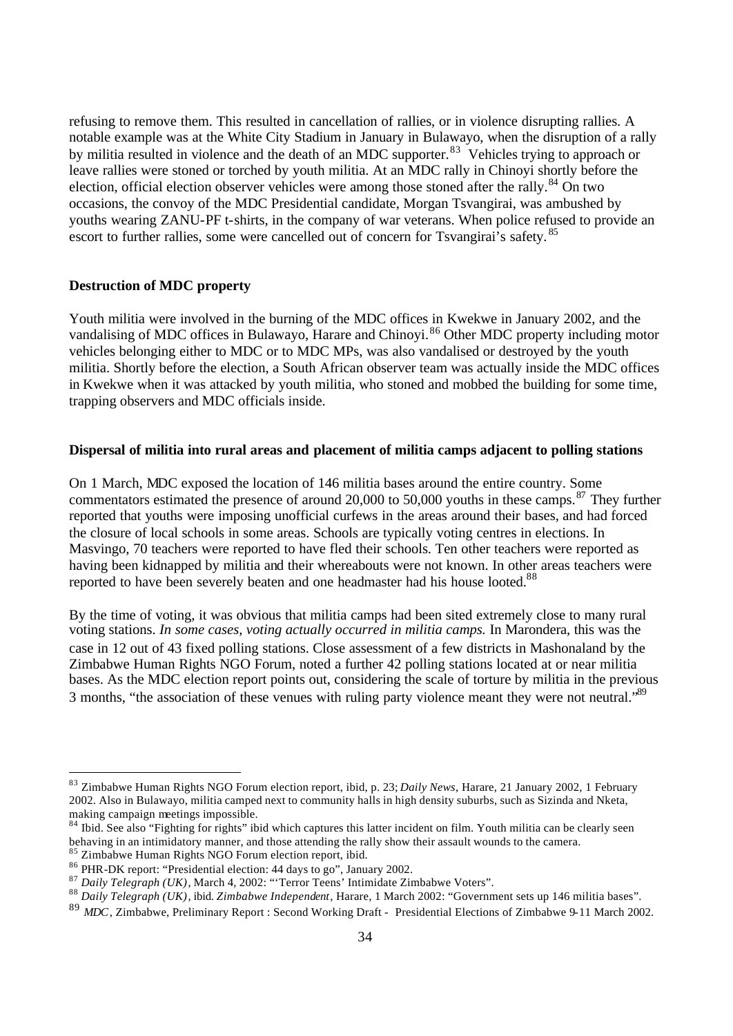refusing to remove them. This resulted in cancellation of rallies, or in violence disrupting rallies. A notable example was at the White City Stadium in January in Bulawayo, when the disruption of a rally by militia resulted in violence and the death of an MDC supporter.[83] Vehicles trying to approach or leave rallies were stoned or torched by youth militia. At an MDC rally in Chinoyi shortly before the election, official election observer vehicles were among those stoned after the rally.[84] On two occasions, the convoy of the MDC Presidential candidate, Morgan Tsvangirai, was ambushed by youths wearing ZANU-PF t-shirts, in the company of war veterans. When police refused to provide an escort to further rallies, some were cancelled out of concern for Tsvangirai's safety.[85]

**Destruction of MDC property**

Youth militia were involved in the burning of the MDC offices in Kwekwe in January 2002, and the vandalising of MDC offices in Bulawayo, Harare and Chinoyi.[86] Other MDC property including motor vehicles belonging either to MDC or to MDC MPs, was also vandalised or destroyed by the youth militia. Shortly before the election, a South African observer team was actually inside the MDC offices in Kwekwe when it was attacked by youth militia, who stoned and mobbed the building for some time, trapping observers and MDC officials inside.

**Dispersal of militia into rural areas and placement of militia camps adjacent to polling stations**

On 1 March, MDC exposed the location of 146 militia bases around the entire country. Some commentators estimated the presence of around 20,000 to 50,000 youths in these camps.[87] They further reported that youths were imposing unofficial curfews in the areas around their bases, and had forced the closure of local schools in some areas. Schools are typically voting centres in elections. In Masvingo, 70 teachers were reported to have fled their schools. Ten other teachers were reported as having been kidnapped by militia and their whereabouts were not known. In other areas teachers were reported to have been severely beaten and one headmaster had his house looted.[88]

By the time of voting, it was obvious that militia camps had been sited extremely close to many rural voting stations. *In some cases, voting actually occurred in militia camps.* In Marondera, this was the case in 12 out of 43 fixed polling stations. Close assessment of a few districts in Mashonaland by the Zimbabwe Human Rights NGO Forum, noted a further 42 polling stations located at or near militia bases. As the MDC election report points out, considering the scale of torture by militia in the previous 3 months, "the association of these venues with ruling party violence meant they were not neutral."[89]

---

[83] Zimbabwe Human Rights NGO Forum election report, ibid, p. 23; *Daily News*, Harare, 21 January 2002, 1 February 2002. Also in Bulawayo, militia camped next to community halls in high density suburbs, such as Sizinda and Nketa, making campaign meetings impossible.

[84] Ibid. See also "Fighting for rights" ibid which captures this latter incident on film. Youth militia can be clearly seen behaving in an intimidatory manner, and those attending the rally show their assault wounds to the camera.

[85] Zimbabwe Human Rights NGO Forum election report, ibid.

[86] PHR-DK report: "Presidential election: 44 days to go", January 2002.

[87] *Daily Telegraph (UK)*, March 4, 2002: "'Terror Teens' Intimidate Zimbabwe Voters".

[88] *Daily Telegraph (UK)*, ibid. *Zimbabwe Independent*, Harare, 1 March 2002: "Government sets up 146 militia bases".

[89] *MDC*, Zimbabwe, Preliminary Report : Second Working Draft - Presidential Elections of Zimbabwe 9-11 March 2002.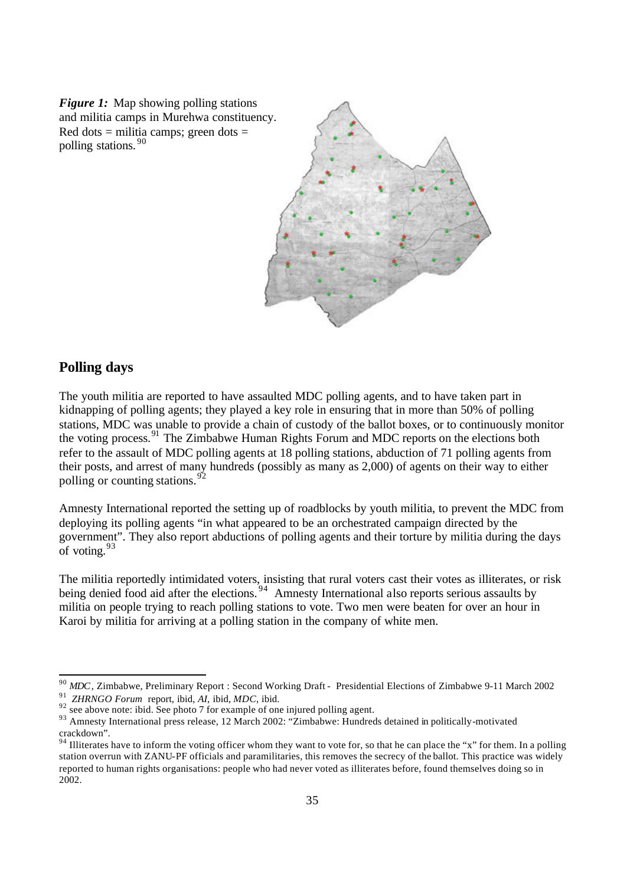*Figure 1:* Map showing polling stations and militia camps in Murehwa constituency. Red dots = militia camps; green dots = polling stations.[90]

## Polling days

The youth militia are reported to have assaulted MDC polling agents, and to have taken part in kidnapping of polling agents; they played a key role in ensuring that in more than 50% of polling stations, MDC was unable to provide a chain of custody of the ballot boxes, or to continuously monitor the voting process.[91] The Zimbabwe Human Rights Forum and MDC reports on the elections both refer to the assault of MDC polling agents at 18 polling stations, abduction of 71 polling agents from their posts, and arrest of many hundreds (possibly as many as 2,000) of agents on their way to either polling or counting stations.[92]

Amnesty International reported the setting up of roadblocks by youth militia, to prevent the MDC from deploying its polling agents "in what appeared to be an orchestrated campaign directed by the government". They also report abductions of polling agents and their torture by militia during the days of voting.[93]

The militia reportedly intimidated voters, insisting that rural voters cast their votes as illiterates, or risk being denied food aid after the elections.[94] Amnesty International also reports serious assaults by militia on people trying to reach polling stations to vote. Two men were beaten for over an hour in Karoi by militia for arriving at a polling station in the company of white men.

---

[90] *MDC*, Zimbabwe, Preliminary Report : Second Working Draft - Presidential Elections of Zimbabwe 9-11 March 2002

[91] *ZHRNGO Forum* report, ibid, *AI*, ibid, *MDC*, ibid.

[92] see above note: ibid. See photo 7 for example of one injured polling agent.

[93] Amnesty International press release, 12 March 2002: "Zimbabwe: Hundreds detained in politically-motivated crackdown".

[94] Illiterates have to inform the voting officer whom they want to vote for, so that he can place the "x" for them. In a polling station overrun with ZANU-PF officials and paramilitaries, this removes the secrecy of the ballot. This practice was widely reported to human rights organisations: people who had never voted as illiterates before, found themselves doing so in 2002.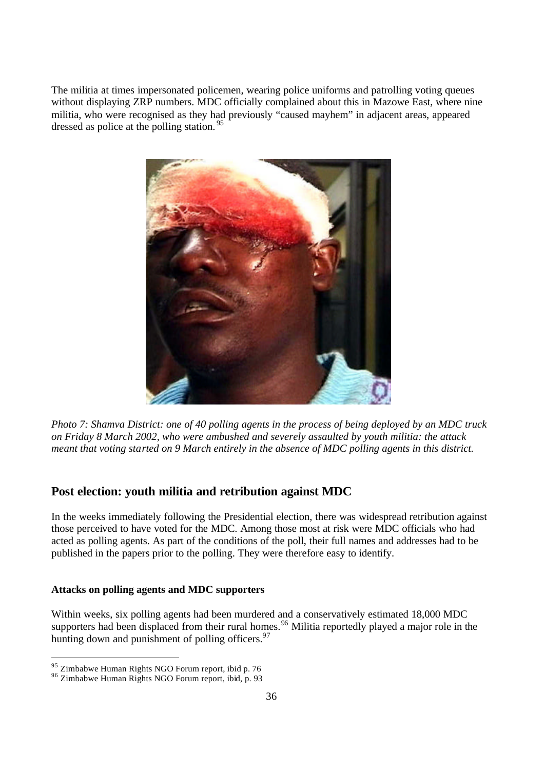The militia at times impersonated policemen, wearing police uniforms and patrolling voting queues without displaying ZRP numbers. MDC officially complained about this in Mazowe East, where nine militia, who were recognised as they had previously "caused mayhem" in adjacent areas, appeared dressed as police at the polling station.[95]

*Photo 7: Shamva District: one of 40 polling agents in the process of being deployed by an MDC truck on Friday 8 March 2002, who were ambushed and severely assaulted by youth militia: the attack meant that voting started on 9 March entirely in the absence of MDC polling agents in this district.*

## Post election: youth militia and retribution against MDC

In the weeks immediately following the Presidential election, there was widespread retribution against those perceived to have voted for the MDC. Among those most at risk were MDC officials who had acted as polling agents. As part of the conditions of the poll, their full names and addresses had to be published in the papers prior to the polling. They were therefore easy to identify.

### Attacks on polling agents and MDC supporters

Within weeks, six polling agents had been murdered and a conservatively estimated 18,000 MDC supporters had been displaced from their rural homes.[96] Militia reportedly played a major role in the hunting down and punishment of polling officers.[97]

---

[95] Zimbabwe Human Rights NGO Forum report, ibid p. 76

[96] Zimbabwe Human Rights NGO Forum report, ibid, p. 93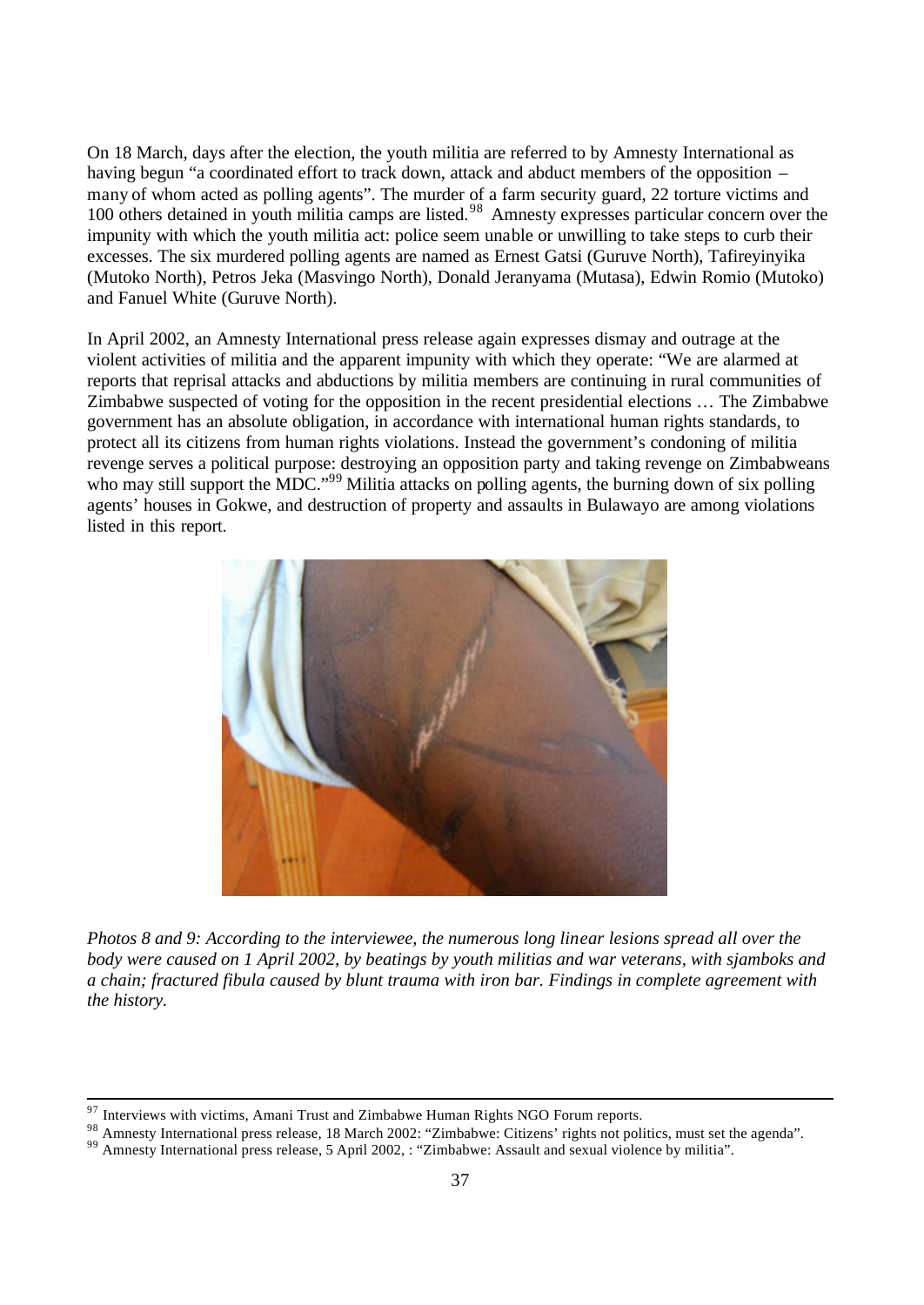On 18 March, days after the election, the youth militia are referred to by Amnesty International as having begun "a coordinated effort to track down, attack and abduct members of the opposition – many of whom acted as polling agents". The murder of a farm security guard, 22 torture victims and 100 others detained in youth militia camps are listed.[98] Amnesty expresses particular concern over the impunity with which the youth militia act: police seem unable or unwilling to take steps to curb their excesses. The six murdered polling agents are named as Ernest Gatsi (Guruve North), Tafireyinyika (Mutoko North), Petros Jeka (Masvingo North), Donald Jeranyama (Mutasa), Edwin Romio (Mutoko) and Fanuel White (Guruve North).

In April 2002, an Amnesty International press release again expresses dismay and outrage at the violent activities of militia and the apparent impunity with which they operate: "We are alarmed at reports that reprisal attacks and abductions by militia members are continuing in rural communities of Zimbabwe suspected of voting for the opposition in the recent presidential elections … The Zimbabwe government has an absolute obligation, in accordance with international human rights standards, to protect all its citizens from human rights violations. Instead the government's condoning of militia revenge serves a political purpose: destroying an opposition party and taking revenge on Zimbabweans who may still support the MDC."[99] Militia attacks on polling agents, the burning down of six polling agents' houses in Gokwe, and destruction of property and assaults in Bulawayo are among violations listed in this report.

*Photos 8 and 9: According to the interviewee, the numerous long linear lesions spread all over the body were caused on 1 April 2002, by beatings by youth militias and war veterans, with sjamboks and a chain; fractured fibula caused by blunt trauma with iron bar. Findings in complete agreement with the history.*

---

[97] Interviews with victims, Amani Trust and Zimbabwe Human Rights NGO Forum reports.

[98] Amnesty International press release, 18 March 2002: "Zimbabwe: Citizens' rights not politics, must set the agenda".

[99] Amnesty International press release, 5 April 2002, : "Zimbabwe: Assault and sexual violence by militia".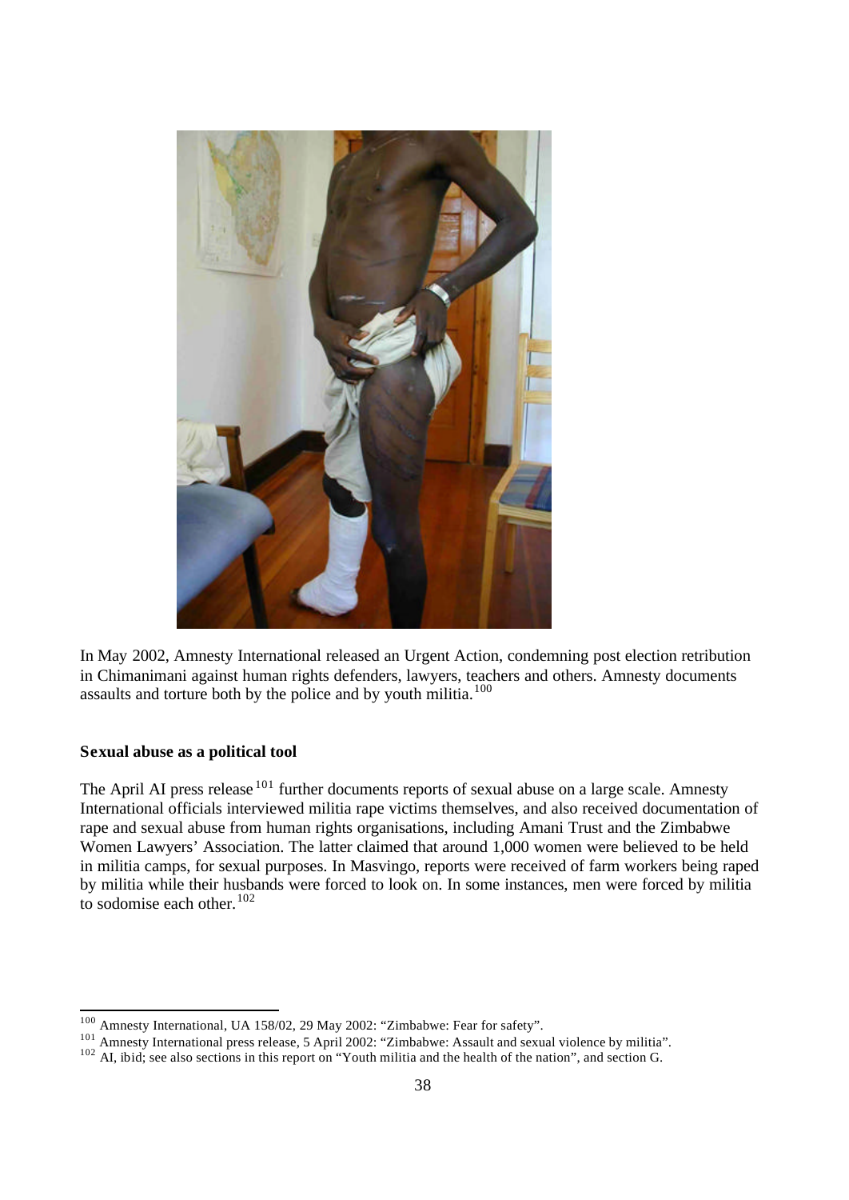In May 2002, Amnesty International released an Urgent Action, condemning post election retribution in Chimanimani against human rights defenders, lawyers, teachers and others. Amnesty documents assaults and torture both by the police and by youth militia.[100]

### Sexual abuse as a political tool

The April AI press release[101] further documents reports of sexual abuse on a large scale. Amnesty International officials interviewed militia rape victims themselves, and also received documentation of rape and sexual abuse from human rights organisations, including Amani Trust and the Zimbabwe Women Lawyers' Association. The latter claimed that around 1,000 women were believed to be held in militia camps, for sexual purposes. In Masvingo, reports were received of farm workers being raped by militia while their husbands were forced to look on. In some instances, men were forced by militia to sodomise each other.[102]

---

[100] Amnesty International, UA 158/02, 29 May 2002: "Zimbabwe: Fear for safety".

[101] Amnesty International press release, 5 April 2002: "Zimbabwe: Assault and sexual violence by militia".

[102] AI, ibid; see also sections in this report on "Youth militia and the health of the nation", and section G.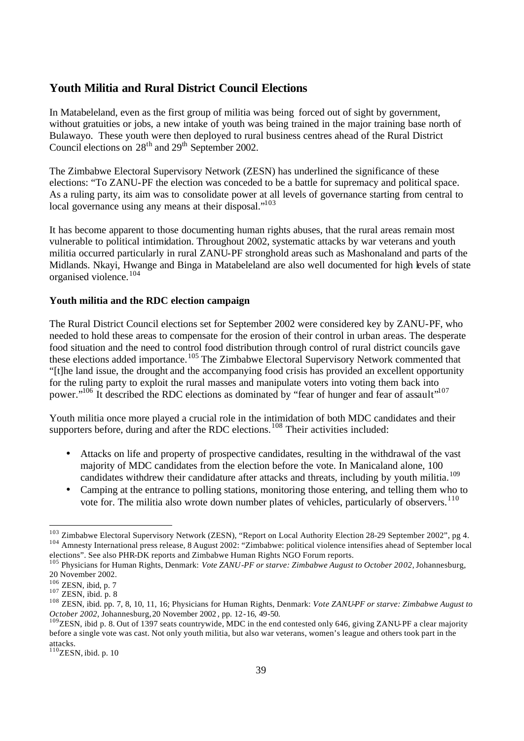## Youth Militia and Rural District Council Elections

In Matabeleland, even as the first group of militia was being forced out of sight by government, without gratuities or jobs, a new intake of youth was being trained in the major training base north of Bulawayo. These youth were then deployed to rural business centres ahead of the Rural District Council elections on 28th and 29th September 2002.

The Zimbabwe Electoral Supervisory Network (ZESN) has underlined the significance of these elections: "To ZANU-PF the election was conceded to be a battle for supremacy and political space. As a ruling party, its aim was to consolidate power at all levels of governance starting from central to local governance using any means at their disposal."[103]

It has become apparent to those documenting human rights abuses, that the rural areas remain most vulnerable to political intimidation. Throughout 2002, systematic attacks by war veterans and youth militia occurred particularly in rural ZANU-PF stronghold areas such as Mashonaland and parts of the Midlands. Nkayi, Hwange and Binga in Matabeleland are also well documented for high levels of state organised violence.[104]

### Youth militia and the RDC election campaign

The Rural District Council elections set for September 2002 were considered key by ZANU-PF, who needed to hold these areas to compensate for the erosion of their control in urban areas. The desperate food situation and the need to control food distribution through control of rural district councils gave these elections added importance.[105] The Zimbabwe Electoral Supervisory Network commented that "[t]he land issue, the drought and the accompanying food crisis has provided an excellent opportunity for the ruling party to exploit the rural masses and manipulate voters into voting them back into power."[106] It described the RDC elections as dominated by "fear of hunger and fear of assault"[107]

Youth militia once more played a crucial role in the intimidation of both MDC candidates and their supporters before, during and after the RDC elections.[108] Their activities included:

- Attacks on life and property of prospective candidates, resulting in the withdrawal of the vast majority of MDC candidates from the election before the vote. In Manicaland alone, 100 candidates withdrew their candidature after attacks and threats, including by youth militia.[109]
- Camping at the entrance to polling stations, monitoring those entering, and telling them who to vote for. The militia also wrote down number plates of vehicles, particularly of observers.[110]

---

[103] Zimbabwe Electoral Supervisory Network (ZESN), "Report on Local Authority Election 28-29 September 2002", pg 4.

[104] Amnesty International press release, 8 August 2002: "Zimbabwe: political violence intensifies ahead of September local elections". See also PHR-DK reports and Zimbabwe Human Rights NGO Forum reports.

[105] Physicians for Human Rights, Denmark: *Vote ZANU-PF or starve: Zimbabwe August to October 2002,* Johannesburg, 20 November 2002.

[106] ZESN, ibid, p. 7

[107] ZESN, ibid. p. 8

[108] ZESN, ibid. pp. 7, 8, 10, 11, 16; Physicians for Human Rights, Denmark: *Vote ZANU-PF or starve: Zimbabwe August to October 2002,* Johannesburg, 20 November 2002, pp. 12-16, 49-50.

[109] ZESN, ibid p. 8. Out of 1397 seats countrywide, MDC in the end contested only 646, giving ZANU-PF a clear majority before a single vote was cast. Not only youth militia, but also war veterans, women's league and others took part in the attacks.

[110] ZESN, ibid. p. 10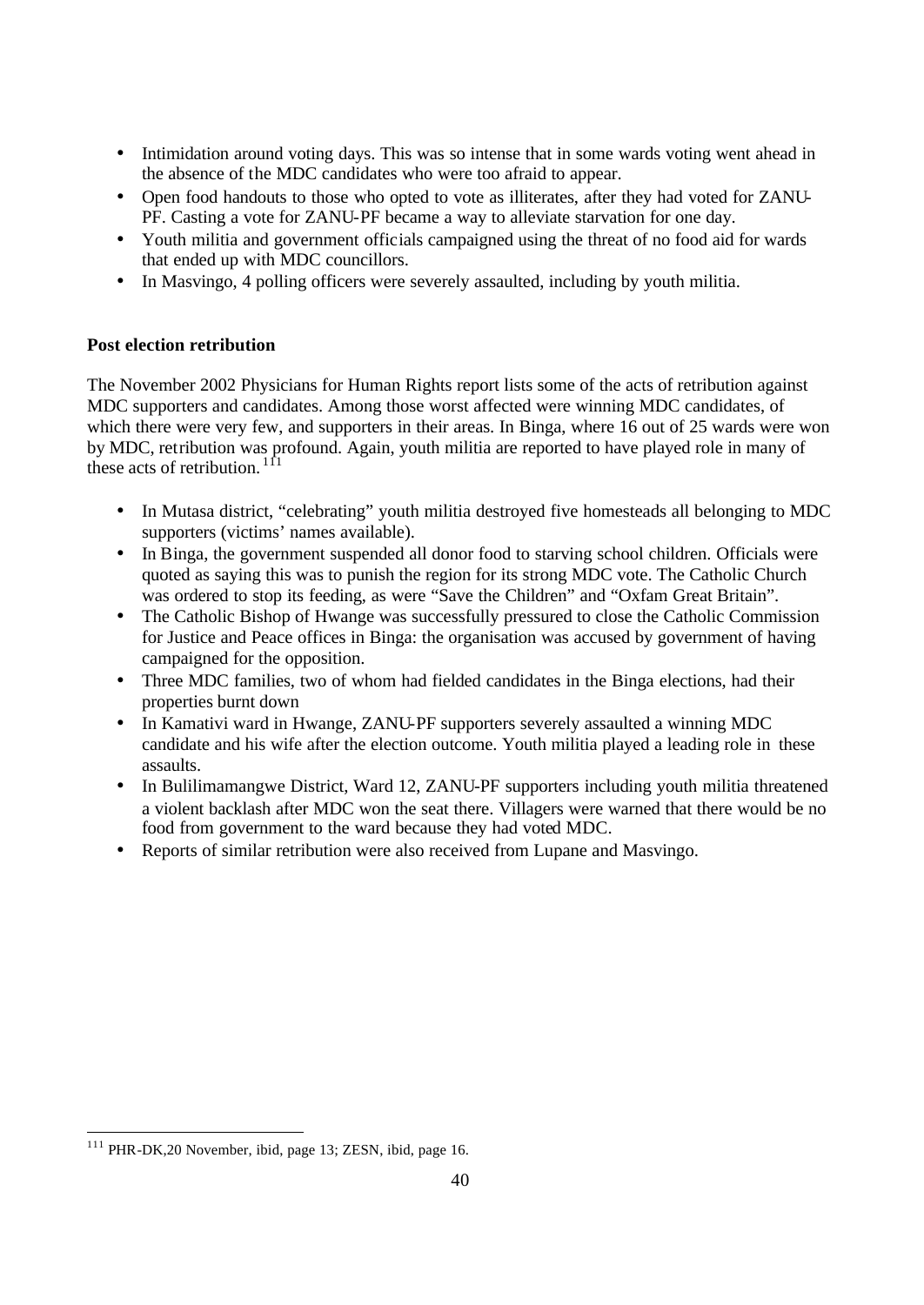- Intimidation around voting days. This was so intense that in some wards voting went ahead in the absence of the MDC candidates who were too afraid to appear.
- Open food handouts to those who opted to vote as illiterates, after they had voted for ZANU-PF. Casting a vote for ZANU-PF became a way to alleviate starvation for one day.
- Youth militia and government officials campaigned using the threat of no food aid for wards that ended up with MDC councillors.
- In Masvingo, 4 polling officers were severely assaulted, including by youth militia.

**Post election retribution**

The November 2002 Physicians for Human Rights report lists some of the acts of retribution against MDC supporters and candidates. Among those worst affected were winning MDC candidates, of which there were very few, and supporters in their areas. In Binga, where 16 out of 25 wards were won by MDC, retribution was profound. Again, youth militia are reported to have played role in many of these acts of retribution.[111]

- In Mutasa district, "celebrating" youth militia destroyed five homesteads all belonging to MDC supporters (victims' names available).
- In Binga, the government suspended all donor food to starving school children. Officials were quoted as saying this was to punish the region for its strong MDC vote. The Catholic Church was ordered to stop its feeding, as were "Save the Children" and "Oxfam Great Britain".
- The Catholic Bishop of Hwange was successfully pressured to close the Catholic Commission for Justice and Peace offices in Binga: the organisation was accused by government of having campaigned for the opposition.
- Three MDC families, two of whom had fielded candidates in the Binga elections, had their properties burnt down
- In Kamativi ward in Hwange, ZANU-PF supporters severely assaulted a winning MDC candidate and his wife after the election outcome. Youth militia played a leading role in these assaults.
- In Bulilimamangwe District, Ward 12, ZANU-PF supporters including youth militia threatened a violent backlash after MDC won the seat there. Villagers were warned that there would be no food from government to the ward because they had voted MDC.
- Reports of similar retribution were also received from Lupane and Masvingo.

[111] PHR-DK,20 November, ibid, page 13; ZESN, ibid, page 16.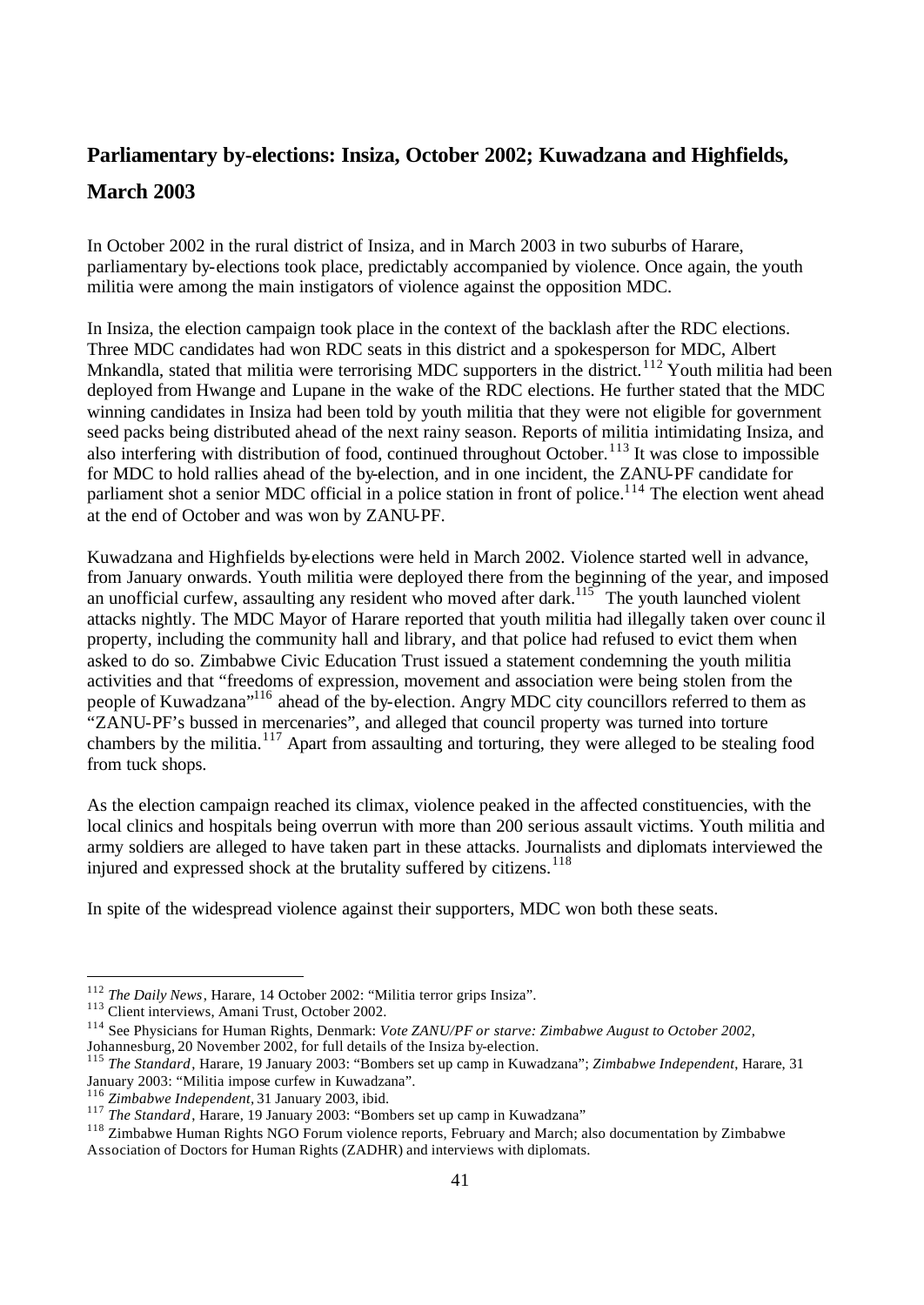## Parliamentary by-elections: Insiza, October 2002; Kuwadzana and Highfields, March 2003

In October 2002 in the rural district of Insiza, and in March 2003 in two suburbs of Harare, parliamentary by-elections took place, predictably accompanied by violence. Once again, the youth militia were among the main instigators of violence against the opposition MDC.

In Insiza, the election campaign took place in the context of the backlash after the RDC elections. Three MDC candidates had won RDC seats in this district and a spokesperson for MDC, Albert Mnkandla, stated that militia were terrorising MDC supporters in the district.[112] Youth militia had been deployed from Hwange and Lupane in the wake of the RDC elections. He further stated that the MDC winning candidates in Insiza had been told by youth militia that they were not eligible for government seed packs being distributed ahead of the next rainy season. Reports of militia intimidating Insiza, and also interfering with distribution of food, continued throughout October.[113] It was close to impossible for MDC to hold rallies ahead of the by-election, and in one incident, the ZANU-PF candidate for parliament shot a senior MDC official in a police station in front of police.[114] The election went ahead at the end of October and was won by ZANU-PF.

Kuwadzana and Highfields by-elections were held in March 2002. Violence started well in advance, from January onwards. Youth militia were deployed there from the beginning of the year, and imposed an unofficial curfew, assaulting any resident who moved after dark.[115] The youth launched violent attacks nightly. The MDC Mayor of Harare reported that youth militia had illegally taken over council property, including the community hall and library, and that police had refused to evict them when asked to do so. Zimbabwe Civic Education Trust issued a statement condemning the youth militia activities and that "freedoms of expression, movement and association were being stolen from the people of Kuwadzana"[116] ahead of the by-election. Angry MDC city councillors referred to them as "ZANU-PF's bussed in mercenaries", and alleged that council property was turned into torture chambers by the militia.[117] Apart from assaulting and torturing, they were alleged to be stealing food from tuck shops.

As the election campaign reached its climax, violence peaked in the affected constituencies, with the local clinics and hospitals being overrun with more than 200 serious assault victims. Youth militia and army soldiers are alleged to have taken part in these attacks. Journalists and diplomats interviewed the injured and expressed shock at the brutality suffered by citizens.[118]

In spite of the widespread violence against their supporters, MDC won both these seats.

---

[112] *The Daily News*, Harare, 14 October 2002: "Militia terror grips Insiza".

[113] Client interviews, Amani Trust, October 2002.

[114] See Physicians for Human Rights, Denmark: *Vote ZANU/PF or starve: Zimbabwe August to October 2002*, Johannesburg, 20 November 2002, for full details of the Insiza by-election.

[115] *The Standard*, Harare, 19 January 2003: "Bombers set up camp in Kuwadzana"; *Zimbabwe Independent*, Harare, 31 January 2003: "Militia impose curfew in Kuwadzana".

[116] *Zimbabwe Independent*, 31 January 2003, ibid.

[117] *The Standard*, Harare, 19 January 2003: "Bombers set up camp in Kuwadzana"

[118] Zimbabwe Human Rights NGO Forum violence reports, February and March; also documentation by Zimbabwe Association of Doctors for Human Rights (ZADHR) and interviews with diplomats.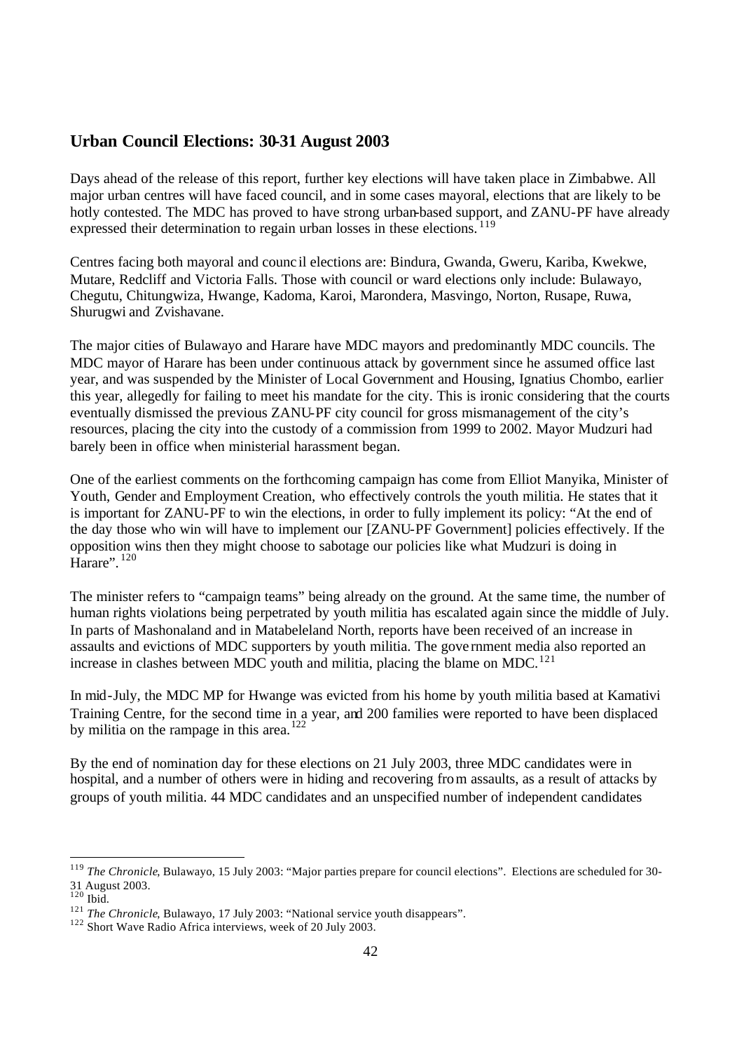## Urban Council Elections: 30-31 August 2003

Days ahead of the release of this report, further key elections will have taken place in Zimbabwe. All major urban centres will have faced council, and in some cases mayoral, elections that are likely to be hotly contested. The MDC has proved to have strong urban-based support, and ZANU-PF have already expressed their determination to regain urban losses in these elections.[119]

Centres facing both mayoral and council elections are: Bindura, Gwanda, Gweru, Kariba, Kwekwe, Mutare, Redcliff and Victoria Falls. Those with council or ward elections only include: Bulawayo, Chegutu, Chitungwiza, Hwange, Kadoma, Karoi, Marondera, Masvingo, Norton, Rusape, Ruwa, Shurugwi and Zvishavane.

The major cities of Bulawayo and Harare have MDC mayors and predominantly MDC councils. The MDC mayor of Harare has been under continuous attack by government since he assumed office last year, and was suspended by the Minister of Local Government and Housing, Ignatius Chombo, earlier this year, allegedly for failing to meet his mandate for the city. This is ironic considering that the courts eventually dismissed the previous ZANU-PF city council for gross mismanagement of the city's resources, placing the city into the custody of a commission from 1999 to 2002. Mayor Mudzuri had barely been in office when ministerial harassment began.

One of the earliest comments on the forthcoming campaign has come from Elliot Manyika, Minister of Youth, Gender and Employment Creation, who effectively controls the youth militia. He states that it is important for ZANU-PF to win the elections, in order to fully implement its policy: "At the end of the day those who win will have to implement our [ZANU-PF Government] policies effectively. If the opposition wins then they might choose to sabotage our policies like what Mudzuri is doing in Harare".[120]

The minister refers to "campaign teams" being already on the ground. At the same time, the number of human rights violations being perpetrated by youth militia has escalated again since the middle of July. In parts of Mashonaland and in Matabeleland North, reports have been received of an increase in assaults and evictions of MDC supporters by youth militia. The government media also reported an increase in clashes between MDC youth and militia, placing the blame on MDC.[121]

In mid-July, the MDC MP for Hwange was evicted from his home by youth militia based at Kamativi Training Centre, for the second time in a year, and 200 families were reported to have been displaced by militia on the rampage in this area.[122]

By the end of nomination day for these elections on 21 July 2003, three MDC candidates were in hospital, and a number of others were in hiding and recovering from assaults, as a result of attacks by groups of youth militia. 44 MDC candidates and an unspecified number of independent candidates

---

[119] *The Chronicle*, Bulawayo, 15 July 2003: "Major parties prepare for council elections". Elections are scheduled for 30-31 August 2003.

[120] Ibid.

[121] *The Chronicle*, Bulawayo, 17 July 2003: "National service youth disappears".

[122] Short Wave Radio Africa interviews, week of 20 July 2003.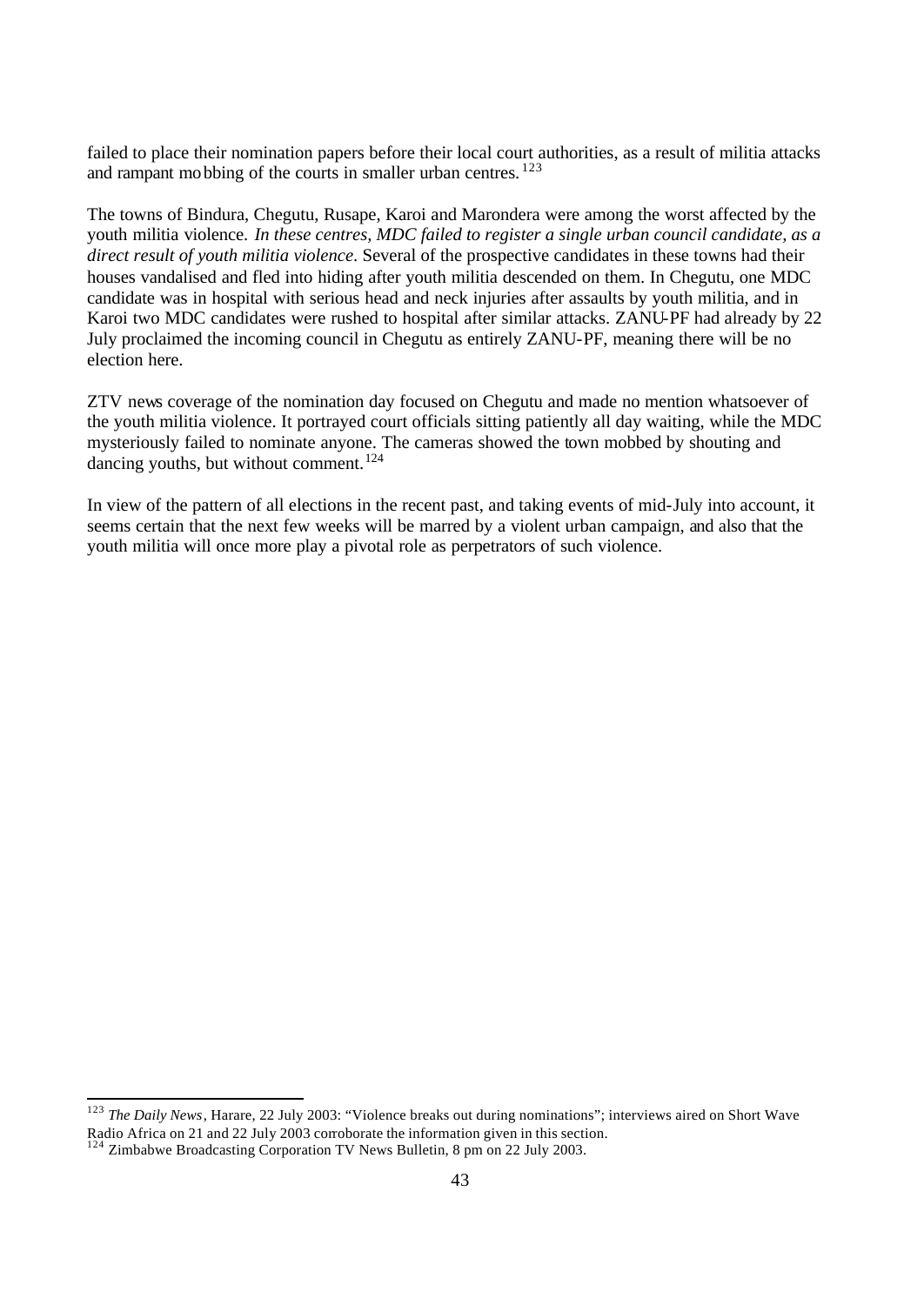failed to place their nomination papers before their local court authorities, as a result of militia attacks and rampant mobbing of the courts in smaller urban centres.[123]

The towns of Bindura, Chegutu, Rusape, Karoi and Marondera were among the worst affected by the youth militia violence. *In these centres, MDC failed to register a single urban council candidate, as a direct result of youth militia violence*. Several of the prospective candidates in these towns had their houses vandalised and fled into hiding after youth militia descended on them. In Chegutu, one MDC candidate was in hospital with serious head and neck injuries after assaults by youth militia, and in Karoi two MDC candidates were rushed to hospital after similar attacks. ZANU-PF had already by 22 July proclaimed the incoming council in Chegutu as entirely ZANU-PF, meaning there will be no election here.

ZTV news coverage of the nomination day focused on Chegutu and made no mention whatsoever of the youth militia violence. It portrayed court officials sitting patiently all day waiting, while the MDC mysteriously failed to nominate anyone. The cameras showed the town mobbed by shouting and dancing youths, but without comment.[124]

In view of the pattern of all elections in the recent past, and taking events of mid-July into account, it seems certain that the next few weeks will be marred by a violent urban campaign, and also that the youth militia will once more play a pivotal role as perpetrators of such violence.

---

[123] *The Daily News*, Harare, 22 July 2003: "Violence breaks out during nominations"; interviews aired on Short Wave Radio Africa on 21 and 22 July 2003 corroborate the information given in this section.

[124] Zimbabwe Broadcasting Corporation TV News Bulletin, 8 pm on 22 July 2003.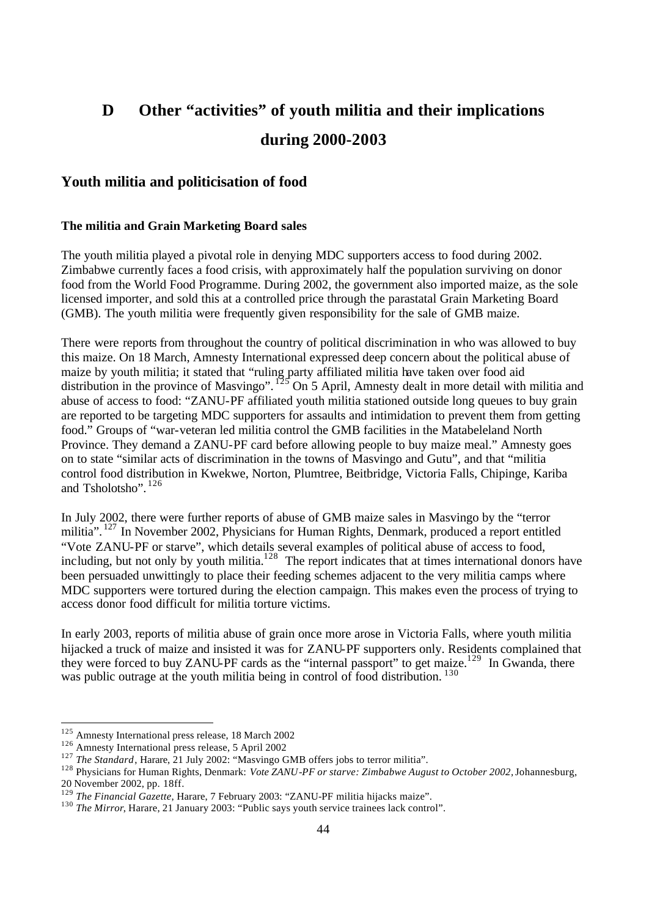# D Other "activities" of youth militia and their implications during 2000-2003

## Youth militia and politicisation of food

### The militia and Grain Marketing Board sales

The youth militia played a pivotal role in denying MDC supporters access to food during 2002. Zimbabwe currently faces a food crisis, with approximately half the population surviving on donor food from the World Food Programme. During 2002, the government also imported maize, as the sole licensed importer, and sold this at a controlled price through the parastatal Grain Marketing Board (GMB). The youth militia were frequently given responsibility for the sale of GMB maize.

There were reports from throughout the country of political discrimination in who was allowed to buy this maize. On 18 March, Amnesty International expressed deep concern about the political abuse of maize by youth militia; it stated that "ruling party affiliated militia have taken over food aid distribution in the province of Masvingo".[125] On 5 April, Amnesty dealt in more detail with militia and abuse of access to food: "ZANU-PF affiliated youth militia stationed outside long queues to buy grain are reported to be targeting MDC supporters for assaults and intimidation to prevent them from getting food." Groups of "war-veteran led militia control the GMB facilities in the Matabeleland North Province. They demand a ZANU-PF card before allowing people to buy maize meal." Amnesty goes on to state "similar acts of discrimination in the towns of Masvingo and Gutu", and that "militia control food distribution in Kwekwe, Norton, Plumtree, Beitbridge, Victoria Falls, Chipinge, Kariba and Tsholotsho".[126]

In July 2002, there were further reports of abuse of GMB maize sales in Masvingo by the "terror militia".[127] In November 2002, Physicians for Human Rights, Denmark, produced a report entitled "Vote ZANU-PF or starve", which details several examples of political abuse of access to food, including, but not only by youth militia.[128] The report indicates that at times international donors have been persuaded unwittingly to place their feeding schemes adjacent to the very militia camps where MDC supporters were tortured during the election campaign. This makes even the process of trying to access donor food difficult for militia torture victims.

In early 2003, reports of militia abuse of grain once more arose in Victoria Falls, where youth militia hijacked a truck of maize and insisted it was for ZANU-PF supporters only. Residents complained that they were forced to buy ZANU-PF cards as the "internal passport" to get maize.[129] In Gwanda, there was public outrage at the youth militia being in control of food distribution.[130]

---

[125] Amnesty International press release, 18 March 2002

[126] Amnesty International press release, 5 April 2002

[127] *The Standard*, Harare, 21 July 2002: "Masvingo GMB offers jobs to terror militia".

[128] Physicians for Human Rights, Denmark: *Vote ZANU-PF or starve: Zimbabwe August to October 2002*, Johannesburg, 20 November 2002, pp. 18ff.

[129] *The Financial Gazette*, Harare, 7 February 2003: "ZANU-PF militia hijacks maize".

[130] *The Mirror*, Harare, 21 January 2003: "Public says youth service trainees lack control".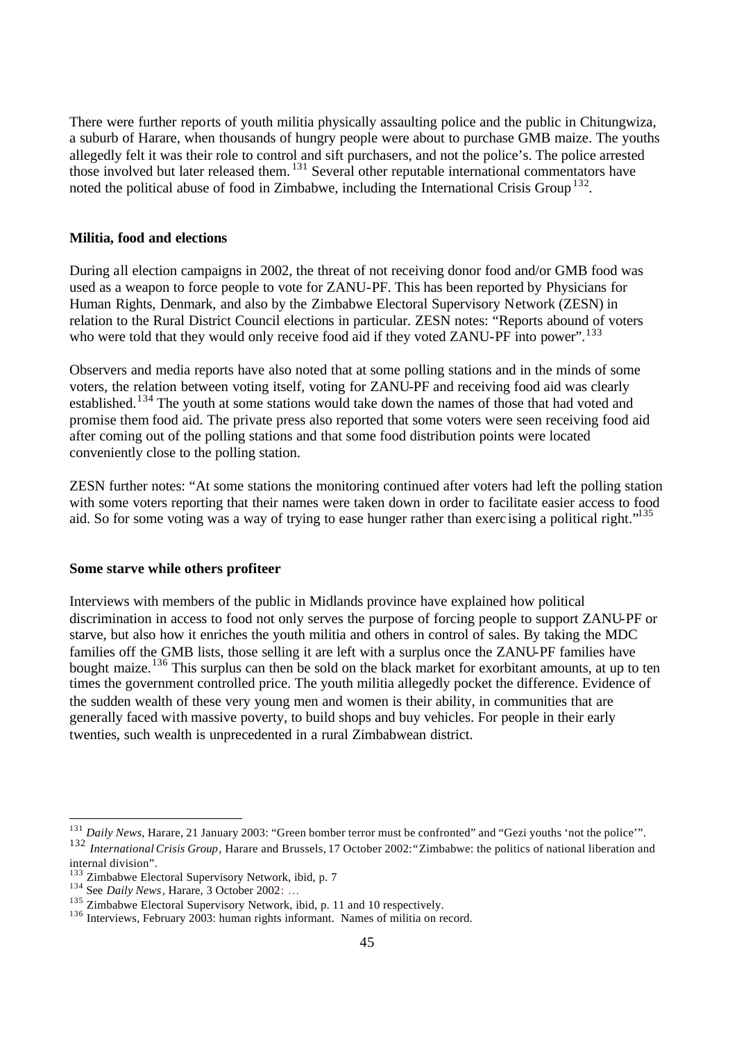There were further reports of youth militia physically assaulting police and the public in Chitungwiza, a suburb of Harare, when thousands of hungry people were about to purchase GMB maize. The youths allegedly felt it was their role to control and sift purchasers, and not the police's. The police arrested those involved but later released them.[131] Several other reputable international commentators have noted the political abuse of food in Zimbabwe, including the International Crisis Group[132].

**Militia, food and elections**

During all election campaigns in 2002, the threat of not receiving donor food and/or GMB food was used as a weapon to force people to vote for ZANU-PF. This has been reported by Physicians for Human Rights, Denmark, and also by the Zimbabwe Electoral Supervisory Network (ZESN) in relation to the Rural District Council elections in particular. ZESN notes: "Reports abound of voters who were told that they would only receive food aid if they voted ZANU-PF into power".[133]

Observers and media reports have also noted that at some polling stations and in the minds of some voters, the relation between voting itself, voting for ZANU-PF and receiving food aid was clearly established.[134] The youth at some stations would take down the names of those that had voted and promise them food aid. The private press also reported that some voters were seen receiving food aid after coming out of the polling stations and that some food distribution points were located conveniently close to the polling station.

ZESN further notes: "At some stations the monitoring continued after voters had left the polling station with some voters reporting that their names were taken down in order to facilitate easier access to food aid. So for some voting was a way of trying to ease hunger rather than exercising a political right."[135]

**Some starve while others profiteer**

Interviews with members of the public in Midlands province have explained how political discrimination in access to food not only serves the purpose of forcing people to support ZANU-PF or starve, but also how it enriches the youth militia and others in control of sales. By taking the MDC families off the GMB lists, those selling it are left with a surplus once the ZANU-PF families have bought maize.[136] This surplus can then be sold on the black market for exorbitant amounts, at up to ten times the government controlled price. The youth militia allegedly pocket the difference. Evidence of the sudden wealth of these very young men and women is their ability, in communities that are generally faced with massive poverty, to build shops and buy vehicles. For people in their early twenties, such wealth is unprecedented in a rural Zimbabwean district.

---

[131] *Daily News*, Harare, 21 January 2003: "Green bomber terror must be confronted" and "Gezi youths 'not the police'".

[132] *International Crisis Group*, Harare and Brussels, 17 October 2002: "Zimbabwe: the politics of national liberation and internal division".

[133] Zimbabwe Electoral Supervisory Network, ibid, p. 7

[134] See *Daily News*, Harare, 3 October 2002: ...

[135] Zimbabwe Electoral Supervisory Network, ibid, p. 11 and 10 respectively.

[136] Interviews, February 2003: human rights informant. Names of militia on record.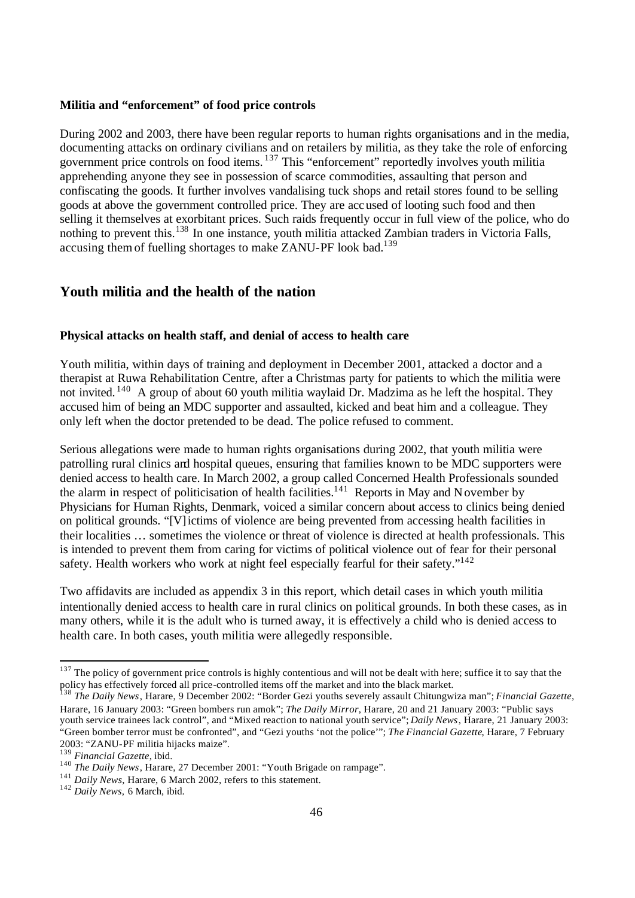**Militia and "enforcement" of food price controls**

During 2002 and 2003, there have been regular reports to human rights organisations and in the media, documenting attacks on ordinary civilians and on retailers by militia, as they take the role of enforcing government price controls on food items.[137] This "enforcement" reportedly involves youth militia apprehending anyone they see in possession of scarce commodities, assaulting that person and confiscating the goods. It further involves vandalising tuck shops and retail stores found to be selling goods at above the government controlled price. They are accused of looting such food and then selling it themselves at exorbitant prices. Such raids frequently occur in full view of the police, who do nothing to prevent this.[138] In one instance, youth militia attacked Zambian traders in Victoria Falls, accusing them of fuelling shortages to make ZANU-PF look bad.[139]

## Youth militia and the health of the nation

**Physical attacks on health staff, and denial of access to health care**

Youth militia, within days of training and deployment in December 2001, attacked a doctor and a therapist at Ruwa Rehabilitation Centre, after a Christmas party for patients to which the militia were not invited.[140] A group of about 60 youth militia waylaid Dr. Madzima as he left the hospital. They accused him of being an MDC supporter and assaulted, kicked and beat him and a colleague. They only left when the doctor pretended to be dead. The police refused to comment.

Serious allegations were made to human rights organisations during 2002, that youth militia were patrolling rural clinics and hospital queues, ensuring that families known to be MDC supporters were denied access to health care. In March 2002, a group called Concerned Health Professionals sounded the alarm in respect of politicisation of health facilities.[141] Reports in May and November by Physicians for Human Rights, Denmark, voiced a similar concern about access to clinics being denied on political grounds. "[V]ictims of violence are being prevented from accessing health facilities in their localities … sometimes the violence or threat of violence is directed at health professionals. This is intended to prevent them from caring for victims of political violence out of fear for their personal safety. Health workers who work at night feel especially fearful for their safety."[142]

Two affidavits are included as appendix 3 in this report, which detail cases in which youth militia intentionally denied access to health care in rural clinics on political grounds. In both these cases, as in many others, while it is the adult who is turned away, it is effectively a child who is denied access to health care. In both cases, youth militia were allegedly responsible.

---

[137] The policy of government price controls is highly contentious and will not be dealt with here; suffice it to say that the policy has effectively forced all price-controlled items off the market and into the black market.

[138] *The Daily News*, Harare, 9 December 2002: "Border Gezi youths severely assault Chitungwiza man"; *Financial Gazette*, Harare, 16 January 2003: "Green bombers run amok"; *The Daily Mirror*, Harare, 20 and 21 January 2003: "Public says youth service trainees lack control", and "Mixed reaction to national youth service"; *Daily News*, Harare, 21 January 2003: "Green bomber terror must be confronted", and "Gezi youths 'not the police'"; *The Financial Gazette*, Harare, 7 February 2003: "ZANU-PF militia hijacks maize".

[139] *Financial Gazette*, ibid.

[140] *The Daily News*, Harare, 27 December 2001: "Youth Brigade on rampage".

[141] *Daily News*, Harare, 6 March 2002, refers to this statement.

[142] *Daily News*, 6 March, ibid.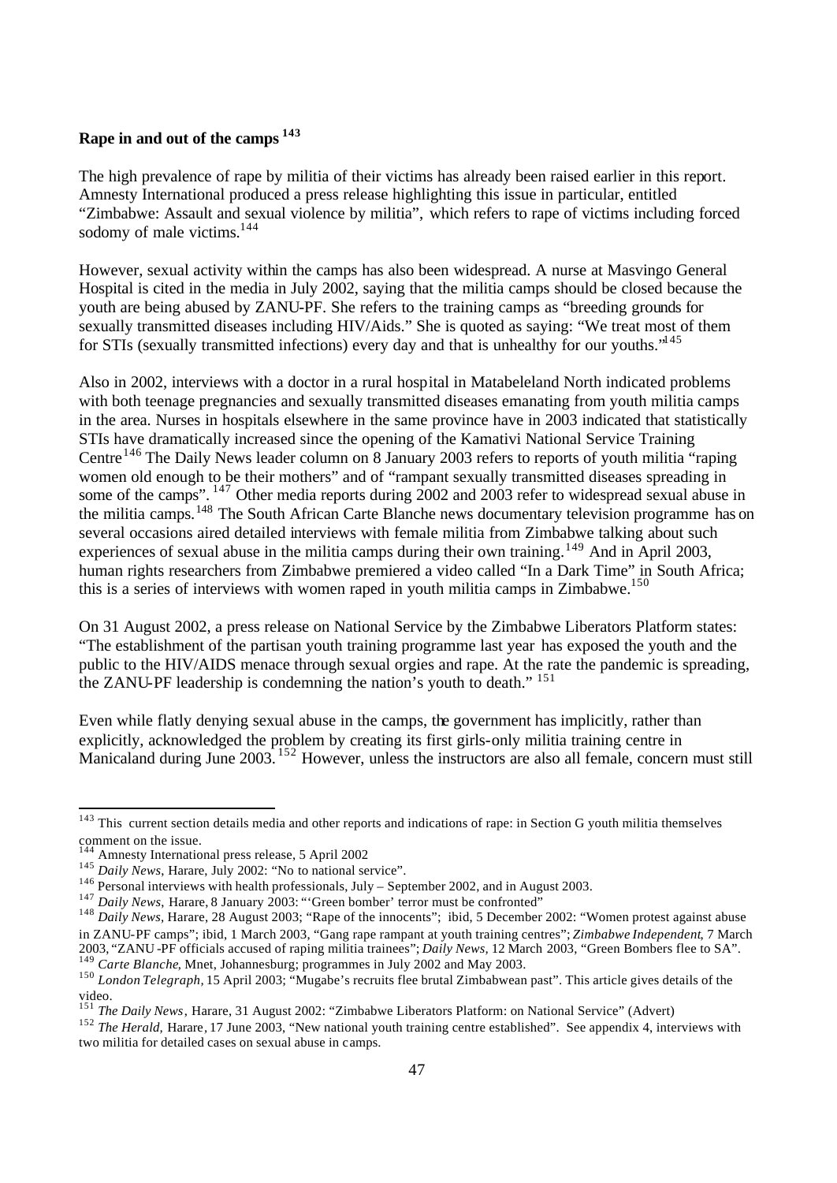**Rape in and out of the camps** [143]

The high prevalence of rape by militia of their victims has already been raised earlier in this report. Amnesty International produced a press release highlighting this issue in particular, entitled "Zimbabwe: Assault and sexual violence by militia", which refers to rape of victims including forced sodomy of male victims.[144]

However, sexual activity within the camps has also been widespread. A nurse at Masvingo General Hospital is cited in the media in July 2002, saying that the militia camps should be closed because the youth are being abused by ZANU-PF. She refers to the training camps as "breeding grounds for sexually transmitted diseases including HIV/Aids." She is quoted as saying: "We treat most of them for STIs (sexually transmitted infections) every day and that is unhealthy for our youths."[145]

Also in 2002, interviews with a doctor in a rural hospital in Matabeleland North indicated problems with both teenage pregnancies and sexually transmitted diseases emanating from youth militia camps in the area. Nurses in hospitals elsewhere in the same province have in 2003 indicated that statistically STIs have dramatically increased since the opening of the Kamativi National Service Training Centre[146] The Daily News leader column on 8 January 2003 refers to reports of youth militia "raping women old enough to be their mothers" and of "rampant sexually transmitted diseases spreading in some of the camps". [147] Other media reports during 2002 and 2003 refer to widespread sexual abuse in the militia camps.[148] The South African Carte Blanche news documentary television programme has on several occasions aired detailed interviews with female militia from Zimbabwe talking about such experiences of sexual abuse in the militia camps during their own training.[149] And in April 2003, human rights researchers from Zimbabwe premiered a video called "In a Dark Time" in South Africa; this is a series of interviews with women raped in youth militia camps in Zimbabwe.[150]

On 31 August 2002, a press release on National Service by the Zimbabwe Liberators Platform states: "The establishment of the partisan youth training programme last year has exposed the youth and the public to the HIV/AIDS menace through sexual orgies and rape. At the rate the pandemic is spreading, the ZANU-PF leadership is condemning the nation's youth to death." [151]

Even while flatly denying sexual abuse in the camps, the government has implicitly, rather than explicitly, acknowledged the problem by creating its first girls-only militia training centre in Manicaland during June 2003.[152] However, unless the instructors are also all female, concern must still

---

[143] This current section details media and other reports and indications of rape: in Section G youth militia themselves comment on the issue.

[144] Amnesty International press release, 5 April 2002

[145] *Daily News*, Harare, July 2002: "No to national service".

[146] Personal interviews with health professionals, July – September 2002, and in August 2003.

[147] *Daily News*, Harare, 8 January 2003: "'Green bomber' terror must be confronted"

[148] *Daily News*, Harare, 28 August 2003; "Rape of the innocents"; ibid, 5 December 2002: "Women protest against abuse in ZANU-PF camps"; ibid, 1 March 2003, "Gang rape rampant at youth training centres"; *Zimbabwe Independent*, 7 March 2003, "ZANU-PF officials accused of raping militia trainees"; *Daily News*, 12 March 2003, "Green Bombers flee to SA".

[149] *Carte Blanche*, Mnet, Johannesburg; programmes in July 2002 and May 2003.

[150] *London Telegraph*, 15 April 2003; "Mugabe's recruits flee brutal Zimbabwean past". This article gives details of the video.

[151] *The Daily News*, Harare, 31 August 2002: "Zimbabwe Liberators Platform: on National Service" (Advert)

[152] *The Herald*, Harare, 17 June 2003, "New national youth training centre established". See appendix 4, interviews with two militia for detailed cases on sexual abuse in camps.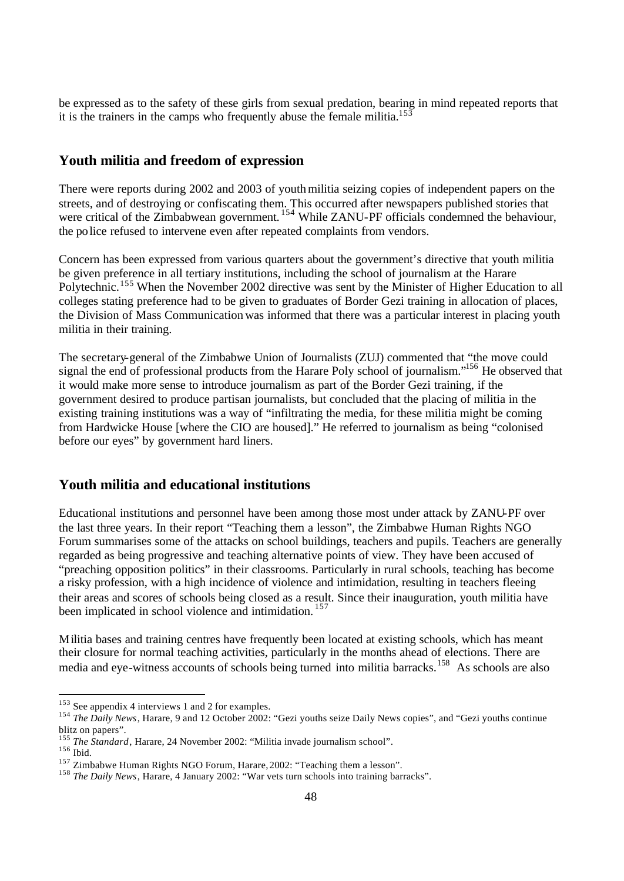be expressed as to the safety of these girls from sexual predation, bearing in mind repeated reports that it is the trainers in the camps who frequently abuse the female militia.[153]

## Youth militia and freedom of expression

There were reports during 2002 and 2003 of youth militia seizing copies of independent papers on the streets, and of destroying or confiscating them. This occurred after newspapers published stories that were critical of the Zimbabwean government.[154] While ZANU-PF officials condemned the behaviour, the police refused to intervene even after repeated complaints from vendors.

Concern has been expressed from various quarters about the government's directive that youth militia be given preference in all tertiary institutions, including the school of journalism at the Harare Polytechnic.[155] When the November 2002 directive was sent by the Minister of Higher Education to all colleges stating preference had to be given to graduates of Border Gezi training in allocation of places, the Division of Mass Communication was informed that there was a particular interest in placing youth militia in their training.

The secretary-general of the Zimbabwe Union of Journalists (ZUJ) commented that "the move could signal the end of professional products from the Harare Poly school of journalism."[156] He observed that it would make more sense to introduce journalism as part of the Border Gezi training, if the government desired to produce partisan journalists, but concluded that the placing of militia in the existing training institutions was a way of "infiltrating the media, for these militia might be coming from Hardwicke House [where the CIO are housed]." He referred to journalism as being "colonised before our eyes" by government hard liners.

## Youth militia and educational institutions

Educational institutions and personnel have been among those most under attack by ZANU-PF over the last three years. In their report "Teaching them a lesson", the Zimbabwe Human Rights NGO Forum summarises some of the attacks on school buildings, teachers and pupils. Teachers are generally regarded as being progressive and teaching alternative points of view. They have been accused of "preaching opposition politics" in their classrooms. Particularly in rural schools, teaching has become a risky profession, with a high incidence of violence and intimidation, resulting in teachers fleeing their areas and scores of schools being closed as a result. Since their inauguration, youth militia have been implicated in school violence and intimidation.[157]

Militia bases and training centres have frequently been located at existing schools, which has meant their closure for normal teaching activities, particularly in the months ahead of elections. There are media and eye-witness accounts of schools being turned into militia barracks.[158] As schools are also

---

[153] See appendix 4 interviews 1 and 2 for examples.

[154] *The Daily News*, Harare, 9 and 12 October 2002: "Gezi youths seize Daily News copies", and "Gezi youths continue blitz on papers".

[155] *The Standard*, Harare, 24 November 2002: "Militia invade journalism school".

[156] Ibid.

[157] Zimbabwe Human Rights NGO Forum, Harare, 2002: "Teaching them a lesson".

[158] *The Daily News*, Harare, 4 January 2002: "War vets turn schools into training barracks".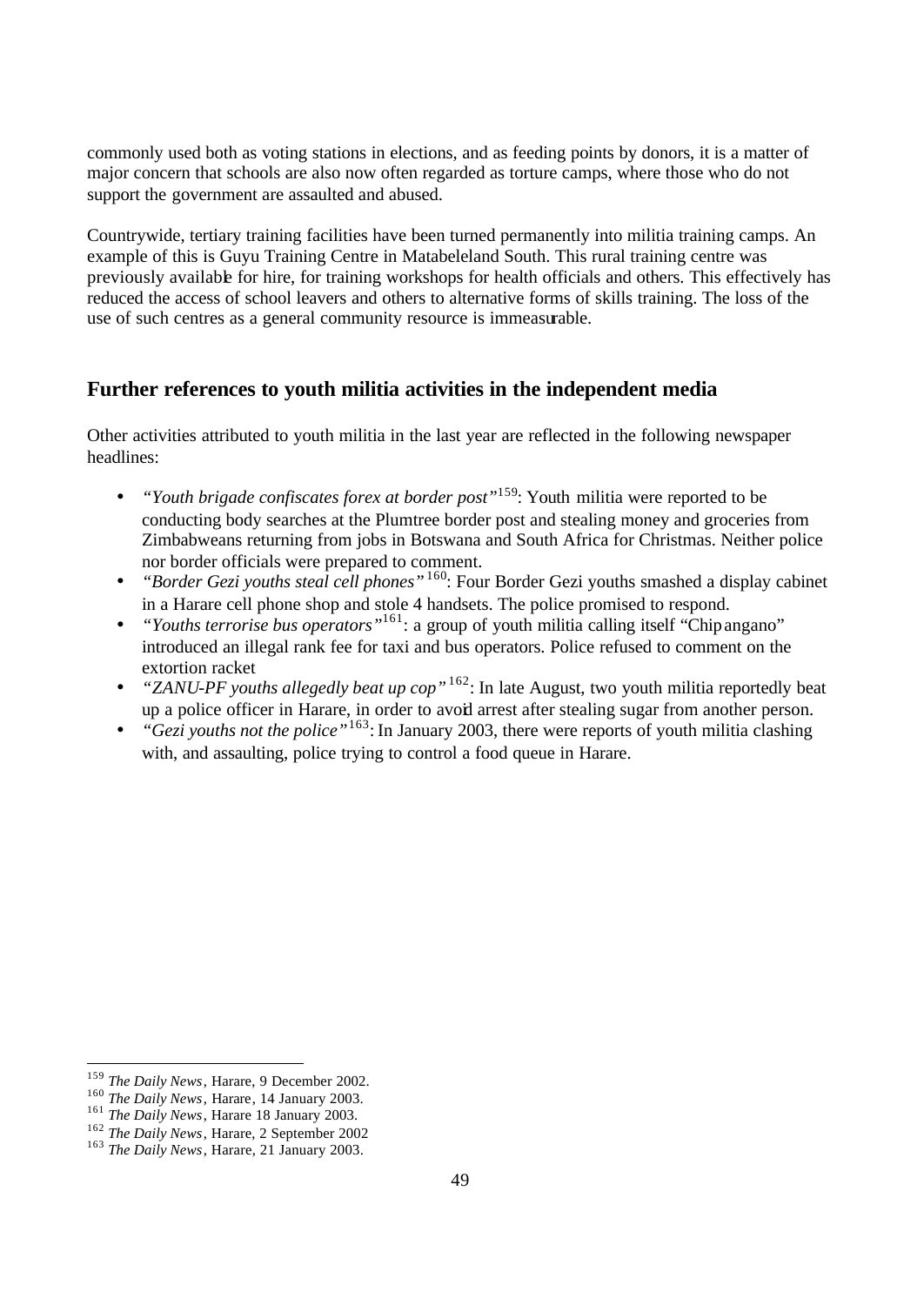commonly used both as voting stations in elections, and as feeding points by donors, it is a matter of major concern that schools are also now often regarded as torture camps, where those who do not support the government are assaulted and abused.

Countrywide, tertiary training facilities have been turned permanently into militia training camps. An example of this is Guyu Training Centre in Matabeleland South. This rural training centre was previously available for hire, for training workshops for health officials and others. This effectively has reduced the access of school leavers and others to alternative forms of skills training. The loss of the use of such centres as a general community resource is immeasurable.

## Further references to youth militia activities in the independent media

Other activities attributed to youth militia in the last year are reflected in the following newspaper headlines:

- *"Youth brigade confiscates forex at border post"*[159]: Youth militia were reported to be conducting body searches at the Plumtree border post and stealing money and groceries from Zimbabweans returning from jobs in Botswana and South Africa for Christmas. Neither police nor border officials were prepared to comment.
- *"Border Gezi youths steal cell phones"*[160]: Four Border Gezi youths smashed a display cabinet in a Harare cell phone shop and stole 4 handsets. The police promised to respond.
- *"Youths terrorise bus operators"*[161]: a group of youth militia calling itself "Chipangano" introduced an illegal rank fee for taxi and bus operators. Police refused to comment on the extortion racket
- *"ZANU-PF youths allegedly beat up cop"*[162]: In late August, two youth militia reportedly beat up a police officer in Harare, in order to avoid arrest after stealing sugar from another person.
- *"Gezi youths not the police"*[163]: In January 2003, there were reports of youth militia clashing with, and assaulting, police trying to control a food queue in Harare.

---

[159] *The Daily News*, Harare, 9 December 2002.

[160] *The Daily News*, Harare, 14 January 2003.

[161] *The Daily News*, Harare 18 January 2003.

[162] *The Daily News*, Harare, 2 September 2002

[163] *The Daily News*, Harare, 21 January 2003.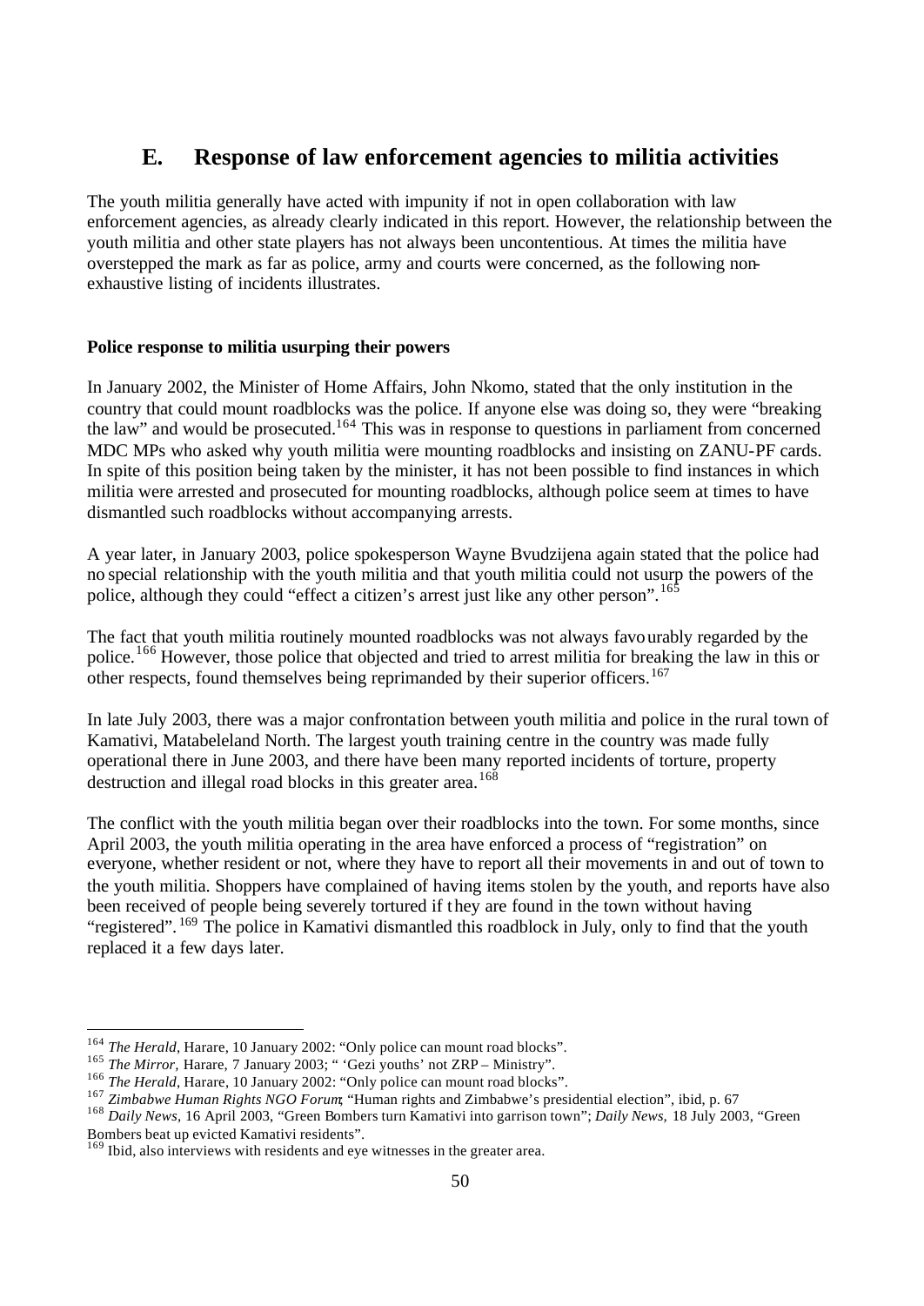## E. Response of law enforcement agencies to militia activities

The youth militia generally have acted with impunity if not in open collaboration with law enforcement agencies, as already clearly indicated in this report. However, the relationship between the youth militia and other state players has not always been uncontentious. At times the militia have overstepped the mark as far as police, army and courts were concerned, as the following non-exhaustive listing of incidents illustrates.

**Police response to militia usurping their powers**

In January 2002, the Minister of Home Affairs, John Nkomo, stated that the only institution in the country that could mount roadblocks was the police. If anyone else was doing so, they were "breaking the law" and would be prosecuted.[164] This was in response to questions in parliament from concerned MDC MPs who asked why youth militia were mounting roadblocks and insisting on ZANU-PF cards. In spite of this position being taken by the minister, it has not been possible to find instances in which militia were arrested and prosecuted for mounting roadblocks, although police seem at times to have dismantled such roadblocks without accompanying arrests.

A year later, in January 2003, police spokesperson Wayne Bvudzijena again stated that the police had no special relationship with the youth militia and that youth militia could not usurp the powers of the police, although they could "effect a citizen's arrest just like any other person".[165]

The fact that youth militia routinely mounted roadblocks was not always favourably regarded by the police.[166] However, those police that objected and tried to arrest militia for breaking the law in this or other respects, found themselves being reprimanded by their superior officers.[167]

In late July 2003, there was a major confrontation between youth militia and police in the rural town of Kamativi, Matabeleland North. The largest youth training centre in the country was made fully operational there in June 2003, and there have been many reported incidents of torture, property destruction and illegal road blocks in this greater area.[168]

The conflict with the youth militia began over their roadblocks into the town. For some months, since April 2003, the youth militia operating in the area have enforced a process of "registration" on everyone, whether resident or not, where they have to report all their movements in and out of town to the youth militia. Shoppers have complained of having items stolen by the youth, and reports have also been received of people being severely tortured if they are found in the town without having "registered".[169] The police in Kamativi dismantled this roadblock in July, only to find that the youth replaced it a few days later.

---

[164] *The Herald*, Harare, 10 January 2002: "Only police can mount road blocks".

[165] *The Mirror*, Harare, 7 January 2003; " 'Gezi youths' not ZRP – Ministry".

[166] *The Herald*, Harare, 10 January 2002: "Only police can mount road blocks".

[167] *Zimbabwe Human Rights NGO Forum*, "Human rights and Zimbabwe's presidential election", ibid, p. 67

[168] *Daily News*, 16 April 2003, "Green Bombers turn Kamativi into garrison town"; *Daily News*, 18 July 2003, "Green Bombers beat up evicted Kamativi residents".

[169] Ibid, also interviews with residents and eye witnesses in the greater area.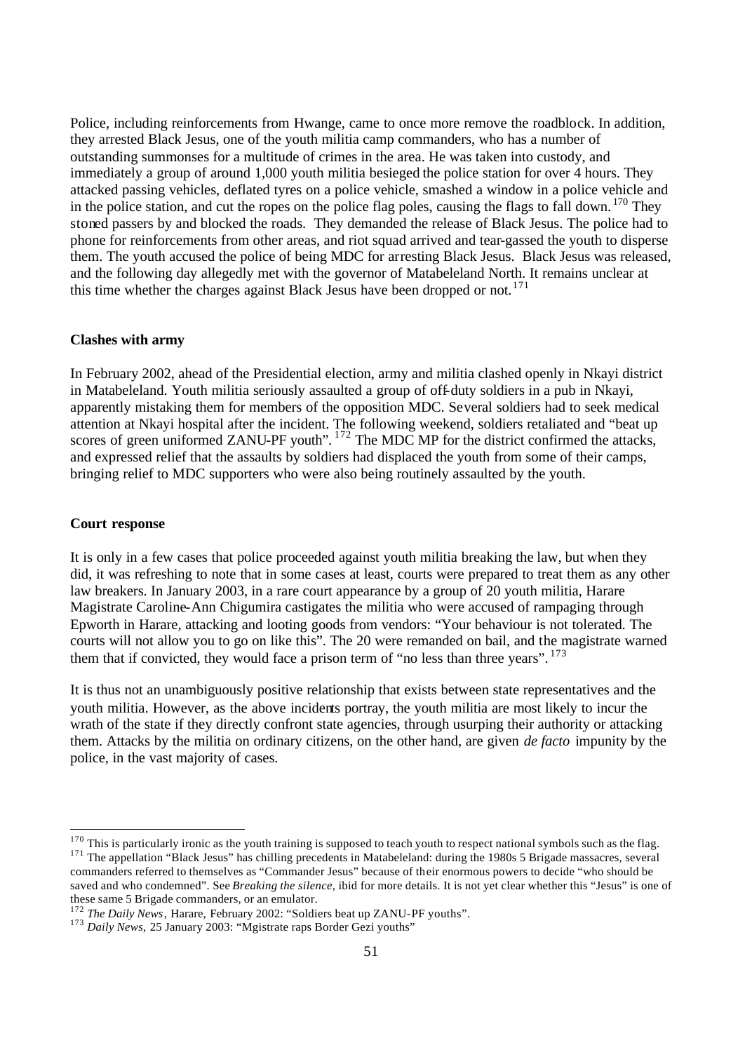Police, including reinforcements from Hwange, came to once more remove the roadblock. In addition, they arrested Black Jesus, one of the youth militia camp commanders, who has a number of outstanding summonses for a multitude of crimes in the area. He was taken into custody, and immediately a group of around 1,000 youth militia besieged the police station for over 4 hours. They attacked passing vehicles, deflated tyres on a police vehicle, smashed a window in a police vehicle and in the police station, and cut the ropes on the police flag poles, causing the flags to fall down.[170] They stoned passers by and blocked the roads. They demanded the release of Black Jesus. The police had to phone for reinforcements from other areas, and riot squad arrived and tear-gassed the youth to disperse them. The youth accused the police of being MDC for arresting Black Jesus. Black Jesus was released, and the following day allegedly met with the governor of Matabeleland North. It remains unclear at this time whether the charges against Black Jesus have been dropped or not.[171]

**Clashes with army**

In February 2002, ahead of the Presidential election, army and militia clashed openly in Nkayi district in Matabeleland. Youth militia seriously assaulted a group of off-duty soldiers in a pub in Nkayi, apparently mistaking them for members of the opposition MDC. Several soldiers had to seek medical attention at Nkayi hospital after the incident. The following weekend, soldiers retaliated and "beat up scores of green uniformed ZANU-PF youth".[172] The MDC MP for the district confirmed the attacks, and expressed relief that the assaults by soldiers had displaced the youth from some of their camps, bringing relief to MDC supporters who were also being routinely assaulted by the youth.

**Court response**

It is only in a few cases that police proceeded against youth militia breaking the law, but when they did, it was refreshing to note that in some cases at least, courts were prepared to treat them as any other law breakers. In January 2003, in a rare court appearance by a group of 20 youth militia, Harare Magistrate Caroline-Ann Chigumira castigates the militia who were accused of rampaging through Epworth in Harare, attacking and looting goods from vendors: "Your behaviour is not tolerated. The courts will not allow you to go on like this". The 20 were remanded on bail, and the magistrate warned them that if convicted, they would face a prison term of "no less than three years".[173]

It is thus not an unambiguously positive relationship that exists between state representatives and the youth militia. However, as the above incidents portray, the youth militia are most likely to incur the wrath of the state if they directly confront state agencies, through usurping their authority or attacking them. Attacks by the militia on ordinary citizens, on the other hand, are given *de facto* impunity by the police, in the vast majority of cases.

---

[170] This is particularly ironic as the youth training is supposed to teach youth to respect national symbols such as the flag.

[171] The appellation "Black Jesus" has chilling precedents in Matabeleland: during the 1980s 5 Brigade massacres, several commanders referred to themselves as "Commander Jesus" because of their enormous powers to decide "who should be saved and who condemned". See *Breaking the silence*, ibid for more details. It is not yet clear whether this "Jesus" is one of these same 5 Brigade commanders, or an emulator.

[172] *The Daily News*, Harare, February 2002: "Soldiers beat up ZANU-PF youths".

[173] *Daily News*, 25 January 2003: "Mgistrate raps Border Gezi youths"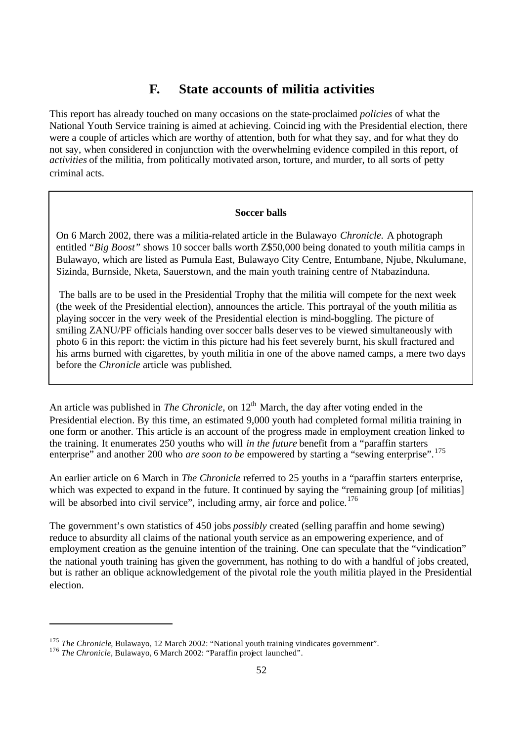## F. State accounts of militia activities

This report has already touched on many occasions on the state-proclaimed *policies* of what the National Youth Service training is aimed at achieving. Coinciding with the Presidential election, there were a couple of articles which are worthy of attention, both for what they say, and for what they do not say, when considered in conjunction with the overwhelming evidence compiled in this report, of *activities* of the militia, from politically motivated arson, torture, and murder, to all sorts of petty criminal acts.

**Soccer balls**

On 6 March 2002, there was a militia-related article in the Bulawayo *Chronicle*. A photograph entitled "*Big Boost*" shows 10 soccer balls worth Z$50,000 being donated to youth militia camps in Bulawayo, which are listed as Pumula East, Bulawayo City Centre, Entumbane, Njube, Nkulumane, Sizinda, Burnside, Nketa, Sauerstown, and the main youth training centre of Ntabazinduna.

The balls are to be used in the Presidential Trophy that the militia will compete for the next week (the week of the Presidential election), announces the article. This portrayal of the youth militia as playing soccer in the very week of the Presidential election is mind-boggling. The picture of smiling ZANU/PF officials handing over soccer balls deserves to be viewed simultaneously with photo 6 in this report: the victim in this picture had his feet severely burnt, his skull fractured and his arms burned with cigarettes, by youth militia in one of the above named camps, a mere two days before the *Chronicle* article was published.

An article was published in *The Chronicle*, on 12th March, the day after voting ended in the Presidential election. By this time, an estimated 9,000 youth had completed formal militia training in one form or another. This article is an account of the progress made in employment creation linked to the training. It enumerates 250 youths who will *in the future* benefit from a "paraffin starters enterprise" and another 200 who *are soon to be* empowered by starting a "sewing enterprise".[175]

An earlier article on 6 March in *The Chronicle* referred to 25 youths in a "paraffin starters enterprise, which was expected to expand in the future. It continued by saying the "remaining group [of militias] will be absorbed into civil service", including army, air force and police.[176]

The government's own statistics of 450 jobs *possibly* created (selling paraffin and home sewing) reduce to absurdity all claims of the national youth service as an empowering experience, and of employment creation as the genuine intention of the training. One can speculate that the "vindication" the national youth training has given the government, has nothing to do with a handful of jobs created, but is rather an oblique acknowledgement of the pivotal role the youth militia played in the Presidential election.

---

[175] *The Chronicle*, Bulawayo, 12 March 2002: "National youth training vindicates government".
[176] *The Chronicle*, Bulawayo, 6 March 2002: "Paraffin project launched".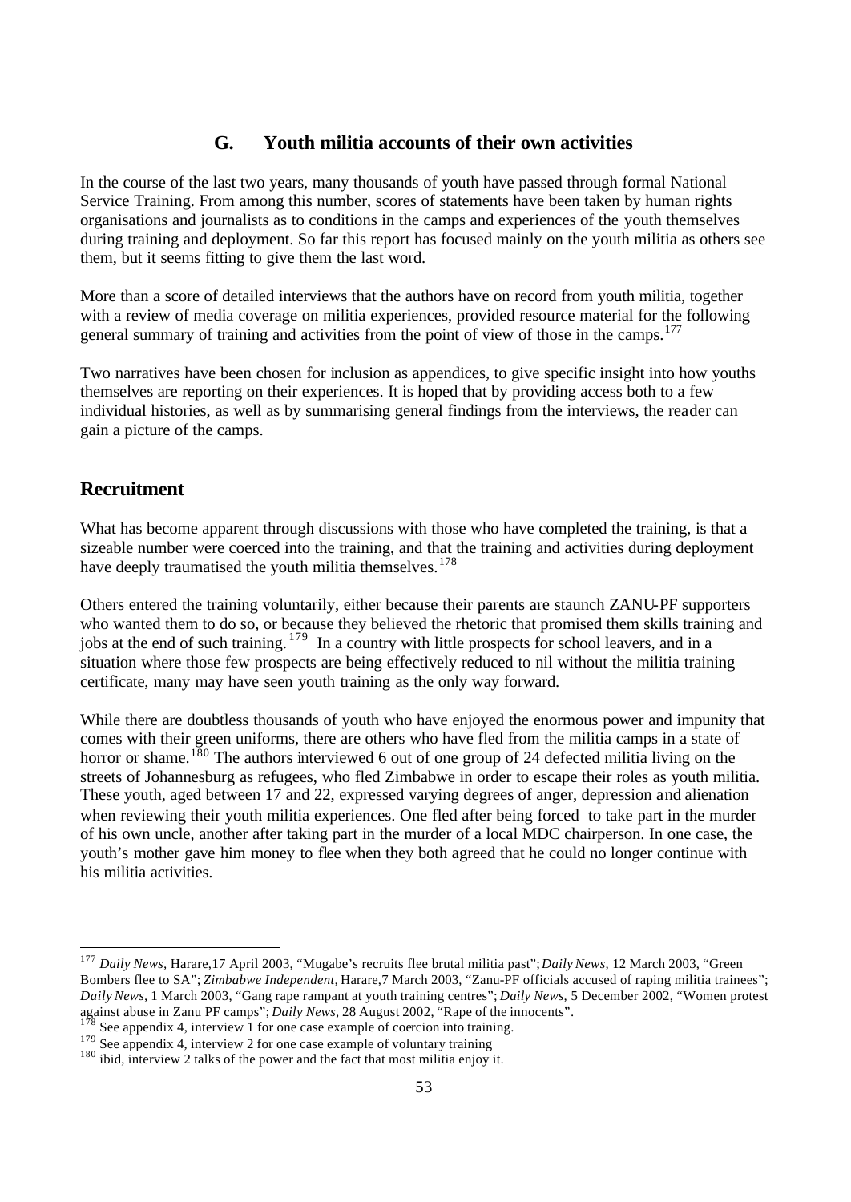## G. Youth militia accounts of their own activities

In the course of the last two years, many thousands of youth have passed through formal National Service Training. From among this number, scores of statements have been taken by human rights organisations and journalists as to conditions in the camps and experiences of the youth themselves during training and deployment. So far this report has focused mainly on the youth militia as others see them, but it seems fitting to give them the last word.

More than a score of detailed interviews that the authors have on record from youth militia, together with a review of media coverage on militia experiences, provided resource material for the following general summary of training and activities from the point of view of those in the camps.[177]

Two narratives have been chosen for inclusion as appendices, to give specific insight into how youths themselves are reporting on their experiences. It is hoped that by providing access both to a few individual histories, as well as by summarising general findings from the interviews, the reader can gain a picture of the camps.

## Recruitment

What has become apparent through discussions with those who have completed the training, is that a sizeable number were coerced into the training, and that the training and activities during deployment have deeply traumatised the youth militia themselves.[178]

Others entered the training voluntarily, either because their parents are staunch ZANU-PF supporters who wanted them to do so, or because they believed the rhetoric that promised them skills training and jobs at the end of such training.[179] In a country with little prospects for school leavers, and in a situation where those few prospects are being effectively reduced to nil without the militia training certificate, many may have seen youth training as the only way forward.

While there are doubtless thousands of youth who have enjoyed the enormous power and impunity that comes with their green uniforms, there are others who have fled from the militia camps in a state of horror or shame.[180] The authors interviewed 6 out of one group of 24 defected militia living on the streets of Johannesburg as refugees, who fled Zimbabwe in order to escape their roles as youth militia. These youth, aged between 17 and 22, expressed varying degrees of anger, depression and alienation when reviewing their youth militia experiences. One fled after being forced to take part in the murder of his own uncle, another after taking part in the murder of a local MDC chairperson. In one case, the youth's mother gave him money to flee when they both agreed that he could no longer continue with his militia activities.

---

[177] *Daily News,* Harare,17 April 2003, "Mugabe's recruits flee brutal militia past"; *Daily News,* 12 March 2003, "Green Bombers flee to SA"; *Zimbabwe Independent,* Harare,7 March 2003, "Zanu-PF officials accused of raping militia trainees"; *Daily News,* 1 March 2003, "Gang rape rampant at youth training centres"; *Daily News,* 5 December 2002, "Women protest against abuse in Zanu PF camps"; *Daily News,* 28 August 2002, "Rape of the innocents".

[178] See appendix 4, interview 1 for one case example of coercion into training.

[179] See appendix 4, interview 2 for one case example of voluntary training

[180] ibid, interview 2 talks of the power and the fact that most militia enjoy it.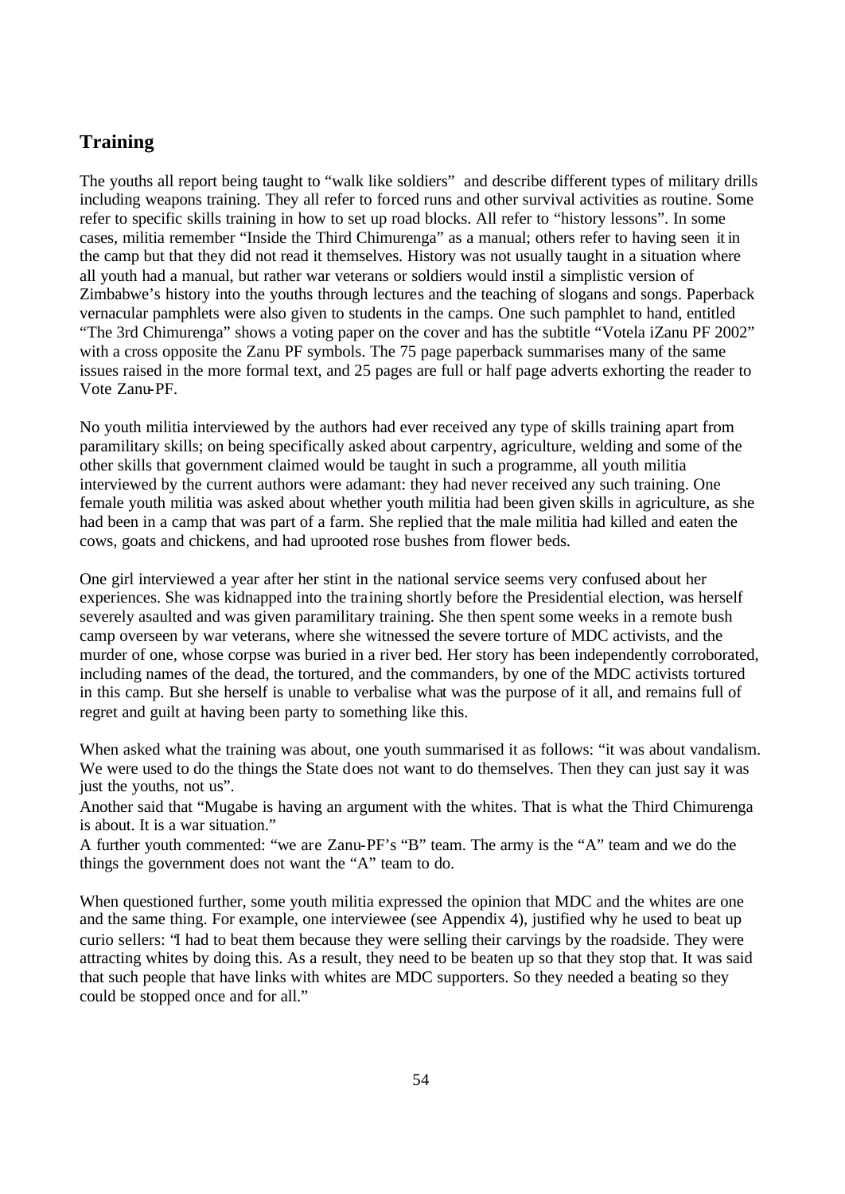## Training

The youths all report being taught to "walk like soldiers" and describe different types of military drills including weapons training. They all refer to forced runs and other survival activities as routine. Some refer to specific skills training in how to set up road blocks. All refer to "history lessons". In some cases, militia remember "Inside the Third Chimurenga" as a manual; others refer to having seen it in the camp but that they did not read it themselves. History was not usually taught in a situation where all youth had a manual, but rather war veterans or soldiers would instil a simplistic version of Zimbabwe's history into the youths through lectures and the teaching of slogans and songs. Paperback vernacular pamphlets were also given to students in the camps. One such pamphlet to hand, entitled "The 3rd Chimurenga" shows a voting paper on the cover and has the subtitle "Votela iZanu PF 2002" with a cross opposite the Zanu PF symbols. The 75 page paperback summarises many of the same issues raised in the more formal text, and 25 pages are full or half page adverts exhorting the reader to Vote Zanu-PF.

No youth militia interviewed by the authors had ever received any type of skills training apart from paramilitary skills; on being specifically asked about carpentry, agriculture, welding and some of the other skills that government claimed would be taught in such a programme, all youth militia interviewed by the current authors were adamant: they had never received any such training. One female youth militia was asked about whether youth militia had been given skills in agriculture, as she had been in a camp that was part of a farm. She replied that the male militia had killed and eaten the cows, goats and chickens, and had uprooted rose bushes from flower beds.

One girl interviewed a year after her stint in the national service seems very confused about her experiences. She was kidnapped into the training shortly before the Presidential election, was herself severely asaulted and was given paramilitary training. She then spent some weeks in a remote bush camp overseen by war veterans, where she witnessed the severe torture of MDC activists, and the murder of one, whose corpse was buried in a river bed. Her story has been independently corroborated, including names of the dead, the tortured, and the commanders, by one of the MDC activists tortured in this camp. But she herself is unable to verbalise what was the purpose of it all, and remains full of regret and guilt at having been party to something like this.

When asked what the training was about, one youth summarised it as follows: "it was about vandalism. We were used to do the things the State does not want to do themselves. Then they can just say it was just the youths, not us".
Another said that "Mugabe is having an argument with the whites. That is what the Third Chimurenga is about. It is a war situation."
A further youth commented: "we are Zanu-PF's "B" team. The army is the "A" team and we do the things the government does not want the "A" team to do.

When questioned further, some youth militia expressed the opinion that MDC and the whites are one and the same thing. For example, one interviewee (see Appendix 4), justified why he used to beat up curio sellers: "I had to beat them because they were selling their carvings by the roadside. They were attracting whites by doing this. As a result, they need to be beaten up so that they stop that. It was said that such people that have links with whites are MDC supporters. So they needed a beating so they could be stopped once and for all."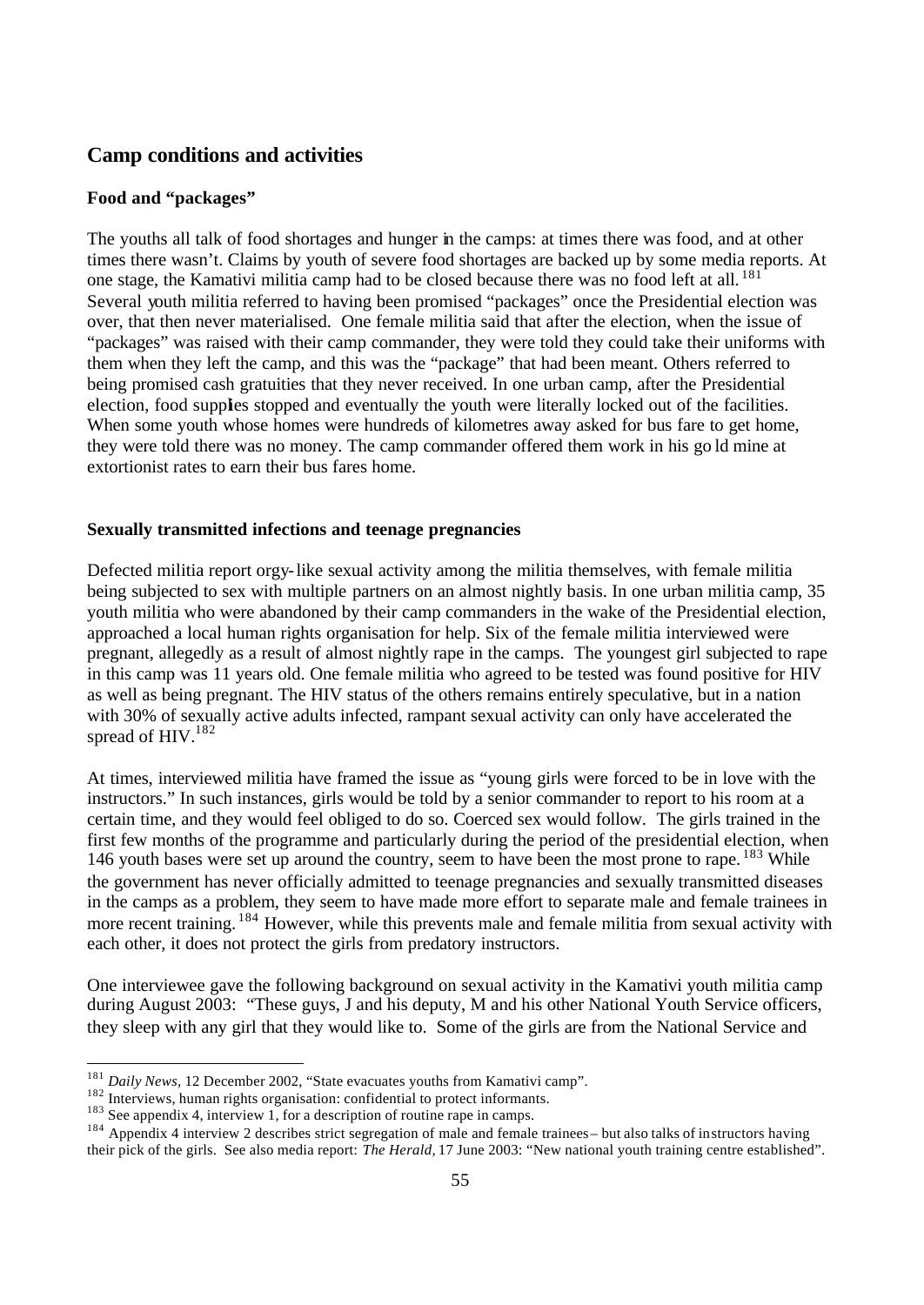## Camp conditions and activities

### Food and "packages"

The youths all talk of food shortages and hunger in the camps: at times there was food, and at other times there wasn't. Claims by youth of severe food shortages are backed up by some media reports. At one stage, the Kamativi militia camp had to be closed because there was no food left at all.[181] Several youth militia referred to having been promised "packages" once the Presidential election was over, that then never materialised. One female militia said that after the election, when the issue of "packages" was raised with their camp commander, they were told they could take their uniforms with them when they left the camp, and this was the "package" that had been meant. Others referred to being promised cash gratuities that they never received. In one urban camp, after the Presidential election, food supplies stopped and eventually the youth were literally locked out of the facilities. When some youth whose homes were hundreds of kilometres away asked for bus fare to get home, they were told there was no money. The camp commander offered them work in his gold mine at extortionist rates to earn their bus fares home.

### Sexually transmitted infections and teenage pregnancies

Defected militia report orgy-like sexual activity among the militia themselves, with female militia being subjected to sex with multiple partners on an almost nightly basis. In one urban militia camp, 35 youth militia who were abandoned by their camp commanders in the wake of the Presidential election, approached a local human rights organisation for help. Six of the female militia interviewed were pregnant, allegedly as a result of almost nightly rape in the camps. The youngest girl subjected to rape in this camp was 11 years old. One female militia who agreed to be tested was found positive for HIV as well as being pregnant. The HIV status of the others remains entirely speculative, but in a nation with 30% of sexually active adults infected, rampant sexual activity can only have accelerated the spread of HIV.[182]

At times, interviewed militia have framed the issue as "young girls were forced to be in love with the instructors." In such instances, girls would be told by a senior commander to report to his room at a certain time, and they would feel obliged to do so. Coerced sex would follow. The girls trained in the first few months of the programme and particularly during the period of the presidential election, when 146 youth bases were set up around the country, seem to have been the most prone to rape.[183] While the government has never officially admitted to teenage pregnancies and sexually transmitted diseases in the camps as a problem, they seem to have made more effort to separate male and female trainees in more recent training.[184] However, while this prevents male and female militia from sexual activity with each other, it does not protect the girls from predatory instructors.

One interviewee gave the following background on sexual activity in the Kamativi youth militia camp during August 2003: "These guys, J and his deputy, M and his other National Youth Service officers, they sleep with any girl that they would like to. Some of the girls are from the National Service and

---

[181] *Daily News*, 12 December 2002, "State evacuates youths from Kamativi camp".

[182] Interviews, human rights organisation: confidential to protect informants.

[183] See appendix 4, interview 1, for a description of routine rape in camps.

[184] Appendix 4 interview 2 describes strict segregation of male and female trainees – but also talks of instructors having their pick of the girls. See also media report: *The Herald*, 17 June 2003: "New national youth training centre established".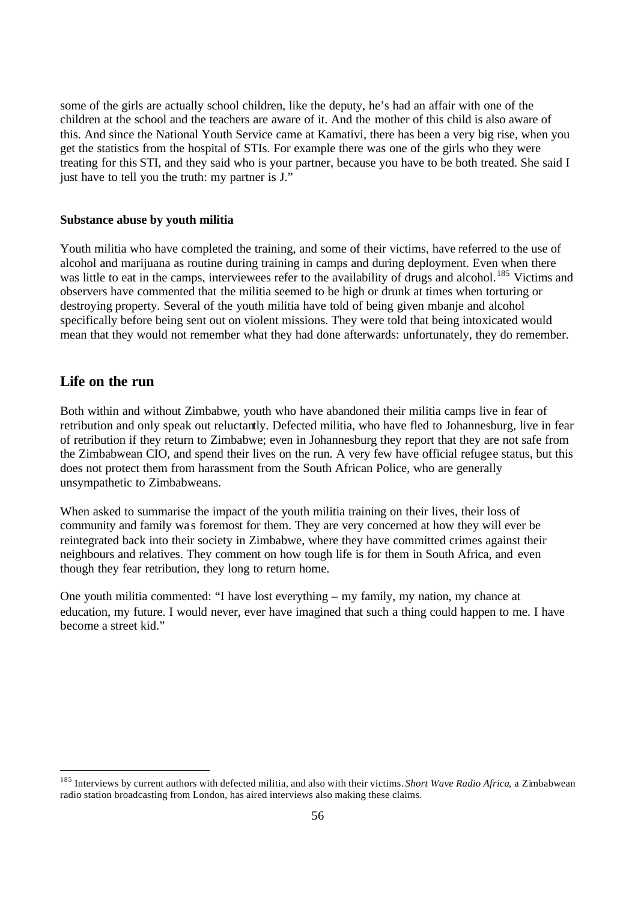some of the girls are actually school children, like the deputy, he's had an affair with one of the children at the school and the teachers are aware of it. And the mother of this child is also aware of this. And since the National Youth Service came at Kamativi, there has been a very big rise, when you get the statistics from the hospital of STIs. For example there was one of the girls who they were treating for this STI, and they said who is your partner, because you have to be both treated. She said I just have to tell you the truth: my partner is J."

**Substance abuse by youth militia**

Youth militia who have completed the training, and some of their victims, have referred to the use of alcohol and marijuana as routine during training in camps and during deployment. Even when there was little to eat in the camps, interviewees refer to the availability of drugs and alcohol.[185] Victims and observers have commented that the militia seemed to be high or drunk at times when torturing or destroying property. Several of the youth militia have told of being given mbanje and alcohol specifically before being sent out on violent missions. They were told that being intoxicated would mean that they would not remember what they had done afterwards: unfortunately, they do remember.

## Life on the run

Both within and without Zimbabwe, youth who have abandoned their militia camps live in fear of retribution and only speak out reluctantly. Defected militia, who have fled to Johannesburg, live in fear of retribution if they return to Zimbabwe; even in Johannesburg they report that they are not safe from the Zimbabwean CIO, and spend their lives on the run. A very few have official refugee status, but this does not protect them from harassment from the South African Police, who are generally unsympathetic to Zimbabweans.

When asked to summarise the impact of the youth militia training on their lives, their loss of community and family was foremost for them. They are very concerned at how they will ever be reintegrated back into their society in Zimbabwe, where they have committed crimes against their neighbours and relatives. They comment on how tough life is for them in South Africa, and even though they fear retribution, they long to return home.

One youth militia commented: "I have lost everything – my family, my nation, my chance at education, my future. I would never, ever have imagined that such a thing could happen to me. I have become a street kid."

---

[185] Interviews by current authors with defected militia, and also with their victims. *Short Wave Radio Africa*, a Zimbabwean radio station broadcasting from London, has aired interviews also making these claims.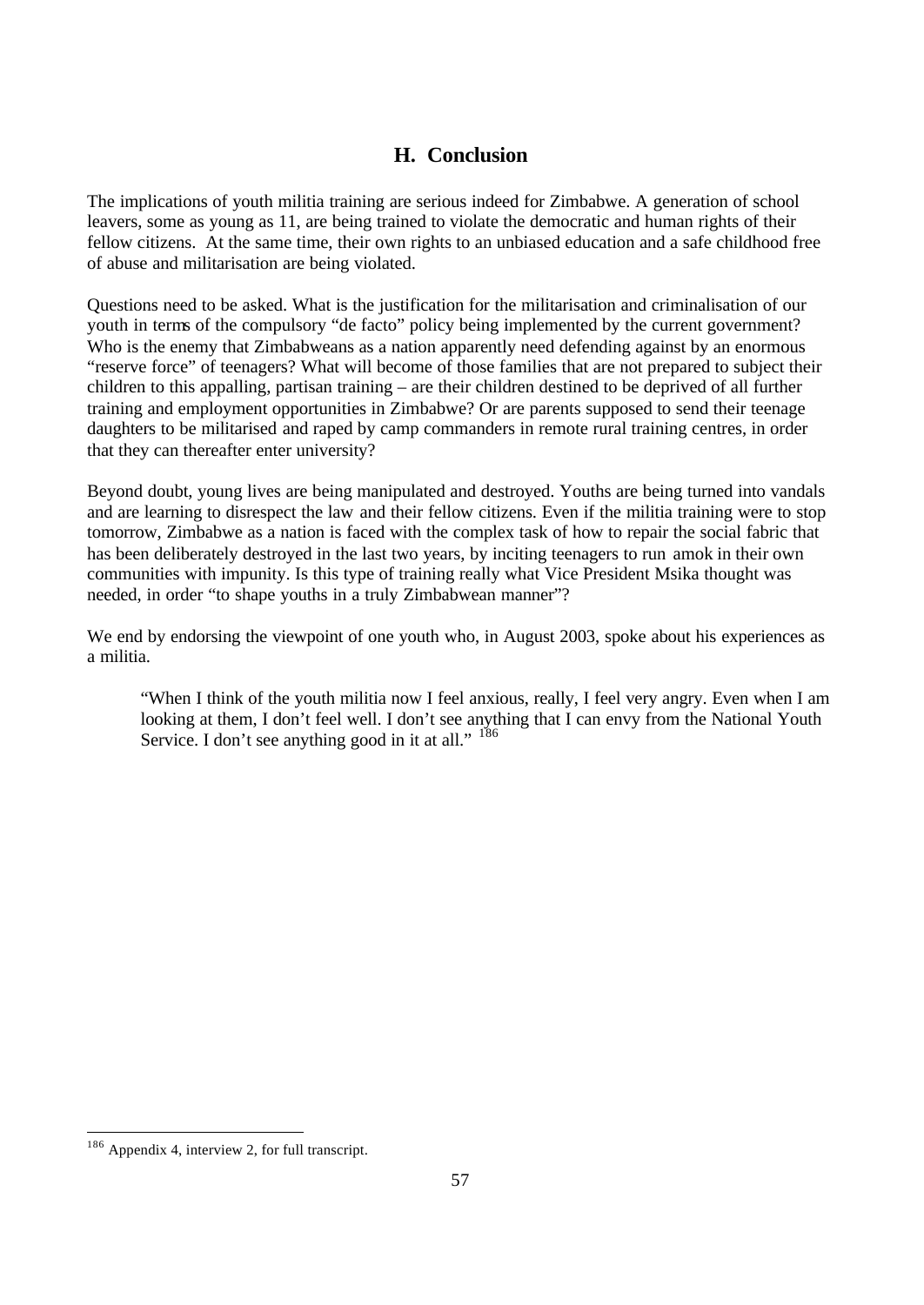## H. Conclusion

The implications of youth militia training are serious indeed for Zimbabwe. A generation of school leavers, some as young as 11, are being trained to violate the democratic and human rights of their fellow citizens. At the same time, their own rights to an unbiased education and a safe childhood free of abuse and militarisation are being violated.

Questions need to be asked. What is the justification for the militarisation and criminalisation of our youth in terms of the compulsory "de facto" policy being implemented by the current government? Who is the enemy that Zimbabweans as a nation apparently need defending against by an enormous "reserve force" of teenagers? What will become of those families that are not prepared to subject their children to this appalling, partisan training – are their children destined to be deprived of all further training and employment opportunities in Zimbabwe? Or are parents supposed to send their teenage daughters to be militarised and raped by camp commanders in remote rural training centres, in order that they can thereafter enter university?

Beyond doubt, young lives are being manipulated and destroyed. Youths are being turned into vandals and are learning to disrespect the law and their fellow citizens. Even if the militia training were to stop tomorrow, Zimbabwe as a nation is faced with the complex task of how to repair the social fabric that has been deliberately destroyed in the last two years, by inciting teenagers to run amok in their own communities with impunity. Is this type of training really what Vice President Msika thought was needed, in order "to shape youths in a truly Zimbabwean manner"?

We end by endorsing the viewpoint of one youth who, in August 2003, spoke about his experiences as a militia.

> "When I think of the youth militia now I feel anxious, really, I feel very angry. Even when I am looking at them, I don't feel well. I don't see anything that I can envy from the National Youth Service. I don't see anything good in it at all." [186]

---

[186] Appendix 4, interview 2, for full transcript.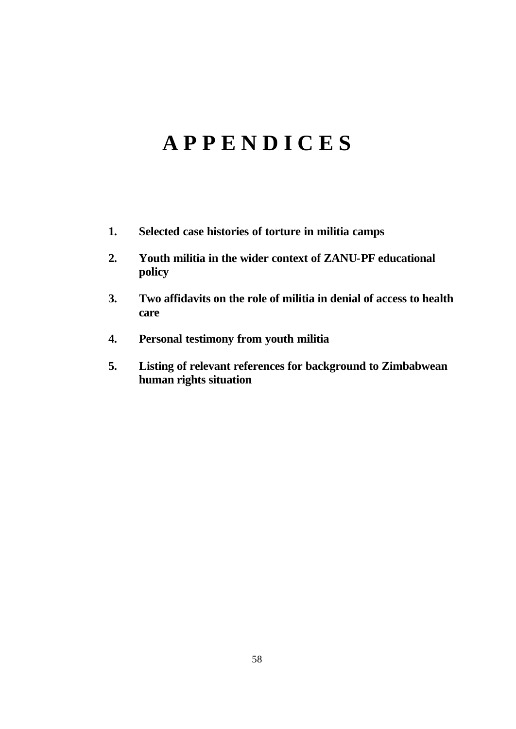# A P P E N D I C E S

1. **Selected case histories of torture in militia camps**
2. **Youth militia in the wider context of ZANU-PF educational policy**
3. **Two affidavits on the role of militia in denial of access to health care**
4. **Personal testimony from youth militia**
5. **Listing of relevant references for background to Zimbabwean human rights situation**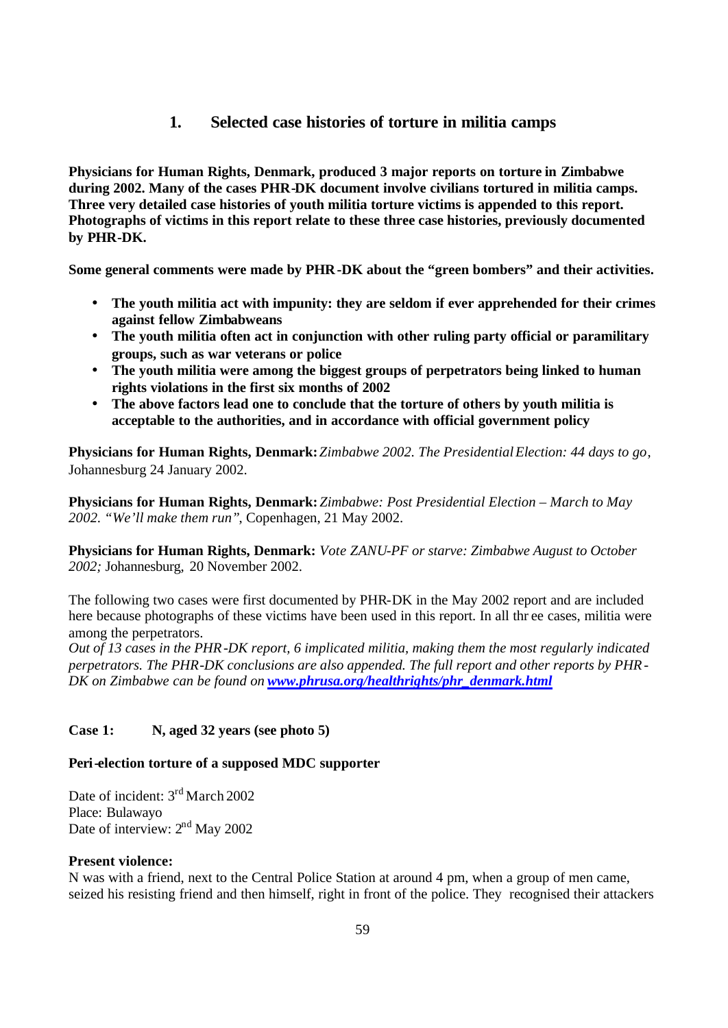## 1. Selected case histories of torture in militia camps

**Physicians for Human Rights, Denmark, produced 3 major reports on torture in Zimbabwe during 2002. Many of the cases PHR-DK document involve civilians tortured in militia camps. Three very detailed case histories of youth militia torture victims is appended to this report. Photographs of victims in this report relate to these three case histories, previously documented by PHR-DK.**

**Some general comments were made by PHR-DK about the "green bombers" and their activities.**

- **The youth militia act with impunity: they are seldom if ever apprehended for their crimes against fellow Zimbabweans**
- **The youth militia often act in conjunction with other ruling party official or paramilitary groups, such as war veterans or police**
- **The youth militia were among the biggest groups of perpetrators being linked to human rights violations in the first six months of 2002**
- **The above factors lead one to conclude that the torture of others by youth militia is acceptable to the authorities, and in accordance with official government policy**

**Physicians for Human Rights, Denmark:** *Zimbabwe 2002. The Presidential Election: 44 days to go*, Johannesburg 24 January 2002.

**Physicians for Human Rights, Denmark:** *Zimbabwe: Post Presidential Election – March to May 2002. "We'll make them run"*, Copenhagen, 21 May 2002.

**Physicians for Human Rights, Denmark:** *Vote ZANU-PF or starve: Zimbabwe August to October 2002;* Johannesburg, 20 November 2002.

The following two cases were first documented by PHR-DK in the May 2002 report and are included here because photographs of these victims have been used in this report. In all thr ee cases, militia were among the perpetrators.
*Out of 13 cases in the PHR-DK report, 6 implicated militia, making them the most regularly indicated perpetrators. The PHR-DK conclusions are also appended. The full report and other reports by PHR-DK on Zimbabwe can be found on* ***www.phrusa.org/healthrights/phr_denmark.html***

**Case 1: N, aged 32 years (see photo 5)**

**Peri-election torture of a supposed MDC supporter**

Date of incident: 3rd March 2002
Place: Bulawayo
Date of interview: 2nd May 2002

**Present violence:**
N was with a friend, next to the Central Police Station at around 4 pm, when a group of men came, seized his resisting friend and then himself, right in front of the police. They recognised their attackers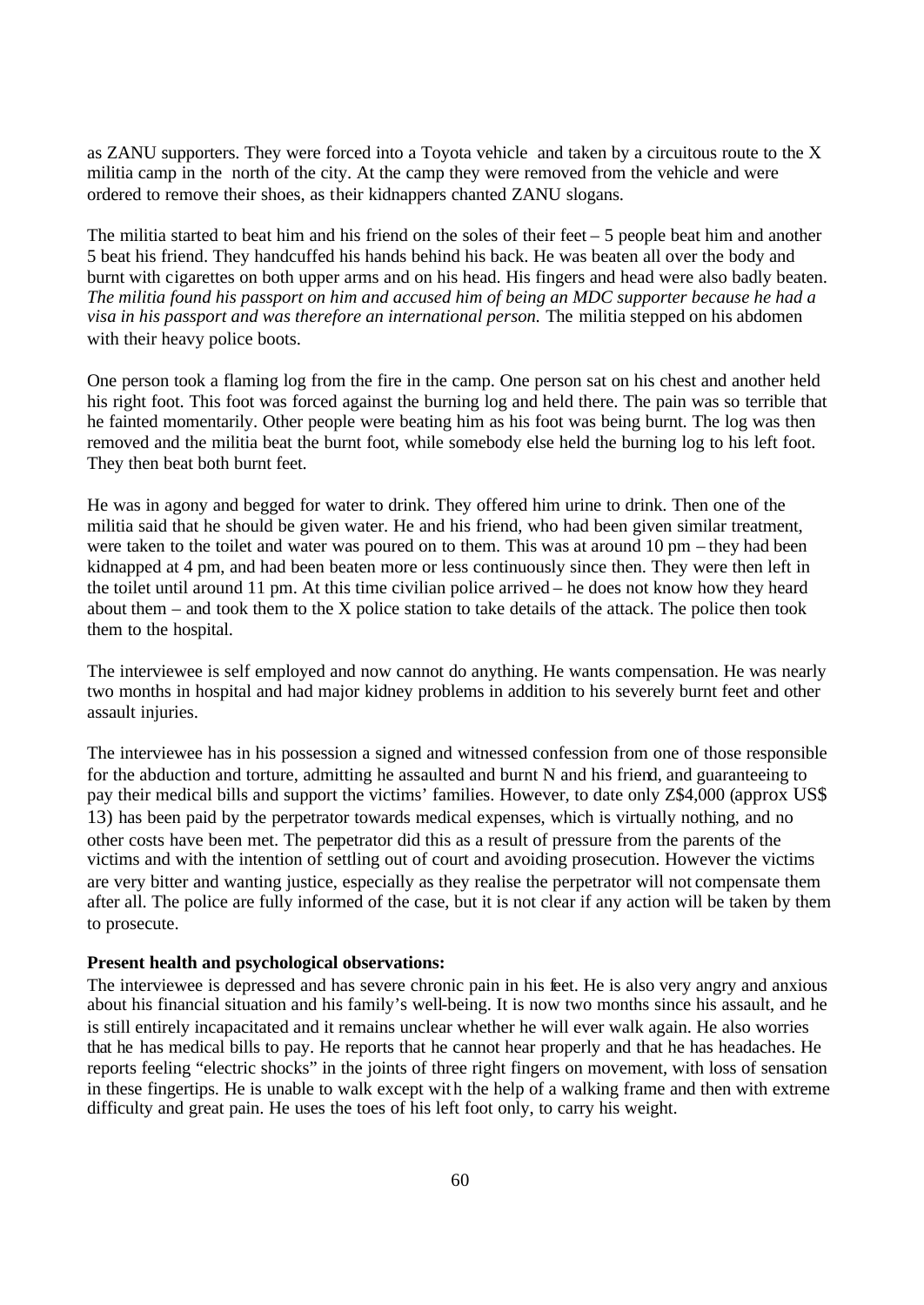as ZANU supporters. They were forced into a Toyota vehicle and taken by a circuitous route to the X militia camp in the north of the city. At the camp they were removed from the vehicle and were ordered to remove their shoes, as their kidnappers chanted ZANU slogans.

The militia started to beat him and his friend on the soles of their feet – 5 people beat him and another 5 beat his friend. They handcuffed his hands behind his back. He was beaten all over the body and burnt with cigarettes on both upper arms and on his head. His fingers and head were also badly beaten. *The militia found his passport on him and accused him of being an MDC supporter because he had a visa in his passport and was therefore an international person.* The militia stepped on his abdomen with their heavy police boots.

One person took a flaming log from the fire in the camp. One person sat on his chest and another held his right foot. This foot was forced against the burning log and held there. The pain was so terrible that he fainted momentarily. Other people were beating him as his foot was being burnt. The log was then removed and the militia beat the burnt foot, while somebody else held the burning log to his left foot. They then beat both burnt feet.

He was in agony and begged for water to drink. They offered him urine to drink. Then one of the militia said that he should be given water. He and his friend, who had been given similar treatment, were taken to the toilet and water was poured on to them. This was at around 10 pm – they had been kidnapped at 4 pm, and had been beaten more or less continuously since then. They were then left in the toilet until around 11 pm. At this time civilian police arrived – he does not know how they heard about them – and took them to the X police station to take details of the attack. The police then took them to the hospital.

The interviewee is self employed and now cannot do anything. He wants compensation. He was nearly two months in hospital and had major kidney problems in addition to his severely burnt feet and other assault injuries.

The interviewee has in his possession a signed and witnessed confession from one of those responsible for the abduction and torture, admitting he assaulted and burnt N and his friend, and guaranteeing to pay their medical bills and support the victims' families. However, to date only Z$4,000 (approx US$ 13) has been paid by the perpetrator towards medical expenses, which is virtually nothing, and no other costs have been met. The perpetrator did this as a result of pressure from the parents of the victims and with the intention of settling out of court and avoiding prosecution. However the victims are very bitter and wanting justice, especially as they realise the perpetrator will not compensate them after all. The police are fully informed of the case, but it is not clear if any action will be taken by them to prosecute.

**Present health and psychological observations:**

The interviewee is depressed and has severe chronic pain in his feet. He is also very angry and anxious about his financial situation and his family's well-being. It is now two months since his assault, and he is still entirely incapacitated and it remains unclear whether he will ever walk again. He also worries that he has medical bills to pay. He reports that he cannot hear properly and that he has headaches. He reports feeling "electric shocks" in the joints of three right fingers on movement, with loss of sensation in these fingertips. He is unable to walk except with the help of a walking frame and then with extreme difficulty and great pain. He uses the toes of his left foot only, to carry his weight.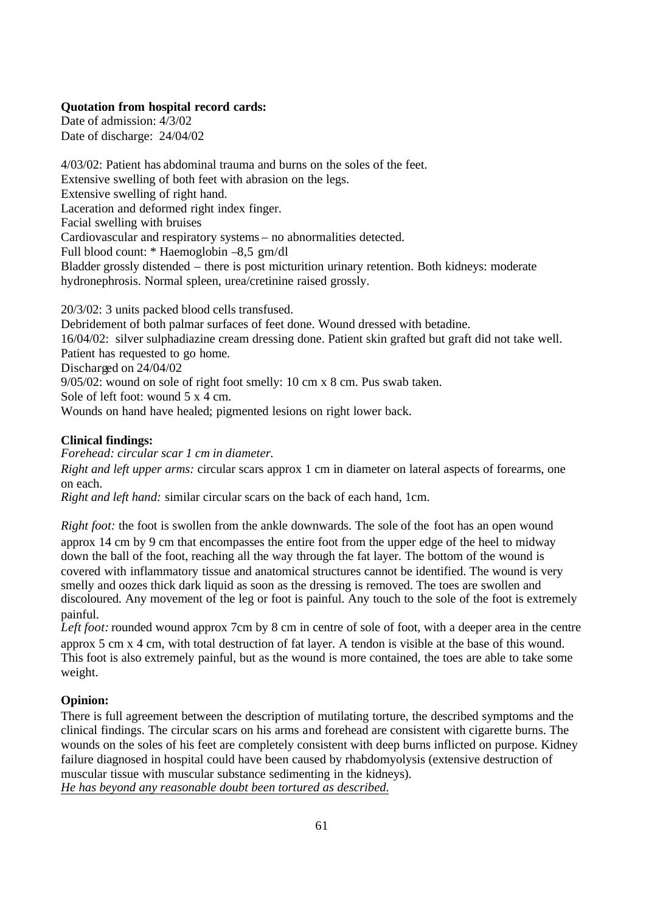**Quotation from hospital record cards:**
Date of admission: 4/3/02
Date of discharge: 24/04/02

4/03/02: Patient has abdominal trauma and burns on the soles of the feet.
Extensive swelling of both feet with abrasion on the legs.
Extensive swelling of right hand.
Laceration and deformed right index finger.
Facial swelling with bruises
Cardiovascular and respiratory systems – no abnormalities detected.
Full blood count: * Haemoglobin –8,5 gm/dl
Bladder grossly distended – there is post micturition urinary retention. Both kidneys: moderate hydronephrosis. Normal spleen, urea/cretinine raised grossly.

20/3/02: 3 units packed blood cells transfused.
Debridement of both palmar surfaces of feet done. Wound dressed with betadine.
16/04/02: silver sulphadiazine cream dressing done. Patient skin grafted but graft did not take well.
Patient has requested to go home.
Discharged on 24/04/02
9/05/02: wound on sole of right foot smelly: 10 cm x 8 cm. Pus swab taken.
Sole of left foot: wound 5 x 4 cm.
Wounds on hand have healed; pigmented lesions on right lower back.

**Clinical findings:**
*Forehead: circular scar 1 cm in diameter.*
*Right and left upper arms:* circular scars approx 1 cm in diameter on lateral aspects of forearms, one on each.
*Right and left hand:* similar circular scars on the back of each hand, 1cm.

*Right foot:* the foot is swollen from the ankle downwards. The sole of the foot has an open wound approx 14 cm by 9 cm that encompasses the entire foot from the upper edge of the heel to midway down the ball of the foot, reaching all the way through the fat layer. The bottom of the wound is covered with inflammatory tissue and anatomical structures cannot be identified. The wound is very smelly and oozes thick dark liquid as soon as the dressing is removed. The toes are swollen and discoloured. Any movement of the leg or foot is painful. Any touch to the sole of the foot is extremely painful.
*Left foot:* rounded wound approx 7cm by 8 cm in centre of sole of foot, with a deeper area in the centre approx 5 cm x 4 cm, with total destruction of fat layer. A tendon is visible at the base of this wound. This foot is also extremely painful, but as the wound is more contained, the toes are able to take some weight.

**Opinion:**
There is full agreement between the description of mutilating torture, the described symptoms and the clinical findings. The circular scars on his arms and forehead are consistent with cigarette burns. The wounds on the soles of his feet are completely consistent with deep burns inflicted on purpose. Kidney failure diagnosed in hospital could have been caused by rhabdomyolysis (extensive destruction of muscular tissue with muscular substance sedimenting in the kidneys).
*He has beyond any reasonable doubt been tortured as described.*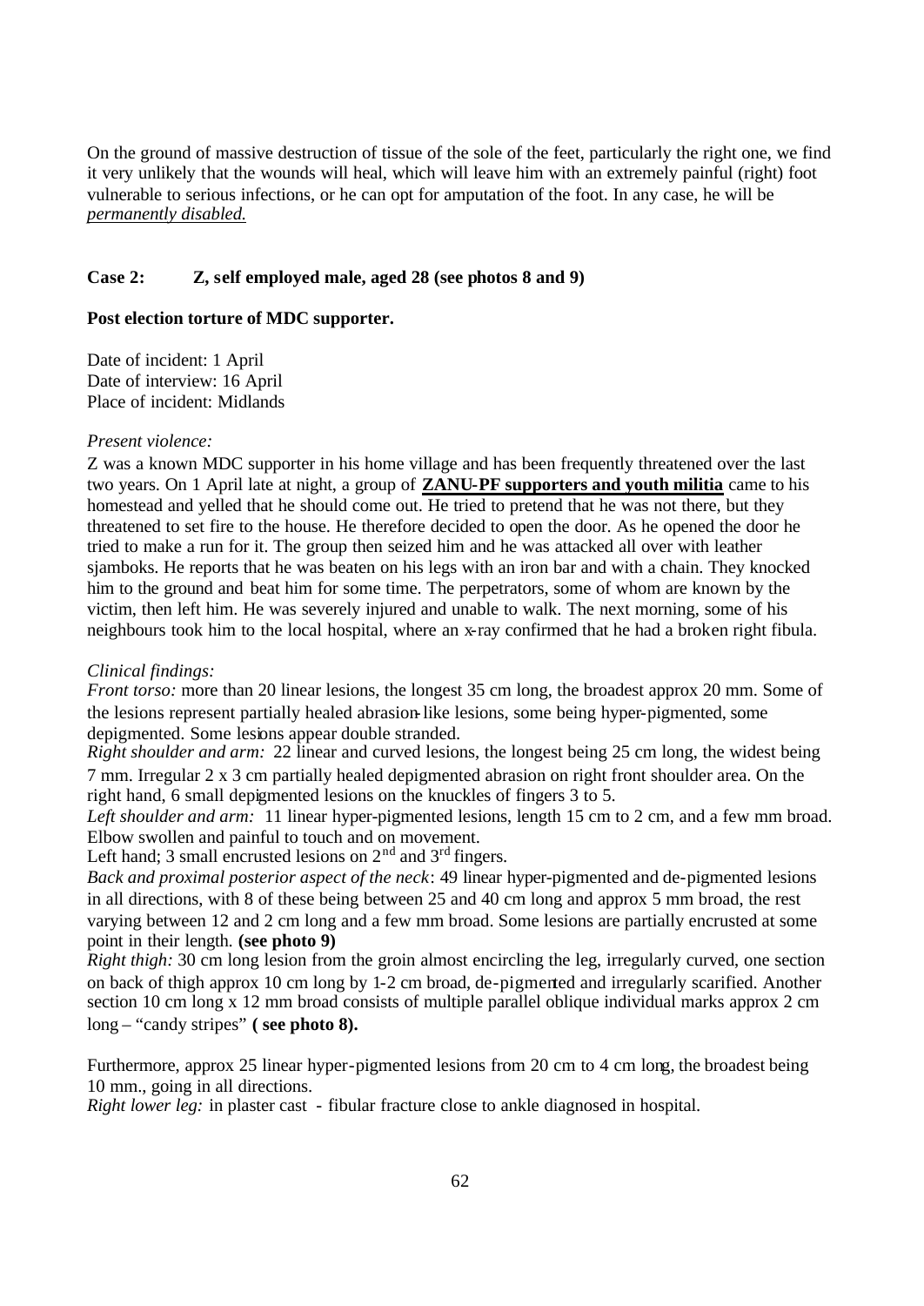On the ground of massive destruction of tissue of the sole of the feet, particularly the right one, we find it very unlikely that the wounds will heal, which will leave him with an extremely painful (right) foot vulnerable to serious infections, or he can opt for amputation of the foot. In any case, he will be *permanently disabled.*

**Case 2: Z, self employed male, aged 28 (see photos 8 and 9)**

**Post election torture of MDC supporter.**

Date of incident: 1 April
Date of interview: 16 April
Place of incident: Midlands

*Present violence:*

Z was a known MDC supporter in his home village and has been frequently threatened over the last two years. On 1 April late at night, a group of **ZANU-PF supporters and youth militia** came to his homestead and yelled that he should come out. He tried to pretend that he was not there, but they threatened to set fire to the house. He therefore decided to open the door. As he opened the door he tried to make a run for it. The group then seized him and he was attacked all over with leather sjamboks. He reports that he was beaten on his legs with an iron bar and with a chain. They knocked him to the ground and beat him for some time. The perpetrators, some of whom are known by the victim, then left him. He was severely injured and unable to walk. The next morning, some of his neighbours took him to the local hospital, where an x-ray confirmed that he had a broken right fibula.

*Clinical findings:*

*Front torso:* more than 20 linear lesions, the longest 35 cm long, the broadest approx 20 mm. Some of the lesions represent partially healed abrasion-like lesions, some being hyper-pigmented, some depigmented. Some lesions appear double stranded.

*Right shoulder and arm:* 22 linear and curved lesions, the longest being 25 cm long, the widest being 7 mm. Irregular 2 x 3 cm partially healed depigmented abrasion on right front shoulder area. On the right hand, 6 small depigmented lesions on the knuckles of fingers 3 to 5.

*Left shoulder and arm:* 11 linear hyper-pigmented lesions, length 15 cm to 2 cm, and a few mm broad. Elbow swollen and painful to touch and on movement.

Left hand; 3 small encrusted lesions on 2nd and 3rd fingers.

*Back and proximal posterior aspect of the neck*: 49 linear hyper-pigmented and de-pigmented lesions in all directions, with 8 of these being between 25 and 40 cm long and approx 5 mm broad, the rest varying between 12 and 2 cm long and a few mm broad. Some lesions are partially encrusted at some point in their length. **(see photo 9)**

*Right thigh:* 30 cm long lesion from the groin almost encircling the leg, irregularly curved, one section on back of thigh approx 10 cm long by 1-2 cm broad, de-pigmented and irregularly scarified. Another section 10 cm long x 12 mm broad consists of multiple parallel oblique individual marks approx 2 cm long – "candy stripes" **( see photo 8).**

Furthermore, approx 25 linear hyper-pigmented lesions from 20 cm to 4 cm long, the broadest being 10 mm., going in all directions.

*Right lower leg:* in plaster cast - fibular fracture close to ankle diagnosed in hospital.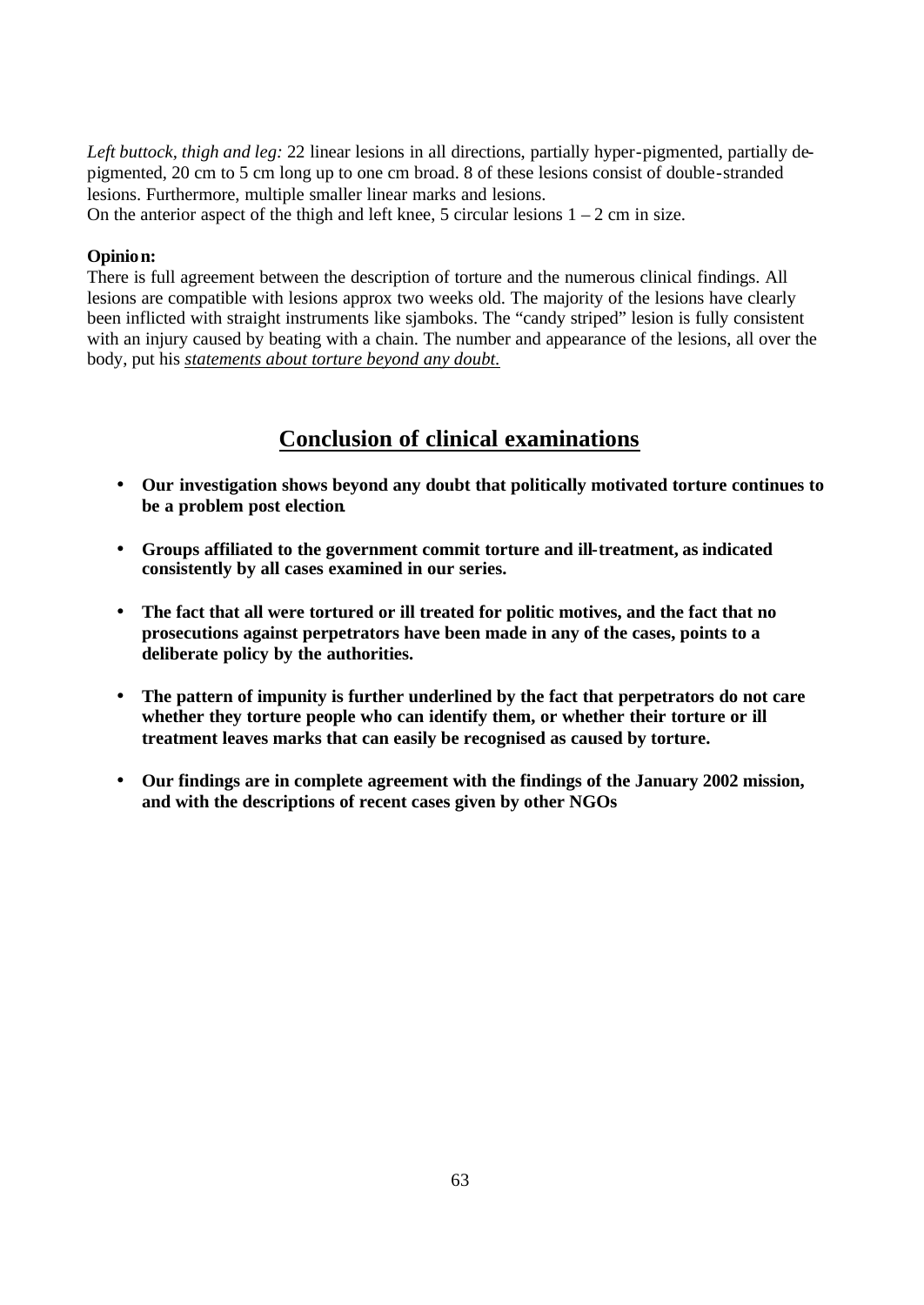*Left buttock, thigh and leg:* 22 linear lesions in all directions, partially hyper-pigmented, partially de-pigmented, 20 cm to 5 cm long up to one cm broad. 8 of these lesions consist of double-stranded lesions. Furthermore, multiple smaller linear marks and lesions.
On the anterior aspect of the thigh and left knee, 5 circular lesions 1 – 2 cm in size.

**Opinion:**
There is full agreement between the description of torture and the numerous clinical findings. All lesions are compatible with lesions approx two weeks old. The majority of the lesions have clearly been inflicted with straight instruments like sjamboks. The "candy striped" lesion is fully consistent with an injury caused by beating with a chain. The number and appearance of the lesions, all over the body, put his *statements about torture beyond any doubt.*

## Conclusion of clinical examinations

- **Our investigation shows beyond any doubt that politically motivated torture continues to be a problem post election.**
- **Groups affiliated to the government commit torture and ill-treatment, as indicated consistently by all cases examined in our series.**
- **The fact that all were tortured or ill treated for politic motives, and the fact that no prosecutions against perpetrators have been made in any of the cases, points to a deliberate policy by the authorities.**
- **The pattern of impunity is further underlined by the fact that perpetrators do not care whether they torture people who can identify them, or whether their torture or ill treatment leaves marks that can easily be recognised as caused by torture.**
- **Our findings are in complete agreement with the findings of the January 2002 mission, and with the descriptions of recent cases given by other NGOs**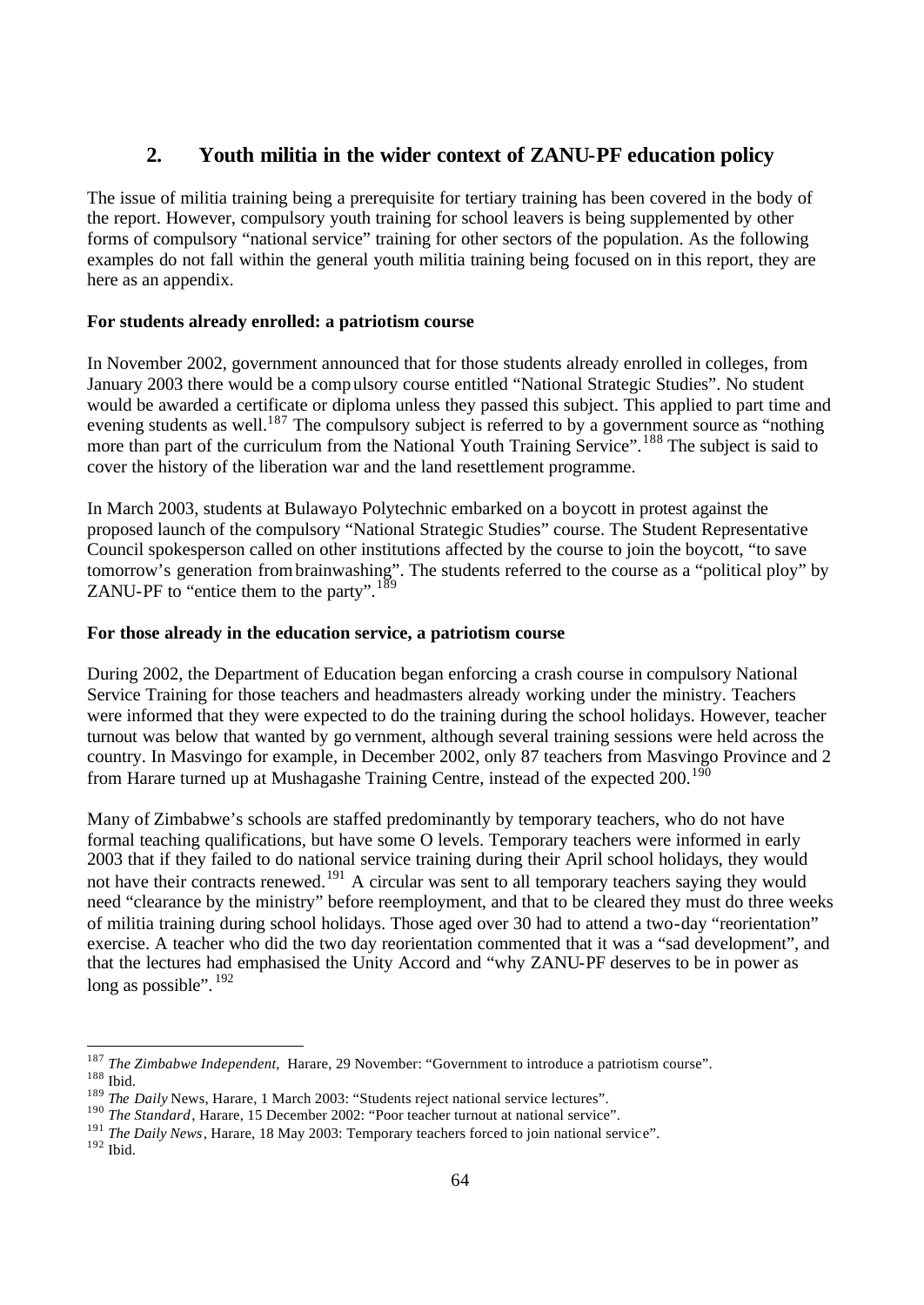## 2. Youth militia in the wider context of ZANU-PF education policy

The issue of militia training being a prerequisite for tertiary training has been covered in the body of the report. However, compulsory youth training for school leavers is being supplemented by other forms of compulsory "national service" training for other sectors of the population. As the following examples do not fall within the general youth militia training being focused on in this report, they are here as an appendix.

**For students already enrolled: a patriotism course**

In November 2002, government announced that for those students already enrolled in colleges, from January 2003 there would be a compulsory course entitled "National Strategic Studies". No student would be awarded a certificate or diploma unless they passed this subject. This applied to part time and evening students as well.[187] The compulsory subject is referred to by a government source as "nothing more than part of the curriculum from the National Youth Training Service".[188] The subject is said to cover the history of the liberation war and the land resettlement programme.

In March 2003, students at Bulawayo Polytechnic embarked on a boycott in protest against the proposed launch of the compulsory "National Strategic Studies" course. The Student Representative Council spokesperson called on other institutions affected by the course to join the boycott, "to save tomorrow's generation from brainwashing". The students referred to the course as a "political ploy" by ZANU-PF to "entice them to the party".[189]

**For those already in the education service, a patriotism course**

During 2002, the Department of Education began enforcing a crash course in compulsory National Service Training for those teachers and headmasters already working under the ministry. Teachers were informed that they were expected to do the training during the school holidays. However, teacher turnout was below that wanted by government, although several training sessions were held across the country. In Masvingo for example, in December 2002, only 87 teachers from Masvingo Province and 2 from Harare turned up at Mushagashe Training Centre, instead of the expected 200.[190]

Many of Zimbabwe's schools are staffed predominantly by temporary teachers, who do not have formal teaching qualifications, but have some O levels. Temporary teachers were informed in early 2003 that if they failed to do national service training during their April school holidays, they would not have their contracts renewed.[191] A circular was sent to all temporary teachers saying they would need "clearance by the ministry" before reemployment, and that to be cleared they must do three weeks of militia training during school holidays. Those aged over 30 had to attend a two-day "reorientation" exercise. A teacher who did the two day reorientation commented that it was a "sad development", and that the lectures had emphasised the Unity Accord and "why ZANU-PF deserves to be in power as long as possible".[192]

---

[187] *The Zimbabwe Independent*, Harare, 29 November: "Government to introduce a patriotism course".
[188] Ibid.
[189] *The Daily* News, Harare, 1 March 2003: "Students reject national service lectures".
[190] *The Standard*, Harare, 15 December 2002: "Poor teacher turnout at national service".
[191] *The Daily News*, Harare, 18 May 2003: Temporary teachers forced to join national service".
[192] Ibid.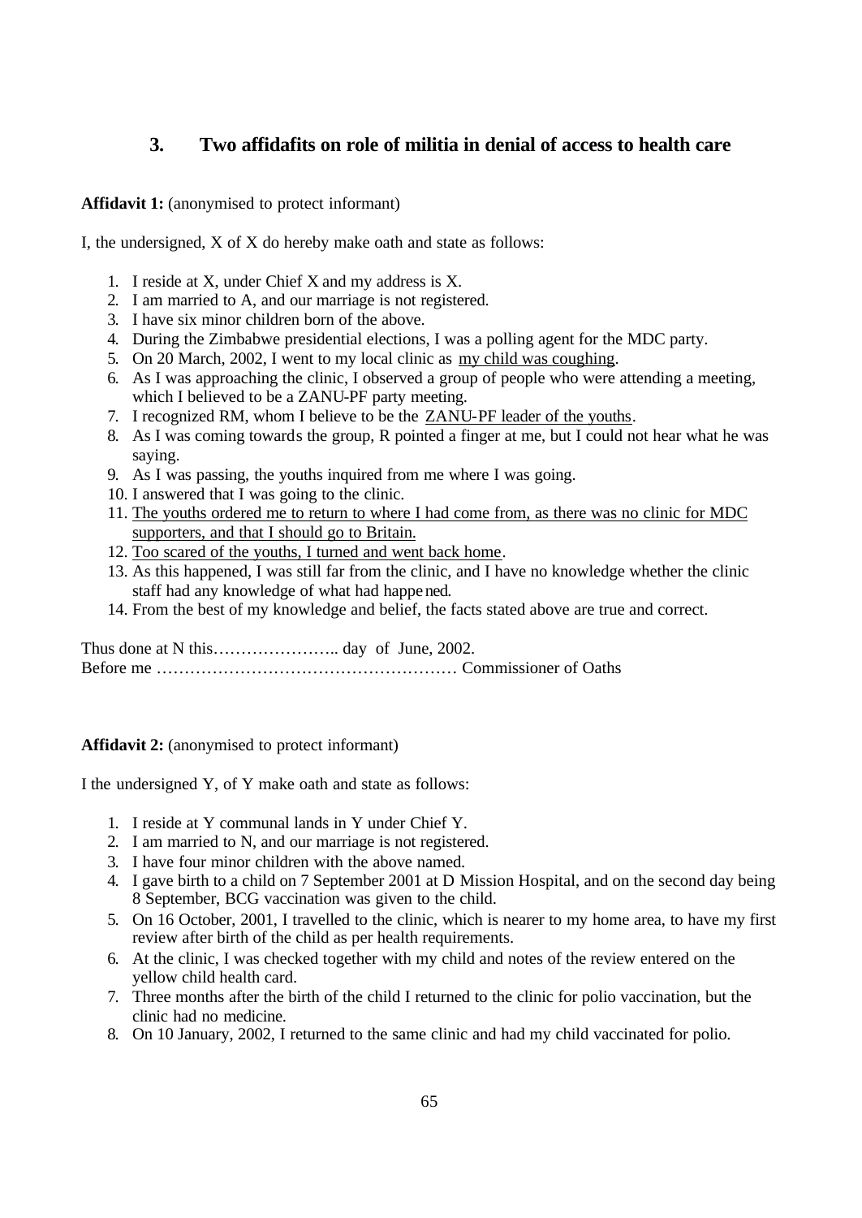## 3. Two affidafits on role of militia in denial of access to health care

**Affidavit 1:** (anonymised to protect informant)

I, the undersigned, X of X do hereby make oath and state as follows:

1. I reside at X, under Chief X and my address is X.
2. I am married to A, and our marriage is not registered.
3. I have six minor children born of the above.
4. During the Zimbabwe presidential elections, I was a polling agent for the MDC party.
5. On 20 March, 2002, I went to my local clinic as <u>my child was coughing</u>.
6. As I was approaching the clinic, I observed a group of people who were attending a meeting, which I believed to be a ZANU-PF party meeting.
7. I recognized RM, whom I believe to be the <u>ZANU-PF leader of the youths</u>.
8. As I was coming towards the group, R pointed a finger at me, but I could not hear what he was saying.
9. As I was passing, the youths inquired from me where I was going.
10. I answered that I was going to the clinic.
11. <u>The youths ordered me to return to where I had come from, as there was no clinic for MDC supporters, and that I should go to Britain.</u>
12. <u>Too scared of the youths, I turned and went back home</u>.
13. As this happened, I was still far from the clinic, and I have no knowledge whether the clinic staff had any knowledge of what had happened.
14. From the best of my knowledge and belief, the facts stated above are true and correct.

Thus done at N this………………….. day of June, 2002.
Before me ……………………………………………… Commissioner of Oaths

**Affidavit 2:** (anonymised to protect informant)

I the undersigned Y, of Y make oath and state as follows:

1. I reside at Y communal lands in Y under Chief Y.
2. I am married to N, and our marriage is not registered.
3. I have four minor children with the above named.
4. I gave birth to a child on 7 September 2001 at D Mission Hospital, and on the second day being 8 September, BCG vaccination was given to the child.
5. On 16 October, 2001, I travelled to the clinic, which is nearer to my home area, to have my first review after birth of the child as per health requirements.
6. At the clinic, I was checked together with my child and notes of the review entered on the yellow child health card.
7. Three months after the birth of the child I returned to the clinic for polio vaccination, but the clinic had no medicine.
8. On 10 January, 2002, I returned to the same clinic and had my child vaccinated for polio.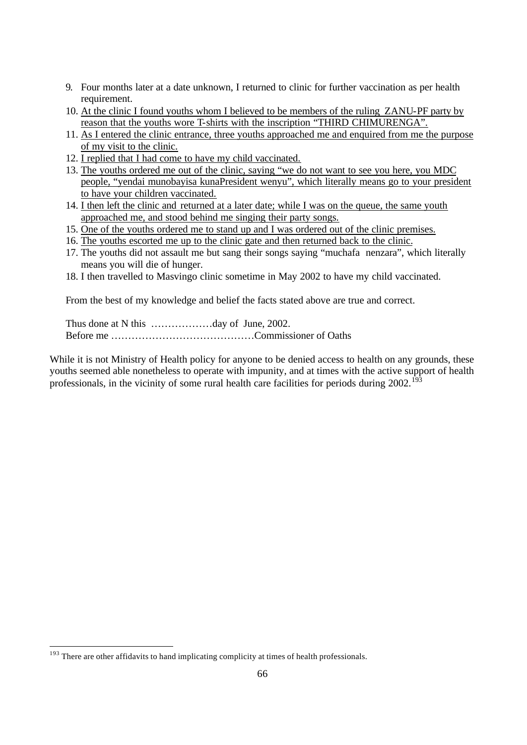9. Four months later at a date unknown, I returned to clinic for further vaccination as per health requirement.
10. At the clinic I found youths whom I believed to be members of the ruling ZANU-PF party by reason that the youths wore T-shirts with the inscription "THIRD CHIMURENGA".
11. As I entered the clinic entrance, three youths approached me and enquired from me the purpose of my visit to the clinic.
12. I replied that I had come to have my child vaccinated.
13. The youths ordered me out of the clinic, saying "we do not want to see you here, you MDC people, "yendai munobayisa kunaPresident wenyu", which literally means go to your president to have your children vaccinated.
14. I then left the clinic and returned at a later date; while I was on the queue, the same youth approached me, and stood behind me singing their party songs.
15. One of the youths ordered me to stand up and I was ordered out of the clinic premises.
16. The youths escorted me up to the clinic gate and then returned back to the clinic.
17. The youths did not assault me but sang their songs saying "muchafa nenzara", which literally means you will die of hunger.
18. I then travelled to Masvingo clinic sometime in May 2002 to have my child vaccinated.

From the best of my knowledge and belief the facts stated above are true and correct.

Thus done at N this ………………day of June, 2002.
Before me ……………………………………Commissioner of Oaths

While it is not Ministry of Health policy for anyone to be denied access to health on any grounds, these youths seemed able nonetheless to operate with impunity, and at times with the active support of health professionals, in the vicinity of some rural health care facilities for periods during 2002.[193]

[193] There are other affidavits to hand implicating complicity at times of health professionals.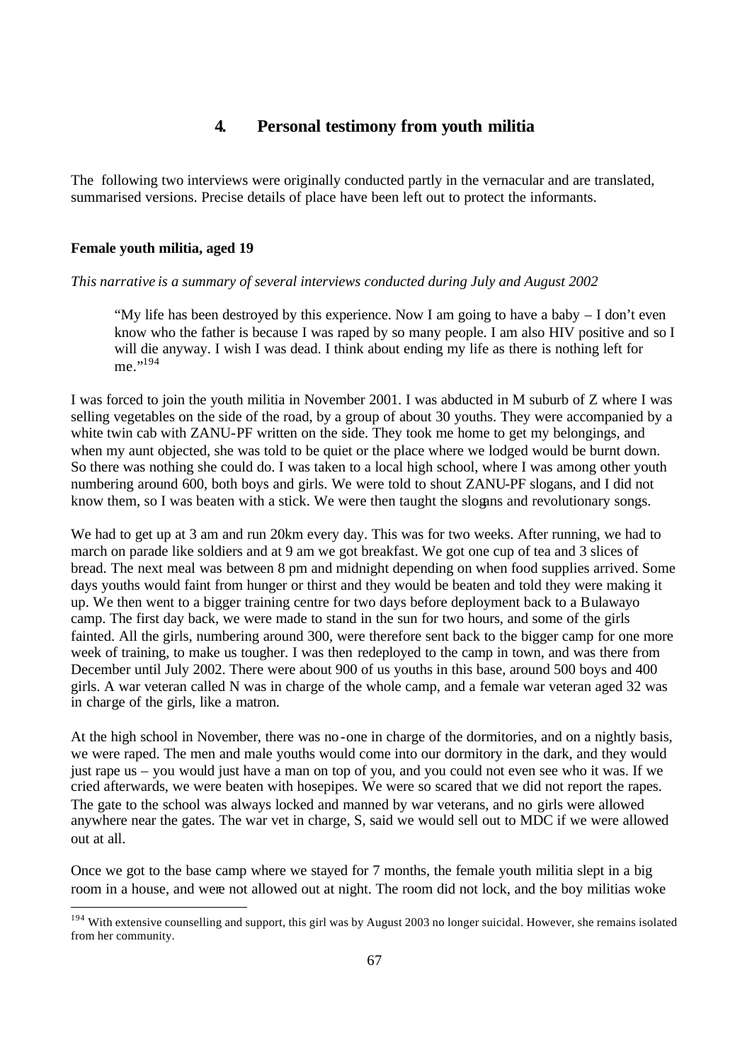## 4. Personal testimony from youth militia

The following two interviews were originally conducted partly in the vernacular and are translated, summarised versions. Precise details of place have been left out to protect the informants.

**Female youth militia, aged 19**

*This narrative is a summary of several interviews conducted during July and August 2002*

> "My life has been destroyed by this experience. Now I am going to have a baby – I don't even know who the father is because I was raped by so many people. I am also HIV positive and so I will die anyway. I wish I was dead. I think about ending my life as there is nothing left for me."[194]

I was forced to join the youth militia in November 2001. I was abducted in M suburb of Z where I was selling vegetables on the side of the road, by a group of about 30 youths. They were accompanied by a white twin cab with ZANU-PF written on the side. They took me home to get my belongings, and when my aunt objected, she was told to be quiet or the place where we lodged would be burnt down. So there was nothing she could do. I was taken to a local high school, where I was among other youth numbering around 600, both boys and girls. We were told to shout ZANU-PF slogans, and I did not know them, so I was beaten with a stick. We were then taught the slogans and revolutionary songs.

We had to get up at 3 am and run 20km every day. This was for two weeks. After running, we had to march on parade like soldiers and at 9 am we got breakfast. We got one cup of tea and 3 slices of bread. The next meal was between 8 pm and midnight depending on when food supplies arrived. Some days youths would faint from hunger or thirst and they would be beaten and told they were making it up. We then went to a bigger training centre for two days before deployment back to a Bulawayo camp. The first day back, we were made to stand in the sun for two hours, and some of the girls fainted. All the girls, numbering around 300, were therefore sent back to the bigger camp for one more week of training, to make us tougher. I was then redeployed to the camp in town, and was there from December until July 2002. There were about 900 of us youths in this base, around 500 boys and 400 girls. A war veteran called N was in charge of the whole camp, and a female war veteran aged 32 was in charge of the girls, like a matron.

At the high school in November, there was no-one in charge of the dormitories, and on a nightly basis, we were raped. The men and male youths would come into our dormitory in the dark, and they would just rape us – you would just have a man on top of you, and you could not even see who it was. If we cried afterwards, we were beaten with hosepipes. We were so scared that we did not report the rapes. The gate to the school was always locked and manned by war veterans, and no girls were allowed anywhere near the gates. The war vet in charge, S, said we would sell out to MDC if we were allowed out at all.

Once we got to the base camp where we stayed for 7 months, the female youth militia slept in a big room in a house, and were not allowed out at night. The room did not lock, and the boy militias woke

[194] With extensive counselling and support, this girl was by August 2003 no longer suicidal. However, she remains isolated from her community.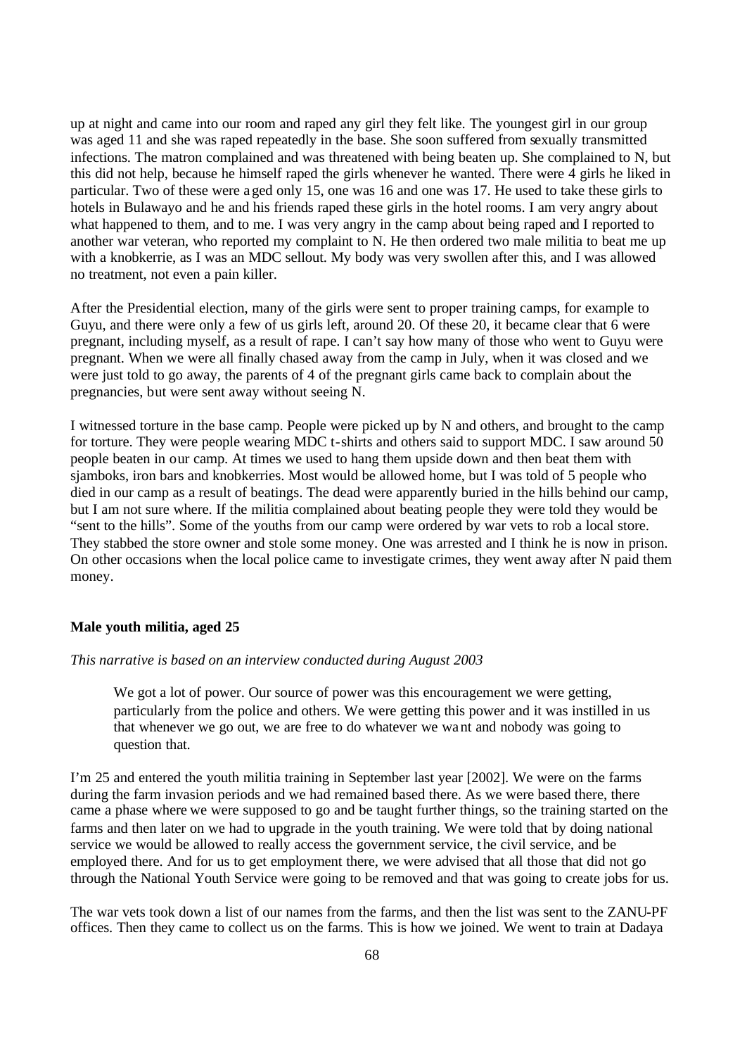up at night and came into our room and raped any girl they felt like. The youngest girl in our group was aged 11 and she was raped repeatedly in the base. She soon suffered from sexually transmitted infections. The matron complained and was threatened with being beaten up. She complained to N, but this did not help, because he himself raped the girls whenever he wanted. There were 4 girls he liked in particular. Two of these were aged only 15, one was 16 and one was 17. He used to take these girls to hotels in Bulawayo and he and his friends raped these girls in the hotel rooms. I am very angry about what happened to them, and to me. I was very angry in the camp about being raped and I reported to another war veteran, who reported my complaint to N. He then ordered two male militia to beat me up with a knobkerrie, as I was an MDC sellout. My body was very swollen after this, and I was allowed no treatment, not even a pain killer.

After the Presidential election, many of the girls were sent to proper training camps, for example to Guyu, and there were only a few of us girls left, around 20. Of these 20, it became clear that 6 were pregnant, including myself, as a result of rape. I can't say how many of those who went to Guyu were pregnant. When we were all finally chased away from the camp in July, when it was closed and we were just told to go away, the parents of 4 of the pregnant girls came back to complain about the pregnancies, but were sent away without seeing N.

I witnessed torture in the base camp. People were picked up by N and others, and brought to the camp for torture. They were people wearing MDC t-shirts and others said to support MDC. I saw around 50 people beaten in our camp. At times we used to hang them upside down and then beat them with sjamboks, iron bars and knobkerries. Most would be allowed home, but I was told of 5 people who died in our camp as a result of beatings. The dead were apparently buried in the hills behind our camp, but I am not sure where. If the militia complained about beating people they were told they would be "sent to the hills". Some of the youths from our camp were ordered by war vets to rob a local store. They stabbed the store owner and stole some money. One was arrested and I think he is now in prison. On other occasions when the local police came to investigate crimes, they went away after N paid them money.

**Male youth militia, aged 25**

*This narrative is based on an interview conducted during August 2003*

> We got a lot of power. Our source of power was this encouragement we were getting, particularly from the police and others. We were getting this power and it was instilled in us that whenever we go out, we are free to do whatever we want and nobody was going to question that.

I'm 25 and entered the youth militia training in September last year [2002]. We were on the farms during the farm invasion periods and we had remained based there. As we were based there, there came a phase where we were supposed to go and be taught further things, so the training started on the farms and then later on we had to upgrade in the youth training. We were told that by doing national service we would be allowed to really access the government service, the civil service, and be employed there. And for us to get employment there, we were advised that all those that did not go through the National Youth Service were going to be removed and that was going to create jobs for us.

The war vets took down a list of our names from the farms, and then the list was sent to the ZANU-PF offices. Then they came to collect us on the farms. This is how we joined. We went to train at Dadaya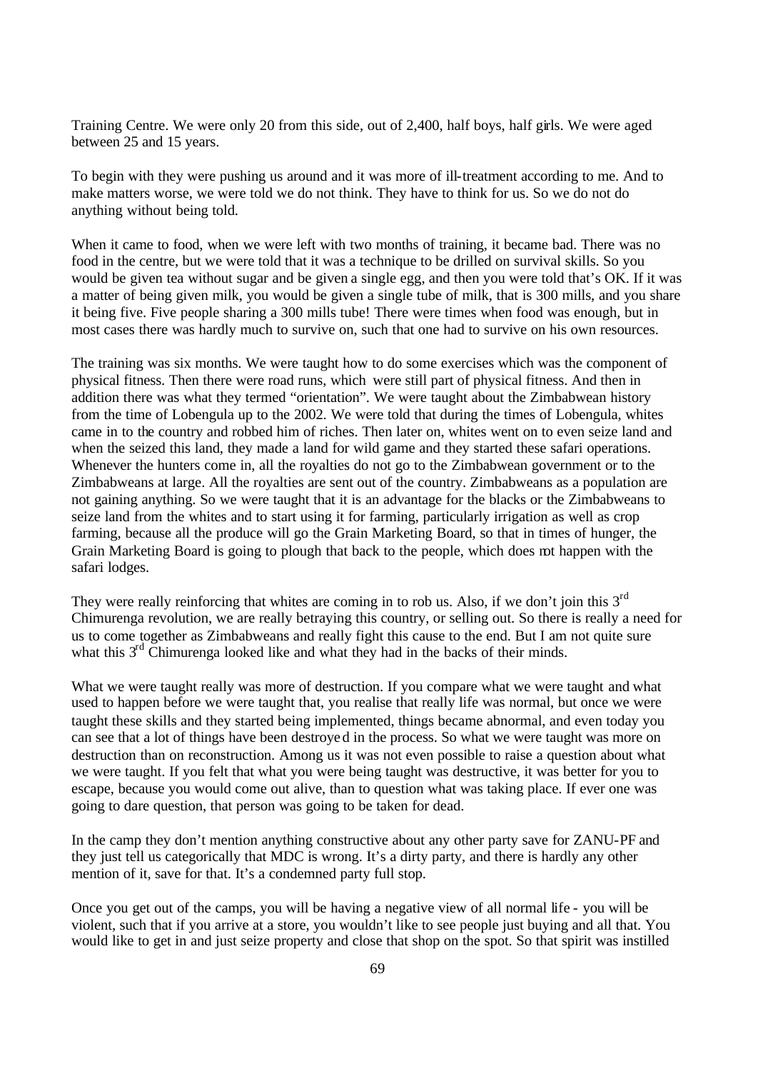Training Centre. We were only 20 from this side, out of 2,400, half boys, half girls. We were aged between 25 and 15 years.

To begin with they were pushing us around and it was more of ill-treatment according to me. And to make matters worse, we were told we do not think. They have to think for us. So we do not do anything without being told.

When it came to food, when we were left with two months of training, it became bad. There was no food in the centre, but we were told that it was a technique to be drilled on survival skills. So you would be given tea without sugar and be given a single egg, and then you were told that's OK. If it was a matter of being given milk, you would be given a single tube of milk, that is 300 mills, and you share it being five. Five people sharing a 300 mills tube! There were times when food was enough, but in most cases there was hardly much to survive on, such that one had to survive on his own resources.

The training was six months. We were taught how to do some exercises which was the component of physical fitness. Then there were road runs, which were still part of physical fitness. And then in addition there was what they termed "orientation". We were taught about the Zimbabwean history from the time of Lobengula up to the 2002. We were told that during the times of Lobengula, whites came in to the country and robbed him of riches. Then later on, whites went on to even seize land and when the seized this land, they made a land for wild game and they started these safari operations. Whenever the hunters come in, all the royalties do not go to the Zimbabwean government or to the Zimbabweans at large. All the royalties are sent out of the country. Zimbabweans as a population are not gaining anything. So we were taught that it is an advantage for the blacks or the Zimbabweans to seize land from the whites and to start using it for farming, particularly irrigation as well as crop farming, because all the produce will go the Grain Marketing Board, so that in times of hunger, the Grain Marketing Board is going to plough that back to the people, which does not happen with the safari lodges.

They were really reinforcing that whites are coming in to rob us. Also, if we don't join this 3rd Chimurenga revolution, we are really betraying this country, or selling out. So there is really a need for us to come together as Zimbabweans and really fight this cause to the end. But I am not quite sure what this 3rd Chimurenga looked like and what they had in the backs of their minds.

What we were taught really was more of destruction. If you compare what we were taught and what used to happen before we were taught that, you realise that really life was normal, but once we were taught these skills and they started being implemented, things became abnormal, and even today you can see that a lot of things have been destroyed in the process. So what we were taught was more on destruction than on reconstruction. Among us it was not even possible to raise a question about what we were taught. If you felt that what you were being taught was destructive, it was better for you to escape, because you would come out alive, than to question what was taking place. If ever one was going to dare question, that person was going to be taken for dead.

In the camp they don't mention anything constructive about any other party save for ZANU-PF and they just tell us categorically that MDC is wrong. It's a dirty party, and there is hardly any other mention of it, save for that. It's a condemned party full stop.

Once you get out of the camps, you will be having a negative view of all normal life - you will be violent, such that if you arrive at a store, you wouldn't like to see people just buying and all that. You would like to get in and just seize property and close that shop on the spot. So that spirit was instilled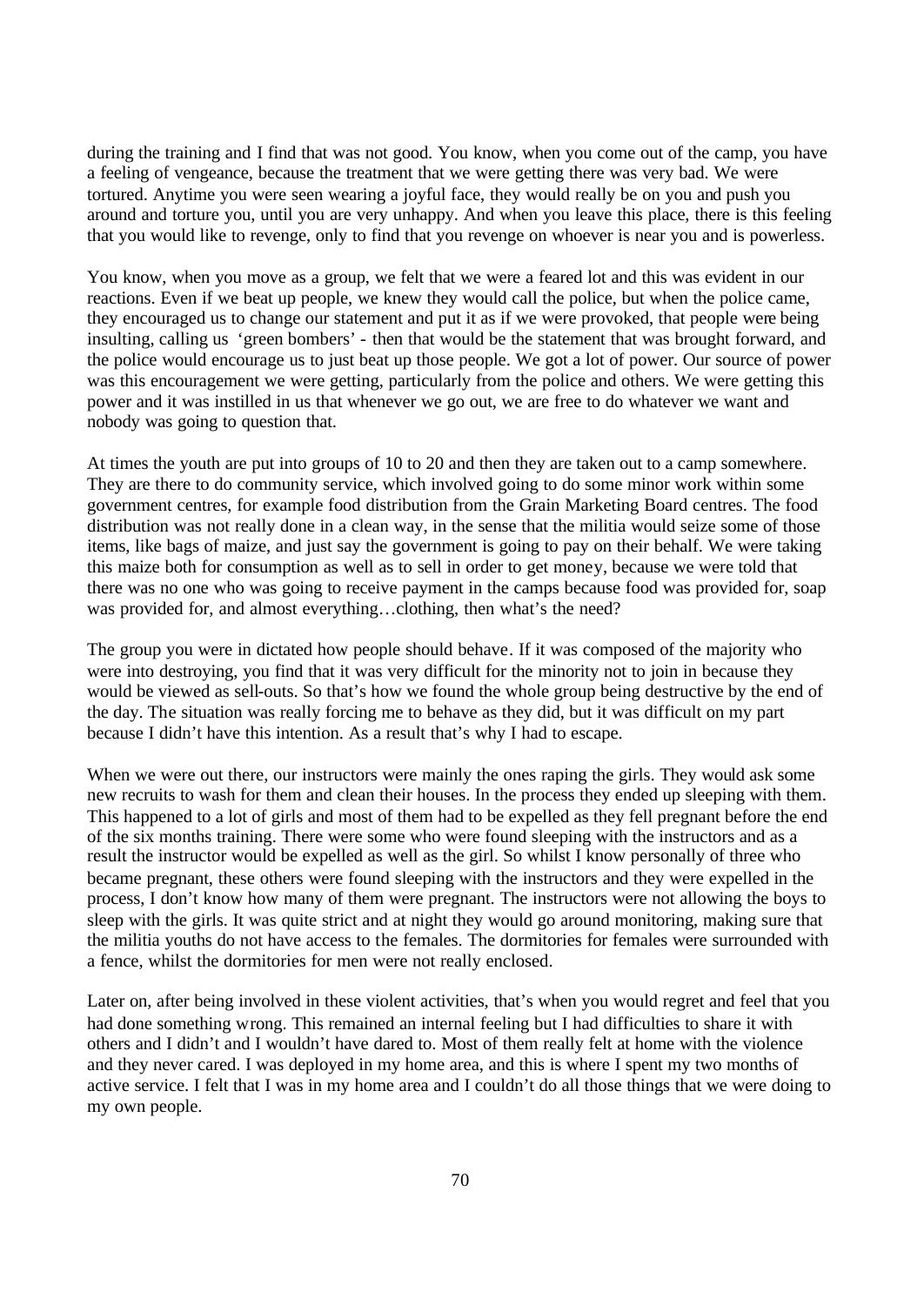during the training and I find that was not good. You know, when you come out of the camp, you have a feeling of vengeance, because the treatment that we were getting there was very bad. We were tortured. Anytime you were seen wearing a joyful face, they would really be on you and push you around and torture you, until you are very unhappy. And when you leave this place, there is this feeling that you would like to revenge, only to find that you revenge on whoever is near you and is powerless.

You know, when you move as a group, we felt that we were a feared lot and this was evident in our reactions. Even if we beat up people, we knew they would call the police, but when the police came, they encouraged us to change our statement and put it as if we were provoked, that people were being insulting, calling us 'green bombers' - then that would be the statement that was brought forward, and the police would encourage us to just beat up those people. We got a lot of power. Our source of power was this encouragement we were getting, particularly from the police and others. We were getting this power and it was instilled in us that whenever we go out, we are free to do whatever we want and nobody was going to question that.

At times the youth are put into groups of 10 to 20 and then they are taken out to a camp somewhere. They are there to do community service, which involved going to do some minor work within some government centres, for example food distribution from the Grain Marketing Board centres. The food distribution was not really done in a clean way, in the sense that the militia would seize some of those items, like bags of maize, and just say the government is going to pay on their behalf. We were taking this maize both for consumption as well as to sell in order to get money, because we were told that there was no one who was going to receive payment in the camps because food was provided for, soap was provided for, and almost everything…clothing, then what's the need?

The group you were in dictated how people should behave. If it was composed of the majority who were into destroying, you find that it was very difficult for the minority not to join in because they would be viewed as sell-outs. So that's how we found the whole group being destructive by the end of the day. The situation was really forcing me to behave as they did, but it was difficult on my part because I didn't have this intention. As a result that's why I had to escape.

When we were out there, our instructors were mainly the ones raping the girls. They would ask some new recruits to wash for them and clean their houses. In the process they ended up sleeping with them. This happened to a lot of girls and most of them had to be expelled as they fell pregnant before the end of the six months training. There were some who were found sleeping with the instructors and as a result the instructor would be expelled as well as the girl. So whilst I know personally of three who became pregnant, these others were found sleeping with the instructors and they were expelled in the process, I don't know how many of them were pregnant. The instructors were not allowing the boys to sleep with the girls. It was quite strict and at night they would go around monitoring, making sure that the militia youths do not have access to the females. The dormitories for females were surrounded with a fence, whilst the dormitories for men were not really enclosed.

Later on, after being involved in these violent activities, that's when you would regret and feel that you had done something wrong. This remained an internal feeling but I had difficulties to share it with others and I didn't and I wouldn't have dared to. Most of them really felt at home with the violence and they never cared. I was deployed in my home area, and this is where I spent my two months of active service. I felt that I was in my home area and I couldn't do all those things that we were doing to my own people.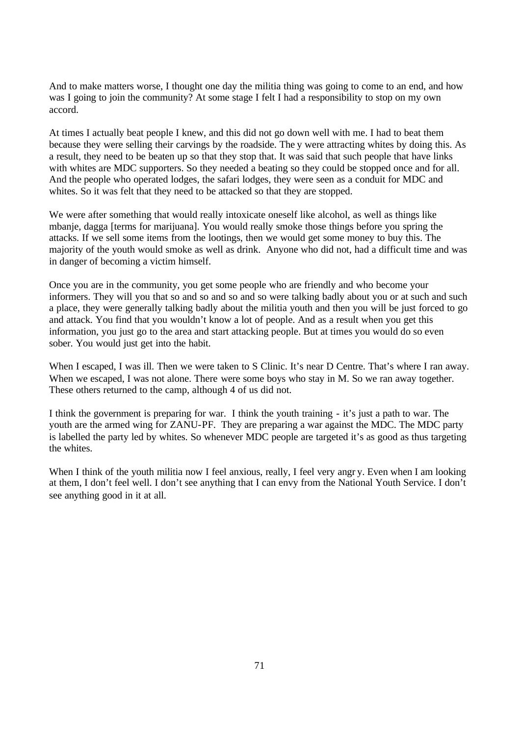And to make matters worse, I thought one day the militia thing was going to come to an end, and how was I going to join the community? At some stage I felt I had a responsibility to stop on my own accord.

At times I actually beat people I knew, and this did not go down well with me. I had to beat them because they were selling their carvings by the roadside. They were attracting whites by doing this. As a result, they need to be beaten up so that they stop that. It was said that such people that have links with whites are MDC supporters. So they needed a beating so they could be stopped once and for all. And the people who operated lodges, the safari lodges, they were seen as a conduit for MDC and whites. So it was felt that they need to be attacked so that they are stopped.

We were after something that would really intoxicate oneself like alcohol, as well as things like mbanje, dagga [terms for marijuana]. You would really smoke those things before you spring the attacks. If we sell some items from the lootings, then we would get some money to buy this. The majority of the youth would smoke as well as drink. Anyone who did not, had a difficult time and was in danger of becoming a victim himself.

Once you are in the community, you get some people who are friendly and who become your informers. They will you that so and so and so and so were talking badly about you or at such and such a place, they were generally talking badly about the militia youth and then you will be just forced to go and attack. You find that you wouldn't know a lot of people. And as a result when you get this information, you just go to the area and start attacking people. But at times you would do so even sober. You would just get into the habit.

When I escaped, I was ill. Then we were taken to S Clinic. It's near D Centre. That's where I ran away. When we escaped, I was not alone. There were some boys who stay in M. So we ran away together. These others returned to the camp, although 4 of us did not.

I think the government is preparing for war. I think the youth training - it's just a path to war. The youth are the armed wing for ZANU-PF. They are preparing a war against the MDC. The MDC party is labelled the party led by whites. So whenever MDC people are targeted it's as good as thus targeting the whites.

When I think of the youth militia now I feel anxious, really, I feel very angry. Even when I am looking at them, I don't feel well. I don't see anything that I can envy from the National Youth Service. I don't see anything good in it at all.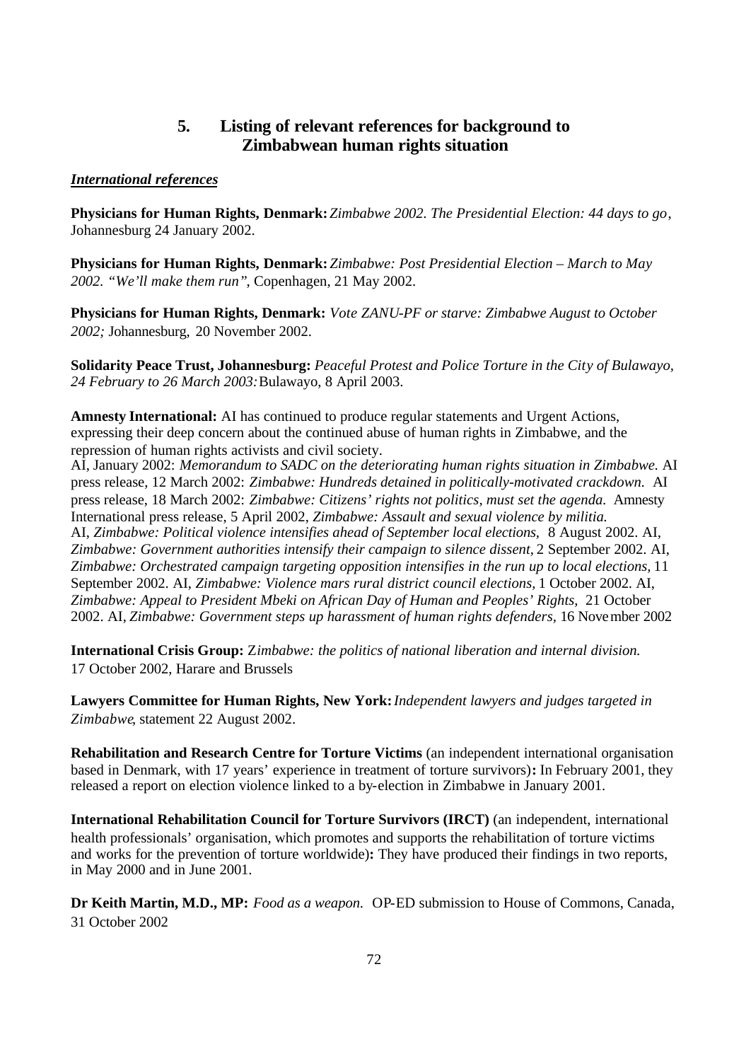## 5. Listing of relevant references for background to Zimbabwean human rights situation

***International references***

**Physicians for Human Rights, Denmark:** *Zimbabwe 2002. The Presidential Election: 44 days to go*, Johannesburg 24 January 2002.

**Physicians for Human Rights, Denmark:** *Zimbabwe: Post Presidential Election – March to May 2002. "We'll make them run"*, Copenhagen, 21 May 2002.

**Physicians for Human Rights, Denmark:** *Vote ZANU-PF or starve: Zimbabwe August to October 2002;* Johannesburg, 20 November 2002.

**Solidarity Peace Trust, Johannesburg:** *Peaceful Protest and Police Torture in the City of Bulawayo, 24 February to 26 March 2003:* Bulawayo, 8 April 2003.

**Amnesty International:** AI has continued to produce regular statements and Urgent Actions, expressing their deep concern about the continued abuse of human rights in Zimbabwe, and the repression of human rights activists and civil society.
AI, January 2002: *Memorandum to SADC on the deteriorating human rights situation in Zimbabwe.* AI press release, 12 March 2002: *Zimbabwe: Hundreds detained in politically-motivated crackdown.* AI press release, 18 March 2002: *Zimbabwe: Citizens' rights not politics, must set the agenda.* Amnesty International press release, 5 April 2002, *Zimbabwe: Assault and sexual violence by militia.* AI, *Zimbabwe: Political violence intensifies ahead of September local elections,* 8 August 2002. AI, *Zimbabwe: Government authorities intensify their campaign to silence dissent,* 2 September 2002. AI, *Zimbabwe: Orchestrated campaign targeting opposition intensifies in the run up to local elections,* 11 September 2002. AI, *Zimbabwe: Violence mars rural district council elections,* 1 October 2002. AI, *Zimbabwe: Appeal to President Mbeki on African Day of Human and Peoples' Rights,* 21 October 2002. AI, *Zimbabwe: Government steps up harassment of human rights defenders,* 16 November 2002

**International Crisis Group:** Z*imbabwe: the politics of national liberation and internal division.* 17 October 2002, Harare and Brussels

**Lawyers Committee for Human Rights, New York:** *Independent lawyers and judges targeted in Zimbabwe*, statement 22 August 2002.

**Rehabilitation and Research Centre for Torture Victims** (an independent international organisation based in Denmark, with 17 years' experience in treatment of torture survivors)**:** In February 2001, they released a report on election violence linked to a by-election in Zimbabwe in January 2001.

**International Rehabilitation Council for Torture Survivors (IRCT)** (an independent, international health professionals' organisation, which promotes and supports the rehabilitation of torture victims and works for the prevention of torture worldwide)**:** They have produced their findings in two reports, in May 2000 and in June 2001.

**Dr Keith Martin, M.D., MP:** *Food as a weapon.* OP-ED submission to House of Commons, Canada, 31 October 2002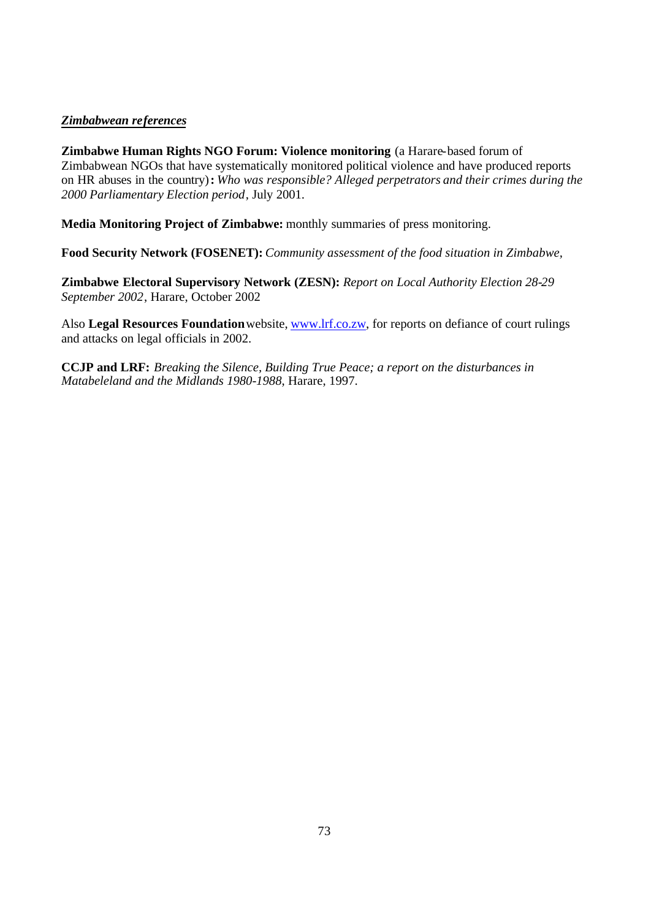***Zimbabwean references***

**Zimbabwe Human Rights NGO Forum: Violence monitoring** (a Harare-based forum of Zimbabwean NGOs that have systematically monitored political violence and have produced reports on HR abuses in the country)**:** *Who was responsible? Alleged perpetrators and their crimes during the 2000 Parliamentary Election period*, July 2001.

**Media Monitoring Project of Zimbabwe:** monthly summaries of press monitoring.

**Food Security Network (FOSENET):** *Community assessment of the food situation in Zimbabwe,*

**Zimbabwe Electoral Supervisory Network (ZESN):** *Report on Local Authority Election 28-29 September 2002*, Harare, October 2002

Also **Legal Resources Foundation** website, www.lrf.co.zw, for reports on defiance of court rulings and attacks on legal officials in 2002.

**CCJP and LRF:** *Breaking the Silence, Building True Peace; a report on the disturbances in Matabeleland and the Midlands 1980-1988*, Harare, 1997.